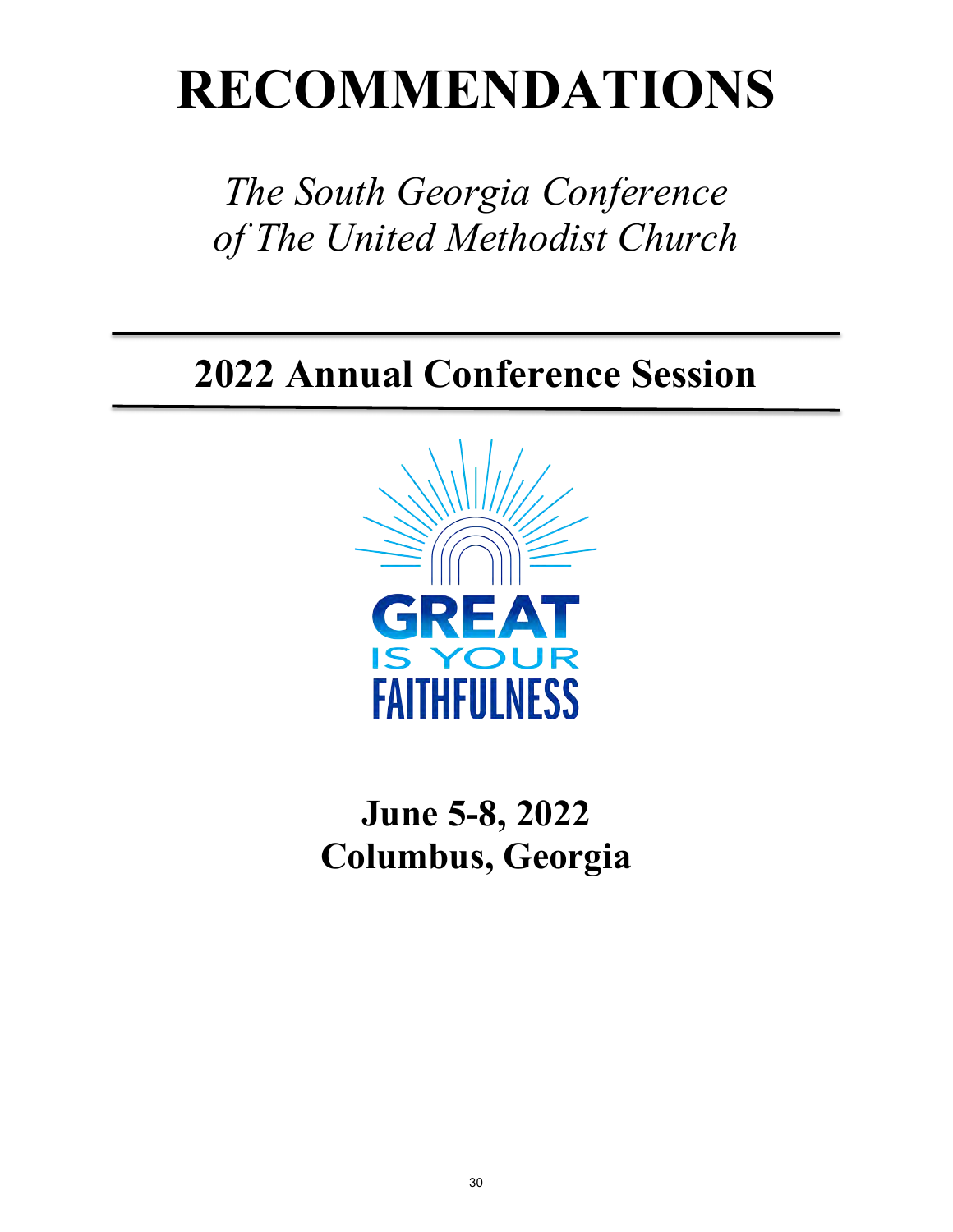# RECOMMENDATIONS

*The South Georgia Conference of The United Methodist Church*

## 2022 Annual Conference Session

GREAT IS YOUR FAITHFULNESS

**June 5-8, 2022**
**Columbus, Georgia**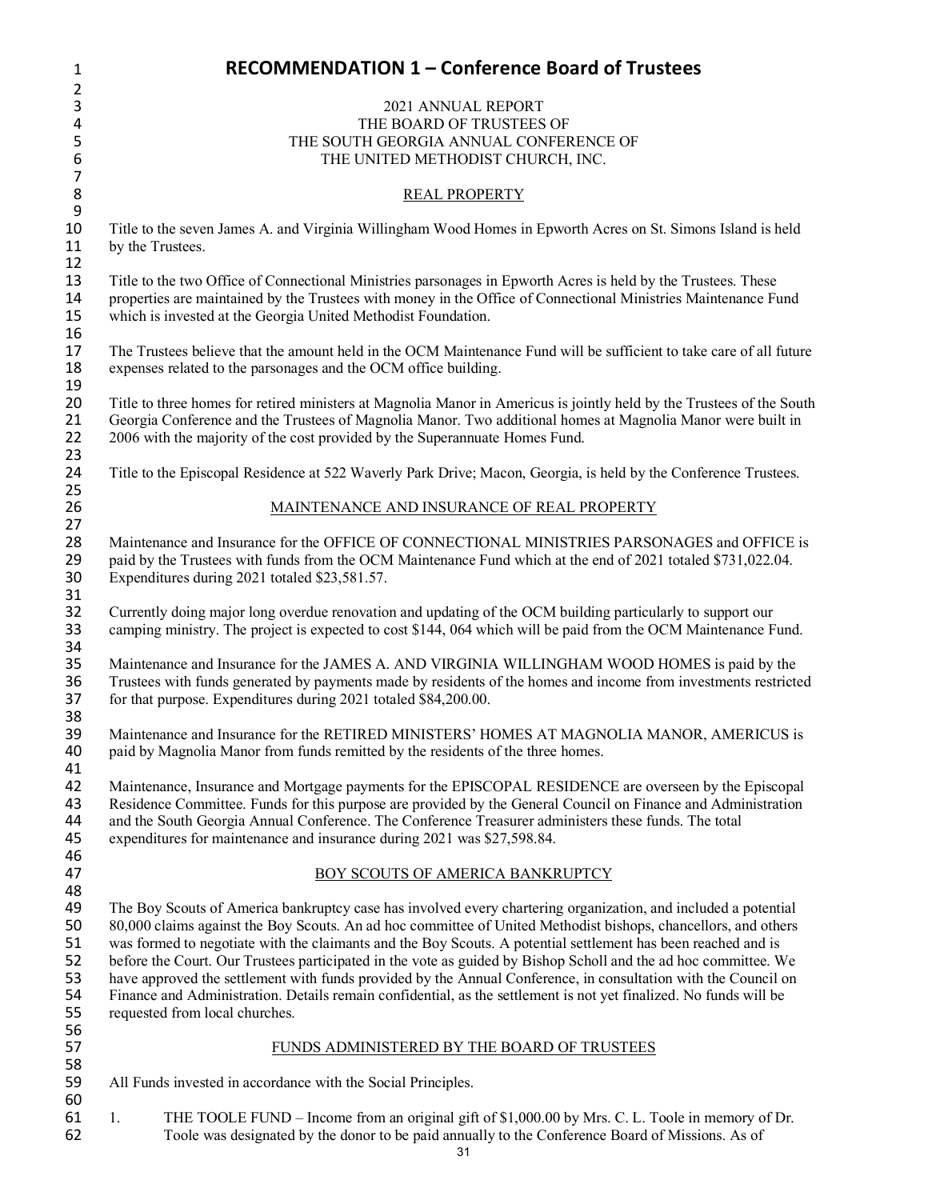# RECOMMENDATION 1 – Conference Board of Trustees

2021 ANNUAL REPORT
THE BOARD OF TRUSTEES OF
THE SOUTH GEORGIA ANNUAL CONFERENCE OF
THE UNITED METHODIST CHURCH, INC.

## REAL PROPERTY

Title to the seven James A. and Virginia Willingham Wood Homes in Epworth Acres on St. Simons Island is held by the Trustees.

Title to the two Office of Connectional Ministries parsonages in Epworth Acres is held by the Trustees. These properties are maintained by the Trustees with money in the Office of Connectional Ministries Maintenance Fund which is invested at the Georgia United Methodist Foundation.

The Trustees believe that the amount held in the OCM Maintenance Fund will be sufficient to take care of all future expenses related to the parsonages and the OCM office building.

Title to three homes for retired ministers at Magnolia Manor in Americus is jointly held by the Trustees of the South Georgia Conference and the Trustees of Magnolia Manor. Two additional homes at Magnolia Manor were built in 2006 with the majority of the cost provided by the Superannuate Homes Fund.

Title to the Episcopal Residence at 522 Waverly Park Drive; Macon, Georgia, is held by the Conference Trustees.

## MAINTENANCE AND INSURANCE OF REAL PROPERTY

Maintenance and Insurance for the OFFICE OF CONNECTIONAL MINISTRIES PARSONAGES and OFFICE is paid by the Trustees with funds from the OCM Maintenance Fund which at the end of 2021 totaled $731,022.04. Expenditures during 2021 totaled $23,581.57.

Currently doing major long overdue renovation and updating of the OCM building particularly to support our camping ministry. The project is expected to cost $144, 064 which will be paid from the OCM Maintenance Fund.

Maintenance and Insurance for the JAMES A. AND VIRGINIA WILLINGHAM WOOD HOMES is paid by the Trustees with funds generated by payments made by residents of the homes and income from investments restricted for that purpose. Expenditures during 2021 totaled $84,200.00.

Maintenance and Insurance for the RETIRED MINISTERS' HOMES AT MAGNOLIA MANOR, AMERICUS is paid by Magnolia Manor from funds remitted by the residents of the three homes.

Maintenance, Insurance and Mortgage payments for the EPISCOPAL RESIDENCE are overseen by the Episcopal Residence Committee. Funds for this purpose are provided by the General Council on Finance and Administration and the South Georgia Annual Conference. The Conference Treasurer administers these funds. The total expenditures for maintenance and insurance during 2021 was $27,598.84.

## BOY SCOUTS OF AMERICA BANKRUPTCY

The Boy Scouts of America bankruptcy case has involved every chartering organization, and included a potential 80,000 claims against the Boy Scouts. An ad hoc committee of United Methodist bishops, chancellors, and others was formed to negotiate with the claimants and the Boy Scouts. A potential settlement has been reached and is before the Court. Our Trustees participated in the vote as guided by Bishop Scholl and the ad hoc committee. We have approved the settlement with funds provided by the Annual Conference, in consultation with the Council on Finance and Administration. Details remain confidential, as the settlement is not yet finalized. No funds will be requested from local churches.

## FUNDS ADMINISTERED BY THE BOARD OF TRUSTEES

All Funds invested in accordance with the Social Principles.

1. THE TOOLE FUND – Income from an original gift of $1,000.00 by Mrs. C. L. Toole in memory of Dr. Toole was designated by the donor to be paid annually to the Conference Board of Missions. As of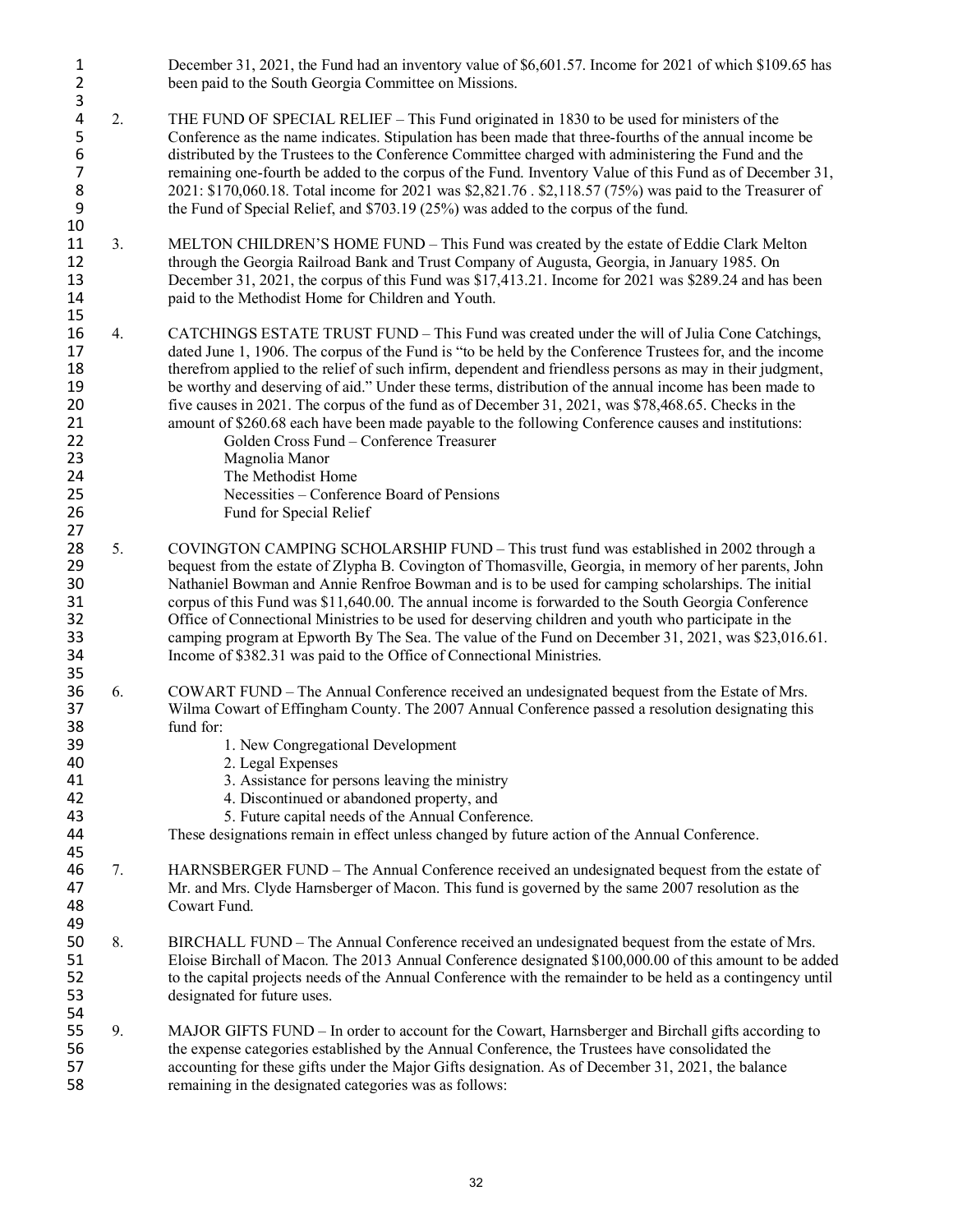December 31, 2021, the Fund had an inventory value of $6,601.57. Income for 2021 of which $109.65 has been paid to the South Georgia Committee on Missions.

2. THE FUND OF SPECIAL RELIEF – This Fund originated in 1830 to be used for ministers of the Conference as the name indicates. Stipulation has been made that three-fourths of the annual income be distributed by the Trustees to the Conference Committee charged with administering the Fund and the remaining one-fourth be added to the corpus of the Fund. Inventory Value of this Fund as of December 31, 2021: $170,060.18. Total income for 2021 was $2,821.76 . $2,118.57 (75%) was paid to the Treasurer of the Fund of Special Relief, and $703.19 (25%) was added to the corpus of the fund.

3. MELTON CHILDREN'S HOME FUND – This Fund was created by the estate of Eddie Clark Melton through the Georgia Railroad Bank and Trust Company of Augusta, Georgia, in January 1985. On December 31, 2021, the corpus of this Fund was $17,413.21. Income for 2021 was $289.24 and has been paid to the Methodist Home for Children and Youth.

4. CATCHINGS ESTATE TRUST FUND – This Fund was created under the will of Julia Cone Catchings, dated June 1, 1906. The corpus of the Fund is "to be held by the Conference Trustees for, and the income therefrom applied to the relief of such infirm, dependent and friendless persons as may in their judgment, be worthy and deserving of aid." Under these terms, distribution of the annual income has been made to five causes in 2021. The corpus of the fund as of December 31, 2021, was $78,468.65. Checks in the amount of $260.68 each have been made payable to the following Conference causes and institutions:
   - Golden Cross Fund – Conference Treasurer
   - Magnolia Manor
   - The Methodist Home
   - Necessities – Conference Board of Pensions
   - Fund for Special Relief

5. COVINGTON CAMPING SCHOLARSHIP FUND – This trust fund was established in 2002 through a bequest from the estate of Zlypha B. Covington of Thomasville, Georgia, in memory of her parents, John Nathaniel Bowman and Annie Renfroe Bowman and is to be used for camping scholarships. The initial corpus of this Fund was $11,640.00. The annual income is forwarded to the South Georgia Conference Office of Connectional Ministries to be used for deserving children and youth who participate in the camping program at Epworth By The Sea. The value of the Fund on December 31, 2021, was $23,016.61. Income of $382.31 was paid to the Office of Connectional Ministries.

6. COWART FUND – The Annual Conference received an undesignated bequest from the Estate of Mrs. Wilma Cowart of Effingham County. The 2007 Annual Conference passed a resolution designating this fund for:
   1. New Congregational Development
   2. Legal Expenses
   3. Assistance for persons leaving the ministry
   4. Discontinued or abandoned property, and
   5. Future capital needs of the Annual Conference.

   These designations remain in effect unless changed by future action of the Annual Conference.

7. HARNSBERGER FUND – The Annual Conference received an undesignated bequest from the estate of Mr. and Mrs. Clyde Harnsberger of Macon. This fund is governed by the same 2007 resolution as the Cowart Fund.

8. BIRCHALL FUND – The Annual Conference received an undesignated bequest from the estate of Mrs. Eloise Birchall of Macon. The 2013 Annual Conference designated $100,000.00 of this amount to be added to the capital projects needs of the Annual Conference with the remainder to be held as a contingency until designated for future uses.

9. MAJOR GIFTS FUND – In order to account for the Cowart, Harnsberger and Birchall gifts according to the expense categories established by the Annual Conference, the Trustees have consolidated the accounting for these gifts under the Major Gifts designation. As of December 31, 2021, the balance remaining in the designated categories was as follows: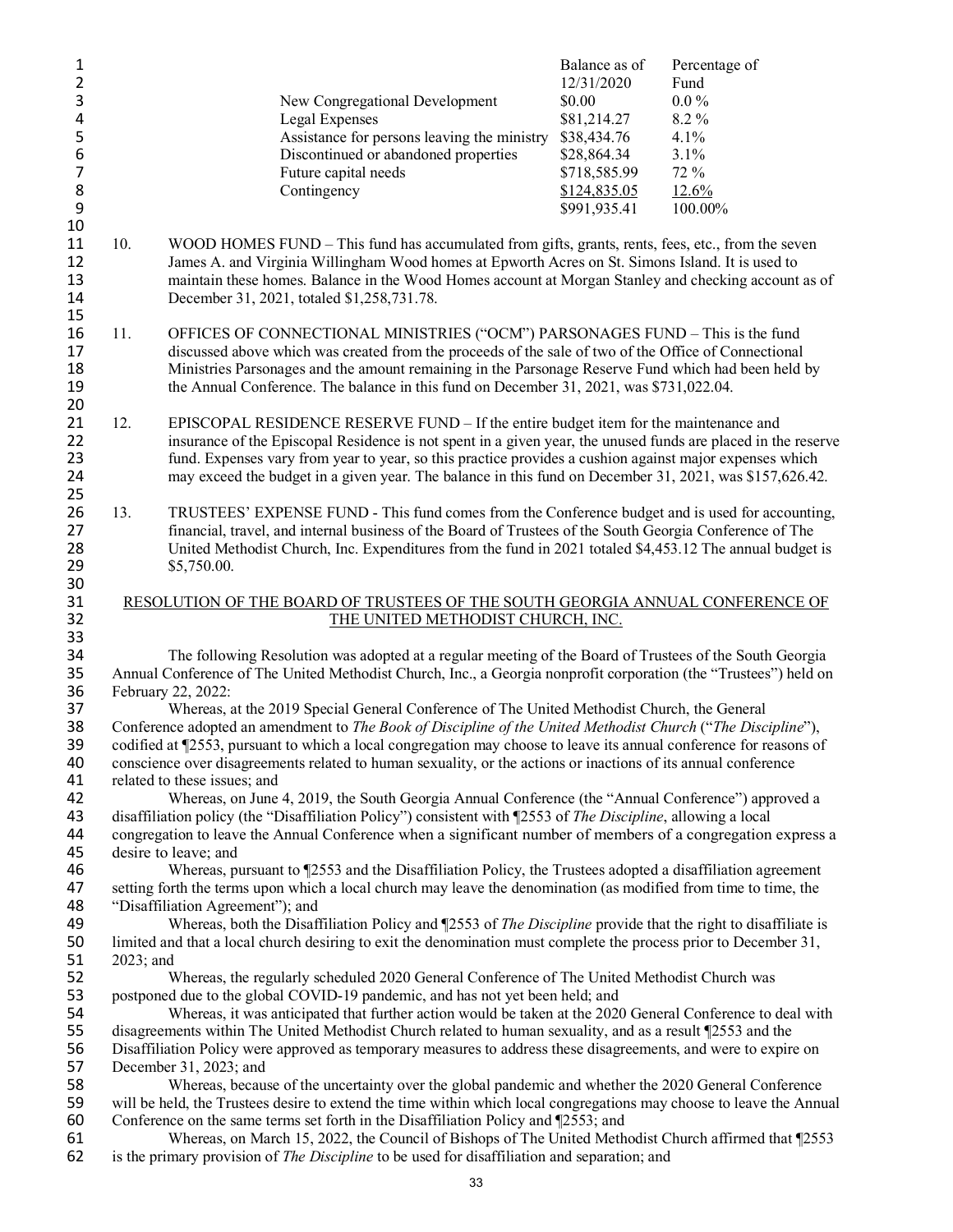| | Balance as of 12/31/2020 | Percentage of Fund |
|---|---|---|
| New Congregational Development | $0.00 | 0.0 % |
| Legal Expenses | $81,214.27 | 8.2 % |
| Assistance for persons leaving the ministry | $38,434.76 | 4.1% |
| Discontinued or abandoned properties | $28,864.34 | 3.1% |
| Future capital needs | $718,585.99 | 72 % |
| Contingency | $124,835.05 | 12.6% |
| | $991,935.41 | 100.00% |

10. WOOD HOMES FUND – This fund has accumulated from gifts, grants, rents, fees, etc., from the seven James A. and Virginia Willingham Wood homes at Epworth Acres on St. Simons Island. It is used to maintain these homes. Balance in the Wood Homes account at Morgan Stanley and checking account as of December 31, 2021, totaled $1,258,731.78.

11. OFFICES OF CONNECTIONAL MINISTRIES ("OCM") PARSONAGES FUND – This is the fund discussed above which was created from the proceeds of the sale of two of the Office of Connectional Ministries Parsonages and the amount remaining in the Parsonage Reserve Fund which had been held by the Annual Conference. The balance in this fund on December 31, 2021, was $731,022.04.

12. EPISCOPAL RESIDENCE RESERVE FUND – If the entire budget item for the maintenance and insurance of the Episcopal Residence is not spent in a given year, the unused funds are placed in the reserve fund. Expenses vary from year to year, so this practice provides a cushion against major expenses which may exceed the budget in a given year. The balance in this fund on December 31, 2021, was $157,626.42.

13. TRUSTEES' EXPENSE FUND - This fund comes from the Conference budget and is used for accounting, financial, travel, and internal business of the Board of Trustees of the South Georgia Conference of The United Methodist Church, Inc. Expenditures from the fund in 2021 totaled $4,453.12 The annual budget is $5,750.00.

## RESOLUTION OF THE BOARD OF TRUSTEES OF THE SOUTH GEORGIA ANNUAL CONFERENCE OF THE UNITED METHODIST CHURCH, INC.

The following Resolution was adopted at a regular meeting of the Board of Trustees of the South Georgia Annual Conference of The United Methodist Church, Inc., a Georgia nonprofit corporation (the "Trustees") held on February 22, 2022:

Whereas, at the 2019 Special General Conference of The United Methodist Church, the General Conference adopted an amendment to *The Book of Discipline of the United Methodist Church* ("*The Discipline*"), codified at ¶2553, pursuant to which a local congregation may choose to leave its annual conference for reasons of conscience over disagreements related to human sexuality, or the actions or inactions of its annual conference related to these issues; and

Whereas, on June 4, 2019, the South Georgia Annual Conference (the "Annual Conference") approved a disaffiliation policy (the "Disaffiliation Policy") consistent with ¶2553 of *The Discipline*, allowing a local congregation to leave the Annual Conference when a significant number of members of a congregation express a desire to leave; and

Whereas, pursuant to ¶2553 and the Disaffiliation Policy, the Trustees adopted a disaffiliation agreement setting forth the terms upon which a local church may leave the denomination (as modified from time to time, the "Disaffiliation Agreement"); and

Whereas, both the Disaffiliation Policy and ¶2553 of *The Discipline* provide that the right to disaffiliate is limited and that a local church desiring to exit the denomination must complete the process prior to December 31, 2023; and

Whereas, the regularly scheduled 2020 General Conference of The United Methodist Church was postponed due to the global COVID-19 pandemic, and has not yet been held; and

Whereas, it was anticipated that further action would be taken at the 2020 General Conference to deal with disagreements within The United Methodist Church related to human sexuality, and as a result ¶2553 and the Disaffiliation Policy were approved as temporary measures to address these disagreements, and were to expire on December 31, 2023; and

Whereas, because of the uncertainty over the global pandemic and whether the 2020 General Conference will be held, the Trustees desire to extend the time within which local congregations may choose to leave the Annual Conference on the same terms set forth in the Disaffiliation Policy and ¶2553; and

Whereas, on March 15, 2022, the Council of Bishops of The United Methodist Church affirmed that ¶2553 is the primary provision of *The Discipline* to be used for disaffiliation and separation; and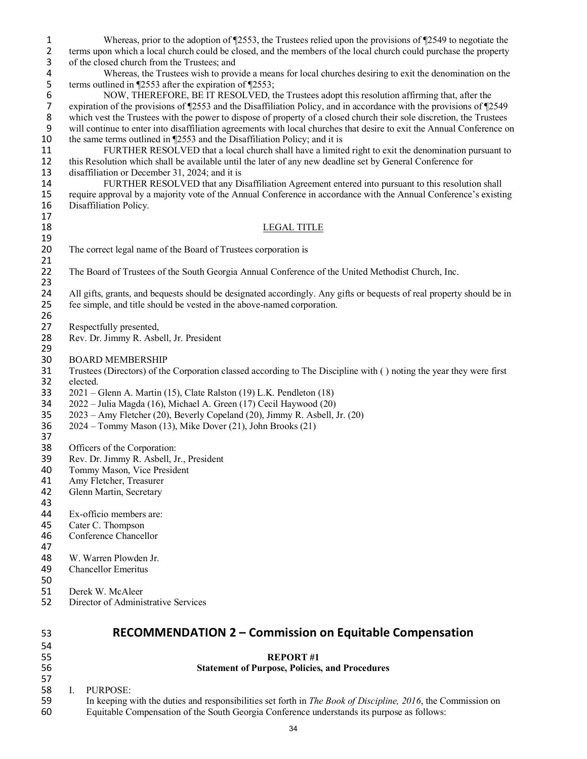Whereas, prior to the adoption of ¶2553, the Trustees relied upon the provisions of ¶2549 to negotiate the terms upon which a local church could be closed, and the members of the local church could purchase the property of the closed church from the Trustees; and

Whereas, the Trustees wish to provide a means for local churches desiring to exit the denomination on the terms outlined in ¶2553 after the expiration of ¶2553;

NOW, THEREFORE, BE IT RESOLVED, the Trustees adopt this resolution affirming that, after the expiration of the provisions of ¶2553 and the Disaffiliation Policy, and in accordance with the provisions of ¶2549 which vest the Trustees with the power to dispose of property of a closed church their sole discretion, the Trustees will continue to enter into disaffiliation agreements with local churches that desire to exit the Annual Conference on the same terms outlined in ¶2553 and the Disaffiliation Policy; and it is

FURTHER RESOLVED that a local church shall have a limited right to exit the denomination pursuant to this Resolution which shall be available until the later of any new deadline set by General Conference for disaffiliation or December 31, 2024; and it is

FURTHER RESOLVED that any Disaffiliation Agreement entered into pursuant to this resolution shall require approval by a majority vote of the Annual Conference in accordance with the Annual Conference's existing Disaffiliation Policy.

LEGAL TITLE

The correct legal name of the Board of Trustees corporation is

The Board of Trustees of the South Georgia Annual Conference of the United Methodist Church, Inc.

All gifts, grants, and bequests should be designated accordingly. Any gifts or bequests of real property should be in fee simple, and title should be vested in the above-named corporation.

Respectfully presented,
Rev. Dr. Jimmy R. Asbell, Jr. President

BOARD MEMBERSHIP
Trustees (Directors) of the Corporation classed according to The Discipline with ( ) noting the year they were first elected.
2021 – Glenn A. Martin (15), Clate Ralston (19) L.K. Pendleton (18)
2022 – Julia Magda (16), Michael A. Green (17) Cecil Haywood (20)
2023 – Amy Fletcher (20), Beverly Copeland (20), Jimmy R. Asbell, Jr. (20)
2024 – Tommy Mason (13), Mike Dover (21), John Brooks (21)

Officers of the Corporation:
Rev. Dr. Jimmy R. Asbell, Jr., President
Tommy Mason, Vice President
Amy Fletcher, Treasurer
Glenn Martin, Secretary

Ex-officio members are:
Cater C. Thompson
Conference Chancellor

W. Warren Plowden Jr.
Chancellor Emeritus

Derek W. McAleer
Director of Administrative Services

## RECOMMENDATION 2 – Commission on Equitable Compensation

**REPORT #1**
**Statement of Purpose, Policies, and Procedures**

I. PURPOSE:
In keeping with the duties and responsibilities set forth in *The Book of Discipline, 2016*, the Commission on Equitable Compensation of the South Georgia Conference understands its purpose as follows: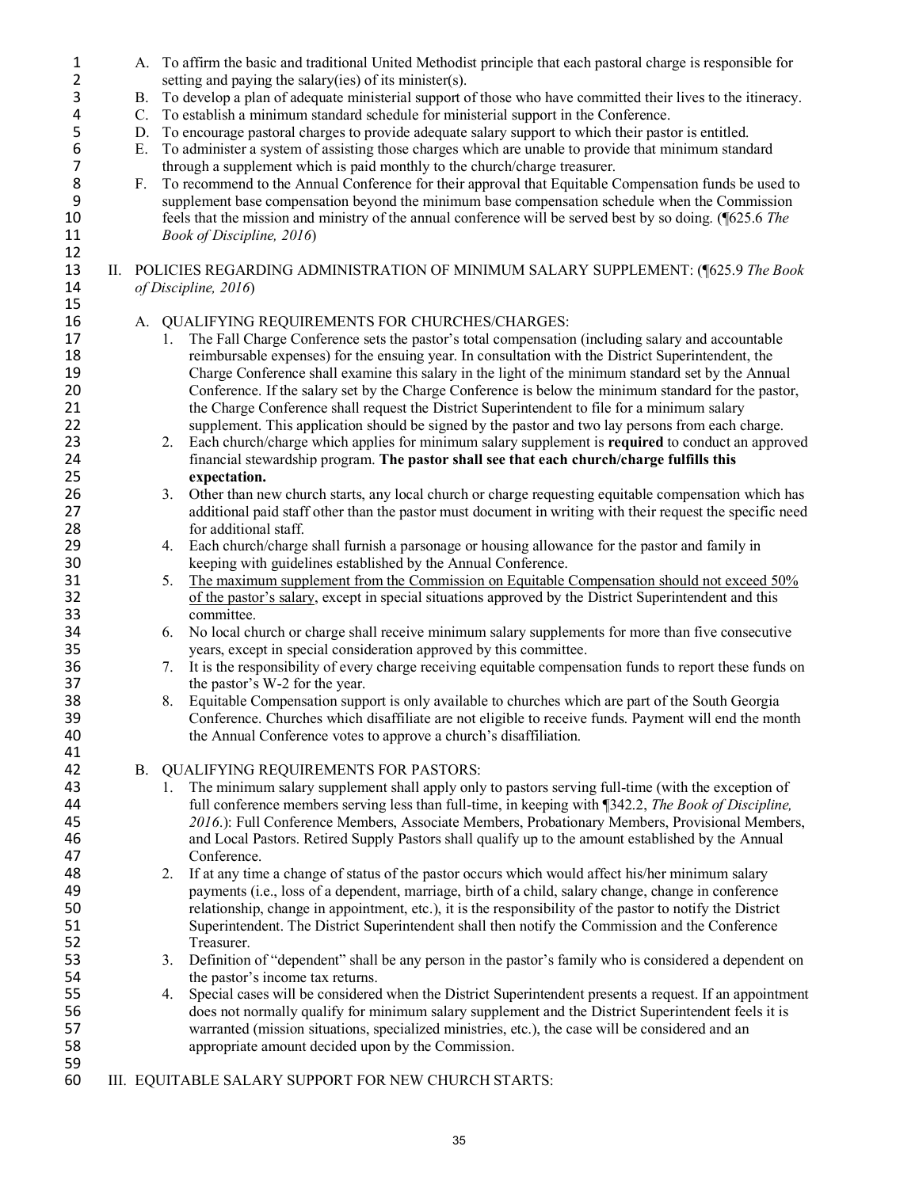A. To affirm the basic and traditional United Methodist principle that each pastoral charge is responsible for setting and paying the salary(ies) of its minister(s).
B. To develop a plan of adequate ministerial support of those who have committed their lives to the itineracy.
C. To establish a minimum standard schedule for ministerial support in the Conference.
D. To encourage pastoral charges to provide adequate salary support to which their pastor is entitled.
E. To administer a system of assisting those charges which are unable to provide that minimum standard through a supplement which is paid monthly to the church/charge treasurer.
F. To recommend to the Annual Conference for their approval that Equitable Compensation funds be used to supplement base compensation beyond the minimum base compensation schedule when the Commission feels that the mission and ministry of the annual conference will be served best by so doing. (¶625.6 *The Book of Discipline, 2016*)

II. POLICIES REGARDING ADMINISTRATION OF MINIMUM SALARY SUPPLEMENT: (¶625.9 *The Book of Discipline, 2016*)

A. QUALIFYING REQUIREMENTS FOR CHURCHES/CHARGES:

1. The Fall Charge Conference sets the pastor's total compensation (including salary and accountable reimbursable expenses) for the ensuing year. In consultation with the District Superintendent, the Charge Conference shall examine this salary in the light of the minimum standard set by the Annual Conference. If the salary set by the Charge Conference is below the minimum standard for the pastor, the Charge Conference shall request the District Superintendent to file for a minimum salary supplement. This application should be signed by the pastor and two lay persons from each charge.
2. Each church/charge which applies for minimum salary supplement is **required** to conduct an approved financial stewardship program. **The pastor shall see that each church/charge fulfills this expectation.**
3. Other than new church starts, any local church or charge requesting equitable compensation which has additional paid staff other than the pastor must document in writing with their request the specific need for additional staff.
4. Each church/charge shall furnish a parsonage or housing allowance for the pastor and family in keeping with guidelines established by the Annual Conference.
5. <u>The maximum supplement from the Commission on Equitable Compensation should not exceed 50% of the pastor's salary</u>, except in special situations approved by the District Superintendent and this committee.
6. No local church or charge shall receive minimum salary supplements for more than five consecutive years, except in special consideration approved by this committee.
7. It is the responsibility of every charge receiving equitable compensation funds to report these funds on the pastor's W-2 for the year.
8. Equitable Compensation support is only available to churches which are part of the South Georgia Conference. Churches which disaffiliate are not eligible to receive funds. Payment will end the month the Annual Conference votes to approve a church's disaffiliation.

B. QUALIFYING REQUIREMENTS FOR PASTORS:

1. The minimum salary supplement shall apply only to pastors serving full-time (with the exception of full conference members serving less than full-time, in keeping with ¶342.2, *The Book of Discipline, 2016*.): Full Conference Members, Associate Members, Probationary Members, Provisional Members, and Local Pastors. Retired Supply Pastors shall qualify up to the amount established by the Annual Conference.
2. If at any time a change of status of the pastor occurs which would affect his/her minimum salary payments (i.e., loss of a dependent, marriage, birth of a child, salary change, change in conference relationship, change in appointment, etc.), it is the responsibility of the pastor to notify the District Superintendent. The District Superintendent shall then notify the Commission and the Conference Treasurer.
3. Definition of "dependent" shall be any person in the pastor's family who is considered a dependent on the pastor's income tax returns.
4. Special cases will be considered when the District Superintendent presents a request. If an appointment does not normally qualify for minimum salary supplement and the District Superintendent feels it is warranted (mission situations, specialized ministries, etc.), the case will be considered and an appropriate amount decided upon by the Commission.

III. EQUITABLE SALARY SUPPORT FOR NEW CHURCH STARTS: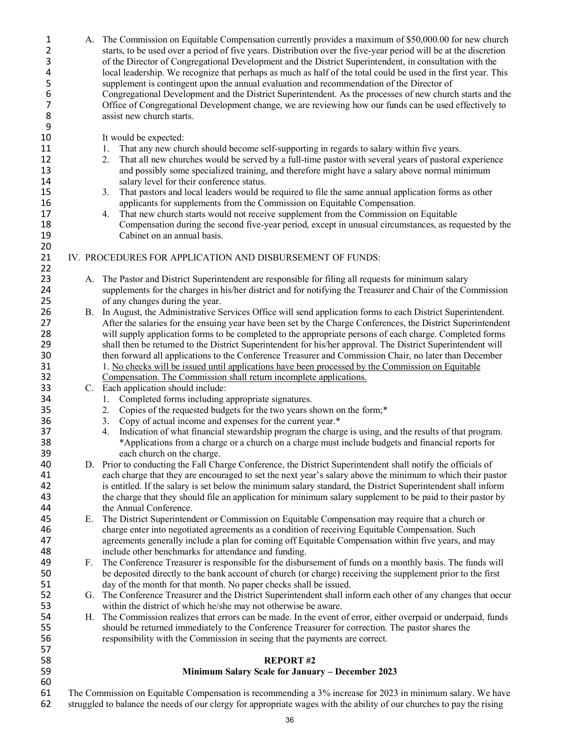A. The Commission on Equitable Compensation currently provides a maximum of $50,000.00 for new church starts, to be used over a period of five years. Distribution over the five-year period will be at the discretion of the Director of Congregational Development and the District Superintendent, in consultation with the local leadership. We recognize that perhaps as much as half of the total could be used in the first year. This supplement is contingent upon the annual evaluation and recommendation of the Director of Congregational Development and the District Superintendent. As the processes of new church starts and the Office of Congregational Development change, we are reviewing how our funds can be used effectively to assist new church starts.

   It would be expected:

   1. That any new church should become self-supporting in regards to salary within five years.
   2. That all new churches would be served by a full-time pastor with several years of pastoral experience and possibly some specialized training, and therefore might have a salary above normal minimum salary level for their conference status.
   3. That pastors and local leaders would be required to file the same annual application forms as other applicants for supplements from the Commission on Equitable Compensation.
   4. That new church starts would not receive supplement from the Commission on Equitable Compensation during the second five-year period, except in unusual circumstances, as requested by the Cabinet on an annual basis.

## IV. PROCEDURES FOR APPLICATION AND DISBURSEMENT OF FUNDS:

A. The Pastor and District Superintendent are responsible for filing all requests for minimum salary supplements for the charges in his/her district and for notifying the Treasurer and Chair of the Commission of any changes during the year.

B. In August, the Administrative Services Office will send application forms to each District Superintendent. After the salaries for the ensuing year have been set by the Charge Conferences, the District Superintendent will supply application forms to be completed to the appropriate persons of each charge. Completed forms shall then be returned to the District Superintendent for his/her approval. The District Superintendent will then forward all applications to the Conference Treasurer and Commission Chair, no later than December 1. <u>No checks will be issued until applications have been processed by the Commission on Equitable Compensation. The Commission shall return incomplete applications.</u>

C. Each application should include:
   1. Completed forms including appropriate signatures.
   2. Copies of the requested budgets for the two years shown on the form;*
   3. Copy of actual income and expenses for the current year.*
   4. Indication of what financial stewardship program the charge is using, and the results of that program.

   *Applications from a charge or a church on a charge must include budgets and financial reports for each church on the charge.

D. Prior to conducting the Fall Charge Conference, the District Superintendent shall notify the officials of each charge that they are encouraged to set the next year's salary above the minimum to which their pastor is entitled. If the salary is set below the minimum salary standard, the District Superintendent shall inform the charge that they should file an application for minimum salary supplement to be paid to their pastor by the Annual Conference.

E. The District Superintendent or Commission on Equitable Compensation may require that a church or charge enter into negotiated agreements as a condition of receiving Equitable Compensation. Such agreements generally include a plan for coming off Equitable Compensation within five years, and may include other benchmarks for attendance and funding.

F. The Conference Treasurer is responsible for the disbursement of funds on a monthly basis. The funds will be deposited directly to the bank account of church (or charge) receiving the supplement prior to the first day of the month for that month. No paper checks shall be issued.

G. The Conference Treasurer and the District Superintendent shall inform each other of any changes that occur within the district of which he/she may not otherwise be aware.

H. The Commission realizes that errors can be made. In the event of error, either overpaid or underpaid, funds should be returned immediately to the Conference Treasurer for correction. The pastor shares the responsibility with the Commission in seeing that the payments are correct.

## REPORT #2
## Minimum Salary Scale for January – December 2023

The Commission on Equitable Compensation is recommending a 3% increase for 2023 in minimum salary. We have struggled to balance the needs of our clergy for appropriate wages with the ability of our churches to pay the rising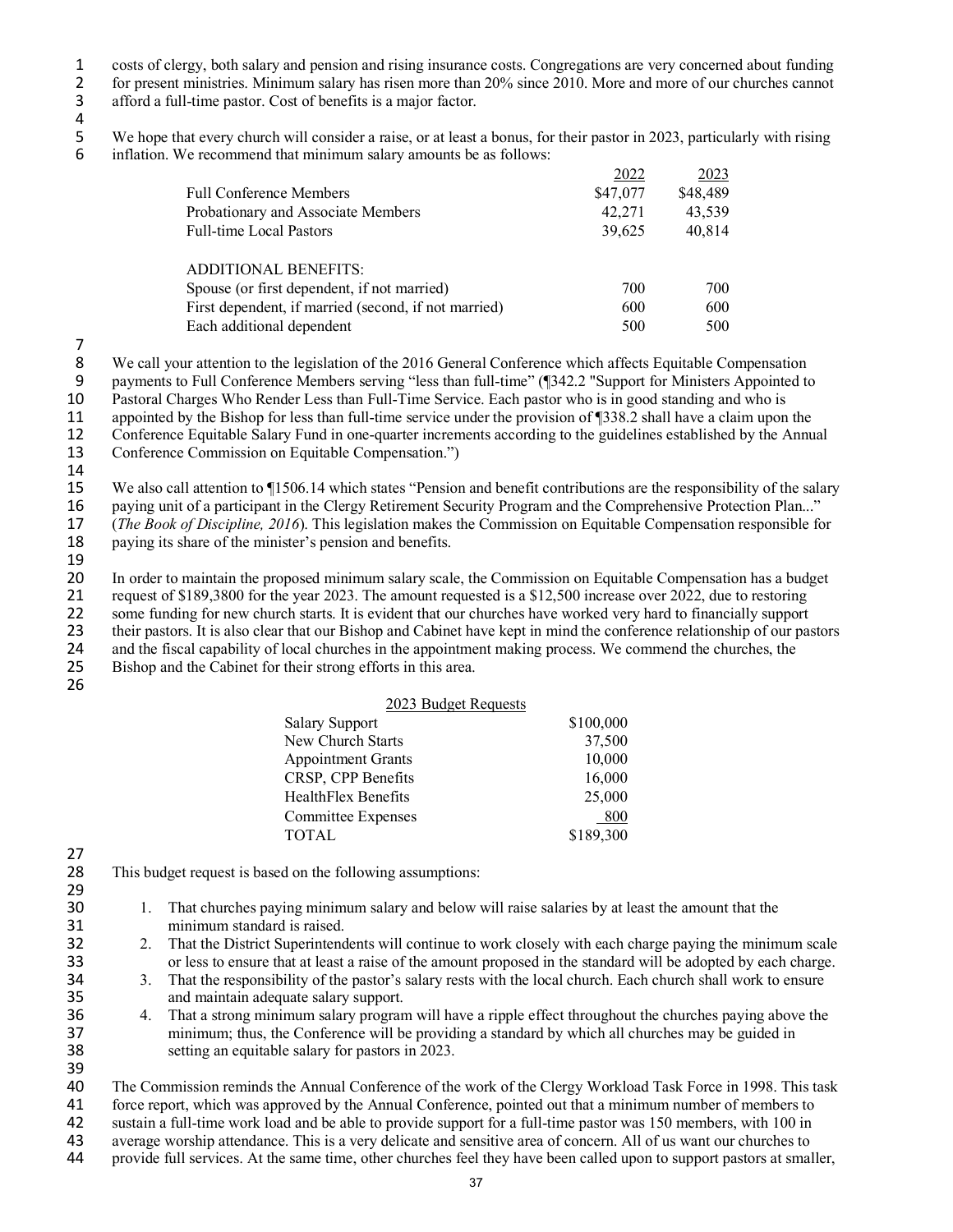costs of clergy, both salary and pension and rising insurance costs. Congregations are very concerned about funding for present ministries. Minimum salary has risen more than 20% since 2010. More and more of our churches cannot afford a full-time pastor. Cost of benefits is a major factor.

We hope that every church will consider a raise, or at least a bonus, for their pastor in 2023, particularly with rising inflation. We recommend that minimum salary amounts be as follows:

| | 2022 | 2023 |
|---|---|---|
| Full Conference Members | $47,077 | $48,489 |
| Probationary and Associate Members | 42,271 | 43,539 |
| Full-time Local Pastors | 39,625 | 40,814 |
| | | |
| ADDITIONAL BENEFITS: | | |
| Spouse (or first dependent, if not married) | 700 | 700 |
| First dependent, if married (second, if not married) | 600 | 600 |
| Each additional dependent | 500 | 500 |

We call your attention to the legislation of the 2016 General Conference which affects Equitable Compensation payments to Full Conference Members serving "less than full-time" (¶342.2 "Support for Ministers Appointed to Pastoral Charges Who Render Less than Full-Time Service. Each pastor who is in good standing and who is appointed by the Bishop for less than full-time service under the provision of ¶338.2 shall have a claim upon the Conference Equitable Salary Fund in one-quarter increments according to the guidelines established by the Annual Conference Commission on Equitable Compensation.")

We also call attention to ¶1506.14 which states "Pension and benefit contributions are the responsibility of the salary paying unit of a participant in the Clergy Retirement Security Program and the Comprehensive Protection Plan..." (*The Book of Discipline, 2016*). This legislation makes the Commission on Equitable Compensation responsible for paying its share of the minister's pension and benefits.

In order to maintain the proposed minimum salary scale, the Commission on Equitable Compensation has a budget request of $189,3800 for the year 2023. The amount requested is a $12,500 increase over 2022, due to restoring some funding for new church starts. It is evident that our churches have worked very hard to financially support their pastors. It is also clear that our Bishop and Cabinet have kept in mind the conference relationship of our pastors and the fiscal capability of local churches in the appointment making process. We commend the churches, the Bishop and the Cabinet for their strong efforts in this area.

| 2023 Budget Requests | |
|---|---|
| Salary Support | $100,000 |
| New Church Starts | 37,500 |
| Appointment Grants | 10,000 |
| CRSP, CPP Benefits | 16,000 |
| HealthFlex Benefits | 25,000 |
| Committee Expenses | 800 |
| TOTAL | $189,300 |

This budget request is based on the following assumptions:

1. That churches paying minimum salary and below will raise salaries by at least the amount that the minimum standard is raised.
2. That the District Superintendents will continue to work closely with each charge paying the minimum scale or less to ensure that at least a raise of the amount proposed in the standard will be adopted by each charge.
3. That the responsibility of the pastor's salary rests with the local church. Each church shall work to ensure and maintain adequate salary support.
4. That a strong minimum salary program will have a ripple effect throughout the churches paying above the minimum; thus, the Conference will be providing a standard by which all churches may be guided in setting an equitable salary for pastors in 2023.

The Commission reminds the Annual Conference of the work of the Clergy Workload Task Force in 1998. This task force report, which was approved by the Annual Conference, pointed out that a minimum number of members to sustain a full-time work load and be able to provide support for a full-time pastor was 150 members, with 100 in average worship attendance. This is a very delicate and sensitive area of concern. All of us want our churches to provide full services. At the same time, other churches feel they have been called upon to support pastors at smaller,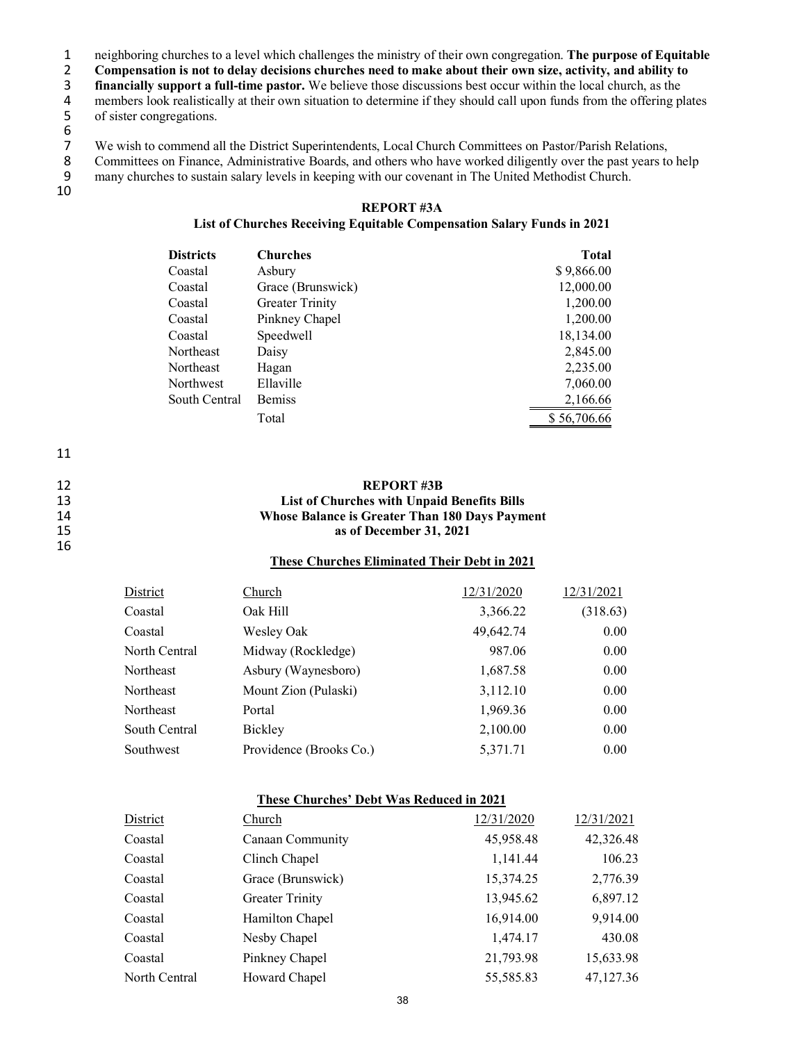neighboring churches to a level which challenges the ministry of their own congregation. **The purpose of Equitable Compensation is not to delay decisions churches need to make about their own size, activity, and ability to financially support a full-time pastor.** We believe those discussions best occur within the local church, as the members look realistically at their own situation to determine if they should call upon funds from the offering plates of sister congregations.

We wish to commend all the District Superintendents, Local Church Committees on Pastor/Parish Relations, Committees on Finance, Administrative Boards, and others who have worked diligently over the past years to help many churches to sustain salary levels in keeping with our covenant in The United Methodist Church.

**REPORT #3A**

**List of Churches Receiving Equitable Compensation Salary Funds in 2021**

| Districts | Churches | Total |
|---|---|---|
| Coastal | Asbury | $ 9,866.00 |
| Coastal | Grace (Brunswick) | 12,000.00 |
| Coastal | Greater Trinity | 1,200.00 |
| Coastal | Pinkney Chapel | 1,200.00 |
| Coastal | Speedwell | 18,134.00 |
| Northeast | Daisy | 2,845.00 |
| Northeast | Hagan | 2,235.00 |
| Northwest | Ellaville | 7,060.00 |
| South Central | Bemiss | 2,166.66 |
| | Total | $ 56,706.66 |

**REPORT #3B**

**List of Churches with Unpaid Benefits Bills**

**Whose Balance is Greater Than 180 Days Payment**

**as of December 31, 2021**

**These Churches Eliminated Their Debt in 2021**

| District | Church | 12/31/2020 | 12/31/2021 |
|---|---|---|---|
| Coastal | Oak Hill | 3,366.22 | (318.63) |
| Coastal | Wesley Oak | 49,642.74 | 0.00 |
| North Central | Midway (Rockledge) | 987.06 | 0.00 |
| Northeast | Asbury (Waynesboro) | 1,687.58 | 0.00 |
| Northeast | Mount Zion (Pulaski) | 3,112.10 | 0.00 |
| Northeast | Portal | 1,969.36 | 0.00 |
| South Central | Bickley | 2,100.00 | 0.00 |
| Southwest | Providence (Brooks Co.) | 5,371.71 | 0.00 |

**These Churches' Debt Was Reduced in 2021**

| District | Church | 12/31/2020 | 12/31/2021 |
|---|---|---|---|
| Coastal | Canaan Community | 45,958.48 | 42,326.48 |
| Coastal | Clinch Chapel | 1,141.44 | 106.23 |
| Coastal | Grace (Brunswick) | 15,374.25 | 2,776.39 |
| Coastal | Greater Trinity | 13,945.62 | 6,897.12 |
| Coastal | Hamilton Chapel | 16,914.00 | 9,914.00 |
| Coastal | Nesby Chapel | 1,474.17 | 430.08 |
| Coastal | Pinkney Chapel | 21,793.98 | 15,633.98 |
| North Central | Howard Chapel | 55,585.83 | 47,127.36 |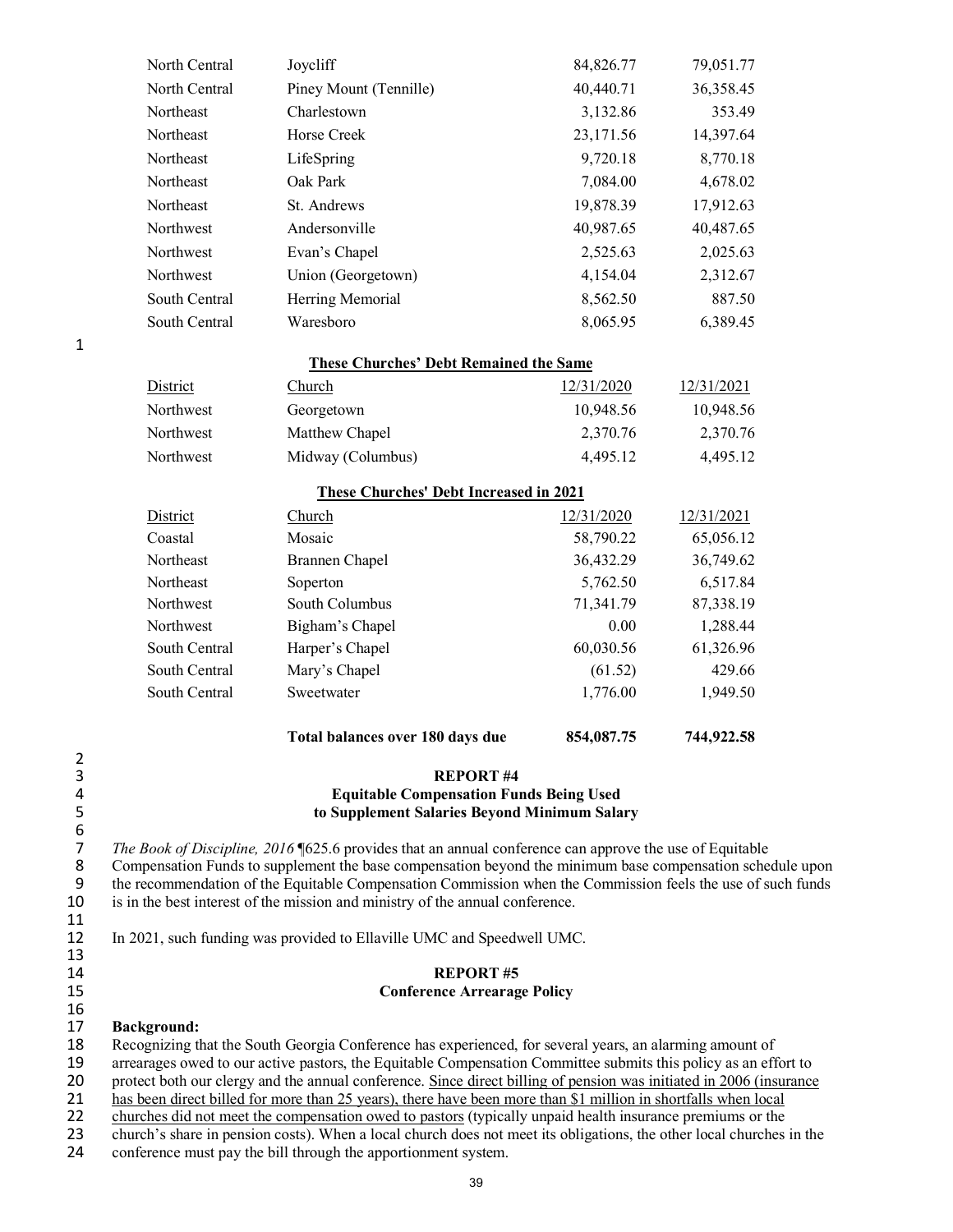| | | | |
|---|---|---|---|
| North Central | Joycliff | 84,826.77 | 79,051.77 |
| North Central | Piney Mount (Tennille) | 40,440.71 | 36,358.45 |
| Northeast | Charlestown | 3,132.86 | 353.49 |
| Northeast | Horse Creek | 23,171.56 | 14,397.64 |
| Northeast | LifeSpring | 9,720.18 | 8,770.18 |
| Northeast | Oak Park | 7,084.00 | 4,678.02 |
| Northeast | St. Andrews | 19,878.39 | 17,912.63 |
| Northwest | Andersonville | 40,987.65 | 40,487.65 |
| Northwest | Evan's Chapel | 2,525.63 | 2,025.63 |
| Northwest | Union (Georgetown) | 4,154.04 | 2,312.67 |
| South Central | Herring Memorial | 8,562.50 | 887.50 |
| South Central | Waresboro | 8,065.95 | 6,389.45 |

**These Churches' Debt Remained the Same**

| District | Church | 12/31/2020 | 12/31/2021 |
|---|---|---|---|
| Northwest | Georgetown | 10,948.56 | 10,948.56 |
| Northwest | Matthew Chapel | 2,370.76 | 2,370.76 |
| Northwest | Midway (Columbus) | 4,495.12 | 4,495.12 |

**These Churches' Debt Increased in 2021**

| District | Church | 12/31/2020 | 12/31/2021 |
|---|---|---|---|
| Coastal | Mosaic | 58,790.22 | 65,056.12 |
| Northeast | Brannen Chapel | 36,432.29 | 36,749.62 |
| Northeast | Soperton | 5,762.50 | 6,517.84 |
| Northwest | South Columbus | 71,341.79 | 87,338.19 |
| Northwest | Bigham's Chapel | 0.00 | 1,288.44 |
| South Central | Harper's Chapel | 60,030.56 | 61,326.96 |
| South Central | Mary's Chapel | (61.52) | 429.66 |
| South Central | Sweetwater | 1,776.00 | 1,949.50 |
| | **Total balances over 180 days due** | **854,087.75** | **744,922.58** |

## REPORT #4
## Equitable Compensation Funds Being Used to Supplement Salaries Beyond Minimum Salary

*The Book of Discipline, 2016* ¶625.6 provides that an annual conference can approve the use of Equitable Compensation Funds to supplement the base compensation beyond the minimum base compensation schedule upon the recommendation of the Equitable Compensation Commission when the Commission feels the use of such funds is in the best interest of the mission and ministry of the annual conference.

In 2021, such funding was provided to Ellaville UMC and Speedwell UMC.

## REPORT #5
## Conference Arrearage Policy

**Background:**
Recognizing that the South Georgia Conference has experienced, for several years, an alarming amount of arrearages owed to our active pastors, the Equitable Compensation Committee submits this policy as an effort to protect both our clergy and the annual conference. <u>Since direct billing of pension was initiated in 2006 (insurance has been direct billed for more than 25 years), there have been more than $1 million in shortfalls when local churches did not meet the compensation owed to pastors</u> (typically unpaid health insurance premiums or the church's share in pension costs). When a local church does not meet its obligations, the other local churches in the conference must pay the bill through the apportionment system.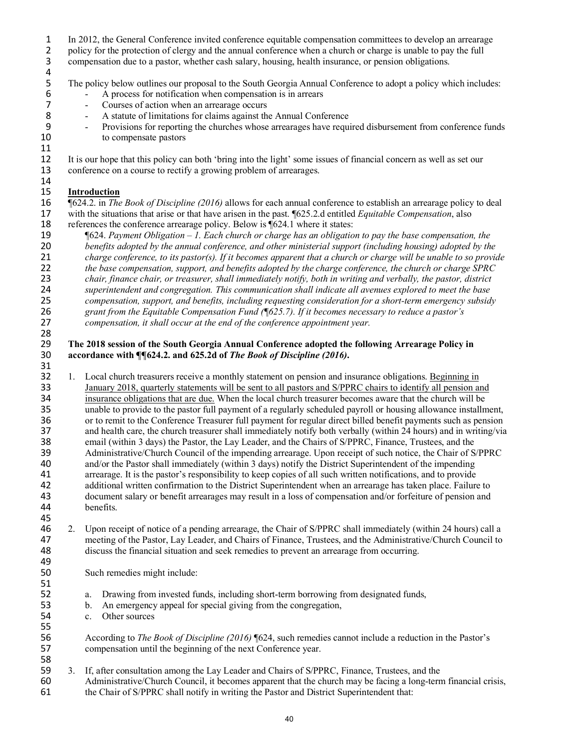In 2012, the General Conference invited conference equitable compensation committees to develop an arrearage policy for the protection of clergy and the annual conference when a church or charge is unable to pay the full compensation due to a pastor, whether cash salary, housing, health insurance, or pension obligations.

The policy below outlines our proposal to the South Georgia Annual Conference to adopt a policy which includes:

- A process for notification when compensation is in arrears
- Courses of action when an arrearage occurs
- A statute of limitations for claims against the Annual Conference
- Provisions for reporting the churches whose arrearages have required disbursement from conference funds to compensate pastors

It is our hope that this policy can both 'bring into the light' some issues of financial concern as well as set our conference on a course to rectify a growing problem of arrearages.

**Introduction**

¶624.2. in *The Book of Discipline (2016)* allows for each annual conference to establish an arrearage policy to deal with the situations that arise or that have arisen in the past. ¶625.2.d entitled *Equitable Compensation*, also references the conference arrearage policy. Below is ¶624.1 where it states:

> ¶624. *Payment Obligation – 1. Each church or charge has an obligation to pay the base compensation, the benefits adopted by the annual conference, and other ministerial support (including housing) adopted by the charge conference, to its pastor(s). If it becomes apparent that a church or charge will be unable to so provide the base compensation, support, and benefits adopted by the charge conference, the church or charge SPRC chair, finance chair, or treasurer, shall immediately notify, both in writing and verbally, the pastor, district superintendent and congregation. This communication shall indicate all avenues explored to meet the base compensation, support, and benefits, including requesting consideration for a short-term emergency subsidy grant from the Equitable Compensation Fund (¶625.7). If it becomes necessary to reduce a pastor's compensation, it shall occur at the end of the conference appointment year.*

**The 2018 session of the South Georgia Annual Conference adopted the following Arrearage Policy in accordance with ¶¶624.2. and 625.2d of *The Book of Discipline (2016)*.**

1. Local church treasurers receive a monthly statement on pension and insurance obligations. <u>Beginning in January 2018, quarterly statements will be sent to all pastors and S/PPRC chairs to identify all pension and insurance obligations that are due.</u> When the local church treasurer becomes aware that the church will be unable to provide to the pastor full payment of a regularly scheduled payroll or housing allowance installment, or to remit to the Conference Treasurer full payment for regular direct billed benefit payments such as pension and health care, the church treasurer shall immediately notify both verbally (within 24 hours) and in writing/via email (within 3 days) the Pastor, the Lay Leader, and the Chairs of S/PPRC, Finance, Trustees, and the Administrative/Church Council of the impending arrearage. Upon receipt of such notice, the Chair of S/PPRC and/or the Pastor shall immediately (within 3 days) notify the District Superintendent of the impending arrearage. It is the pastor's responsibility to keep copies of all such written notifications, and to provide additional written confirmation to the District Superintendent when an arrearage has taken place. Failure to document salary or benefit arrearages may result in a loss of compensation and/or forfeiture of pension and benefits.

2. Upon receipt of notice of a pending arrearage, the Chair of S/PPRC shall immediately (within 24 hours) call a meeting of the Pastor, Lay Leader, and Chairs of Finance, Trustees, and the Administrative/Church Council to discuss the financial situation and seek remedies to prevent an arrearage from occurring.

   Such remedies might include:

   a. Drawing from invested funds, including short-term borrowing from designated funds,
   b. An emergency appeal for special giving from the congregation,
   c. Other sources

   According to *The Book of Discipline (2016)* ¶624, such remedies cannot include a reduction in the Pastor's compensation until the beginning of the next Conference year.

3. If, after consultation among the Lay Leader and Chairs of S/PPRC, Finance, Trustees, and the Administrative/Church Council, it becomes apparent that the church may be facing a long-term financial crisis, the Chair of S/PPRC shall notify in writing the Pastor and District Superintendent that: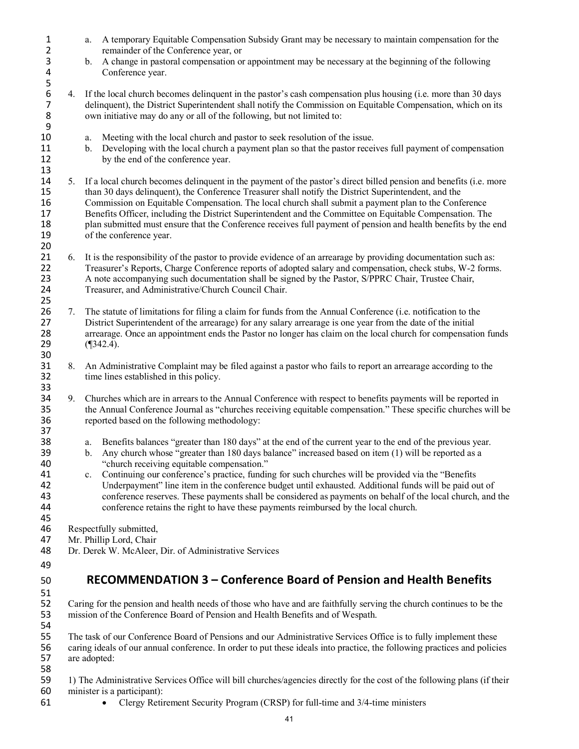a. A temporary Equitable Compensation Subsidy Grant may be necessary to maintain compensation for the remainder of the Conference year, or
   b. A change in pastoral compensation or appointment may be necessary at the beginning of the following Conference year.

4. If the local church becomes delinquent in the pastor's cash compensation plus housing (i.e. more than 30 days delinquent), the District Superintendent shall notify the Commission on Equitable Compensation, which on its own initiative may do any or all of the following, but not limited to:

   a. Meeting with the local church and pastor to seek resolution of the issue.
   b. Developing with the local church a payment plan so that the pastor receives full payment of compensation by the end of the conference year.

5. If a local church becomes delinquent in the payment of the pastor's direct billed pension and benefits (i.e. more than 30 days delinquent), the Conference Treasurer shall notify the District Superintendent, and the Commission on Equitable Compensation. The local church shall submit a payment plan to the Conference Benefits Officer, including the District Superintendent and the Committee on Equitable Compensation. The plan submitted must ensure that the Conference receives full payment of pension and health benefits by the end of the conference year.

6. It is the responsibility of the pastor to provide evidence of an arrearage by providing documentation such as: Treasurer's Reports, Charge Conference reports of adopted salary and compensation, check stubs, W-2 forms. A note accompanying such documentation shall be signed by the Pastor, S/PPRC Chair, Trustee Chair, Treasurer, and Administrative/Church Council Chair.

7. The statute of limitations for filing a claim for funds from the Annual Conference (i.e. notification to the District Superintendent of the arrearage) for any salary arrearage is one year from the date of the initial arrearage. Once an appointment ends the Pastor no longer has claim on the local church for compensation funds (¶342.4).

8. An Administrative Complaint may be filed against a pastor who fails to report an arrearage according to the time lines established in this policy.

9. Churches which are in arrears to the Annual Conference with respect to benefits payments will be reported in the Annual Conference Journal as "churches receiving equitable compensation." These specific churches will be reported based on the following methodology:

   a. Benefits balances "greater than 180 days" at the end of the current year to the end of the previous year.
   b. Any church whose "greater than 180 days balance" increased based on item (1) will be reported as a "church receiving equitable compensation."
   c. Continuing our conference's practice, funding for such churches will be provided via the "Benefits Underpayment" line item in the conference budget until exhausted. Additional funds will be paid out of conference reserves. These payments shall be considered as payments on behalf of the local church, and the conference retains the right to have these payments reimbursed by the local church.

Respectfully submitted,
Mr. Phillip Lord, Chair
Dr. Derek W. McAleer, Dir. of Administrative Services

## RECOMMENDATION 3 – Conference Board of Pension and Health Benefits

Caring for the pension and health needs of those who have and are faithfully serving the church continues to be the mission of the Conference Board of Pension and Health Benefits and of Wespath.

The task of our Conference Board of Pensions and our Administrative Services Office is to fully implement these caring ideals of our annual conference. In order to put these ideals into practice, the following practices and policies are adopted:

1) The Administrative Services Office will bill churches/agencies directly for the cost of the following plans (if their minister is a participant):

- Clergy Retirement Security Program (CRSP) for full-time and 3/4-time ministers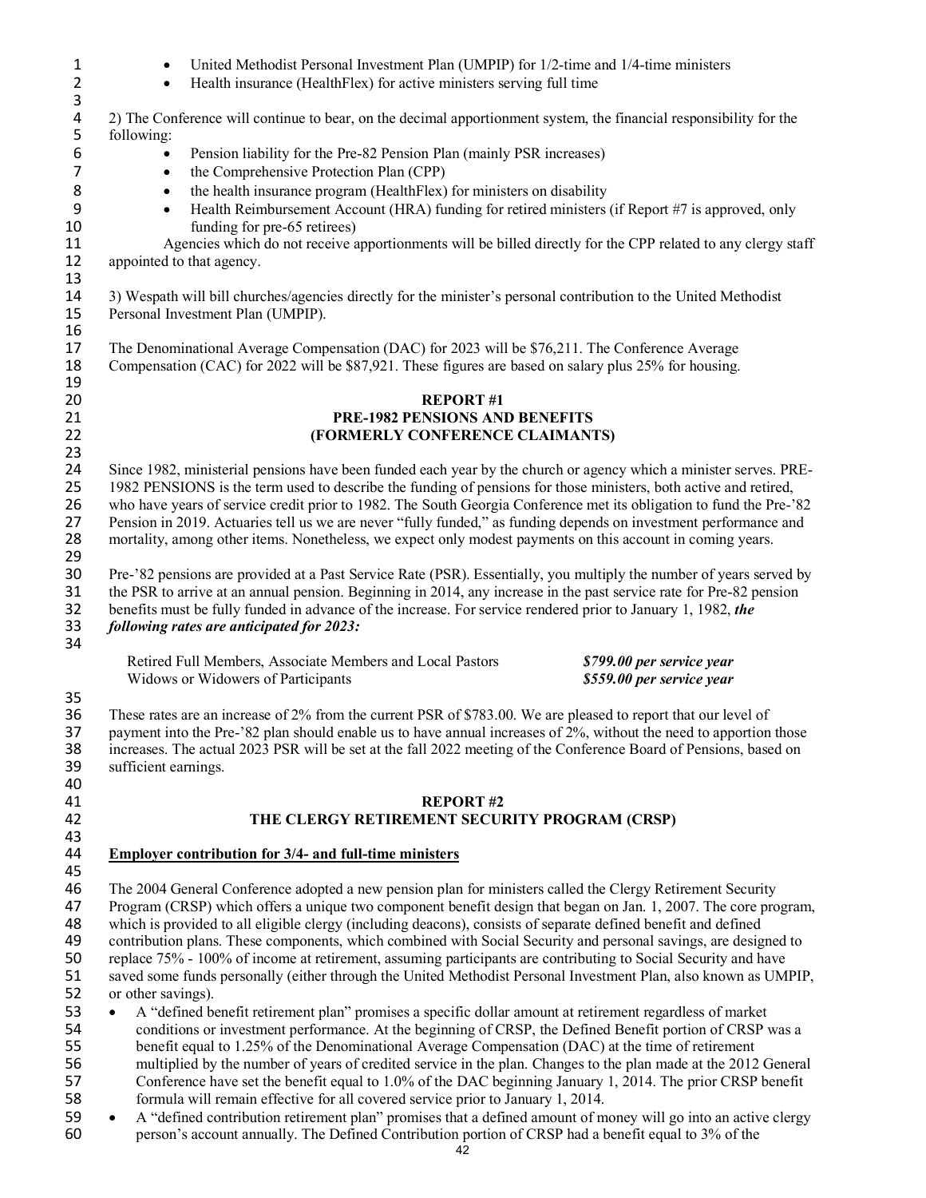- United Methodist Personal Investment Plan (UMPIP) for 1/2-time and 1/4-time ministers
- Health insurance (HealthFlex) for active ministers serving full time

2) The Conference will continue to bear, on the decimal apportionment system, the financial responsibility for the following:

- Pension liability for the Pre-82 Pension Plan (mainly PSR increases)
- the Comprehensive Protection Plan (CPP)
- the health insurance program (HealthFlex) for ministers on disability
- Health Reimbursement Account (HRA) funding for retired ministers (if Report #7 is approved, only funding for pre-65 retirees)

Agencies which do not receive apportionments will be billed directly for the CPP related to any clergy staff appointed to that agency.

3) Wespath will bill churches/agencies directly for the minister's personal contribution to the United Methodist Personal Investment Plan (UMPIP).

The Denominational Average Compensation (DAC) for 2023 will be $76,211. The Conference Average Compensation (CAC) for 2022 will be $87,921. These figures are based on salary plus 25% for housing.

## REPORT #1
## PRE-1982 PENSIONS AND BENEFITS
## (FORMERLY CONFERENCE CLAIMANTS)

Since 1982, ministerial pensions have been funded each year by the church or agency which a minister serves. PRE-1982 PENSIONS is the term used to describe the funding of pensions for those ministers, both active and retired, who have years of service credit prior to 1982. The South Georgia Conference met its obligation to fund the Pre-'82 Pension in 2019. Actuaries tell us we are never "fully funded," as funding depends on investment performance and mortality, among other items. Nonetheless, we expect only modest payments on this account in coming years.

Pre-'82 pensions are provided at a Past Service Rate (PSR). Essentially, you multiply the number of years served by the PSR to arrive at an annual pension. Beginning in 2014, any increase in the past service rate for Pre-82 pension benefits must be fully funded in advance of the increase. For service rendered prior to January 1, 1982, ***the following rates are anticipated for 2023:***

| | |
|---|---|
| Retired Full Members, Associate Members and Local Pastors | ***$799.00 per service year*** |
| Widows or Widowers of Participants | ***$559.00 per service year*** |

These rates are an increase of 2% from the current PSR of $783.00. We are pleased to report that our level of payment into the Pre-'82 plan should enable us to have annual increases of 2%, without the need to apportion those increases. The actual 2023 PSR will be set at the fall 2022 meeting of the Conference Board of Pensions, based on sufficient earnings.

## REPORT #2
## THE CLERGY RETIREMENT SECURITY PROGRAM (CRSP)

**Employer contribution for 3/4- and full-time ministers**

The 2004 General Conference adopted a new pension plan for ministers called the Clergy Retirement Security Program (CRSP) which offers a unique two component benefit design that began on Jan. 1, 2007. The core program, which is provided to all eligible clergy (including deacons), consists of separate defined benefit and defined contribution plans. These components, which combined with Social Security and personal savings, are designed to replace 75% - 100% of income at retirement, assuming participants are contributing to Social Security and have saved some funds personally (either through the United Methodist Personal Investment Plan, also known as UMPIP, or other savings).

- A "defined benefit retirement plan" promises a specific dollar amount at retirement regardless of market conditions or investment performance. At the beginning of CRSP, the Defined Benefit portion of CRSP was a benefit equal to 1.25% of the Denominational Average Compensation (DAC) at the time of retirement multiplied by the number of years of credited service in the plan. Changes to the plan made at the 2012 General Conference have set the benefit equal to 1.0% of the DAC beginning January 1, 2014. The prior CRSP benefit formula will remain effective for all covered service prior to January 1, 2014.
- A "defined contribution retirement plan" promises that a defined amount of money will go into an active clergy person's account annually. The Defined Contribution portion of CRSP had a benefit equal to 3% of the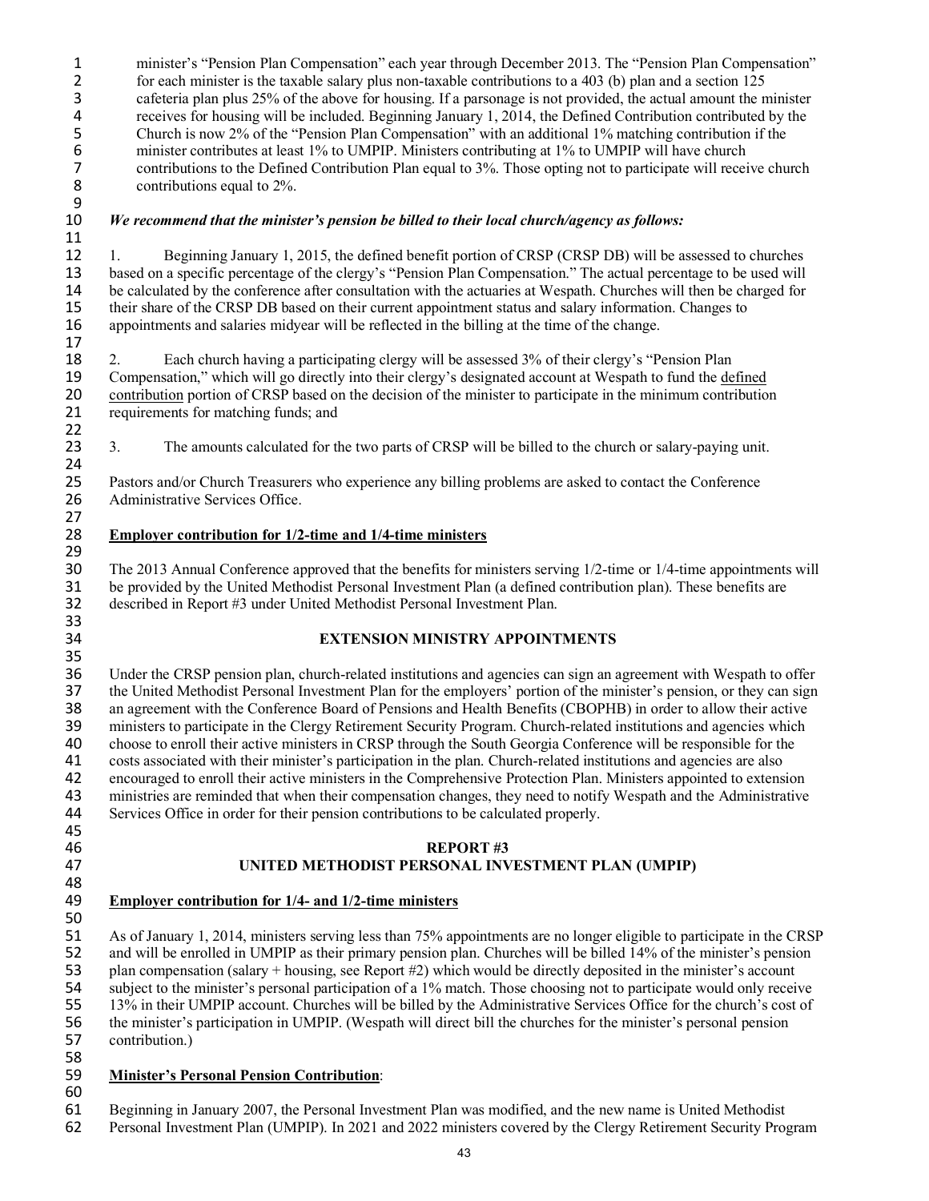minister's "Pension Plan Compensation" each year through December 2013. The "Pension Plan Compensation" for each minister is the taxable salary plus non-taxable contributions to a 403 (b) plan and a section 125 cafeteria plan plus 25% of the above for housing. If a parsonage is not provided, the actual amount the minister receives for housing will be included. Beginning January 1, 2014, the Defined Contribution contributed by the Church is now 2% of the "Pension Plan Compensation" with an additional 1% matching contribution if the minister contributes at least 1% to UMPIP. Ministers contributing at 1% to UMPIP will have church contributions to the Defined Contribution Plan equal to 3%. Those opting not to participate will receive church contributions equal to 2%.

***We recommend that the minister's pension be billed to their local church/agency as follows:***

1. Beginning January 1, 2015, the defined benefit portion of CRSP (CRSP DB) will be assessed to churches based on a specific percentage of the clergy's "Pension Plan Compensation." The actual percentage to be used will be calculated by the conference after consultation with the actuaries at Wespath. Churches will then be charged for their share of the CRSP DB based on their current appointment status and salary information. Changes to appointments and salaries midyear will be reflected in the billing at the time of the change.

2. Each church having a participating clergy will be assessed 3% of their clergy's "Pension Plan Compensation," which will go directly into their clergy's designated account at Wespath to fund the defined contribution portion of CRSP based on the decision of the minister to participate in the minimum contribution requirements for matching funds; and

3. The amounts calculated for the two parts of CRSP will be billed to the church or salary-paying unit.

Pastors and/or Church Treasurers who experience any billing problems are asked to contact the Conference Administrative Services Office.

**Employer contribution for 1/2-time and 1/4-time ministers**

The 2013 Annual Conference approved that the benefits for ministers serving 1/2-time or 1/4-time appointments will be provided by the United Methodist Personal Investment Plan (a defined contribution plan). These benefits are described in Report #3 under United Methodist Personal Investment Plan.

## EXTENSION MINISTRY APPOINTMENTS

Under the CRSP pension plan, church-related institutions and agencies can sign an agreement with Wespath to offer the United Methodist Personal Investment Plan for the employers' portion of the minister's pension, or they can sign an agreement with the Conference Board of Pensions and Health Benefits (CBOPHB) in order to allow their active ministers to participate in the Clergy Retirement Security Program. Church-related institutions and agencies which choose to enroll their active ministers in CRSP through the South Georgia Conference will be responsible for the costs associated with their minister's participation in the plan. Church-related institutions and agencies are also encouraged to enroll their active ministers in the Comprehensive Protection Plan. Ministers appointed to extension ministries are reminded that when their compensation changes, they need to notify Wespath and the Administrative Services Office in order for their pension contributions to be calculated properly.

## REPORT #3
## UNITED METHODIST PERSONAL INVESTMENT PLAN (UMPIP)

**Employer contribution for 1/4- and 1/2-time ministers**

As of January 1, 2014, ministers serving less than 75% appointments are no longer eligible to participate in the CRSP and will be enrolled in UMPIP as their primary pension plan. Churches will be billed 14% of the minister's pension plan compensation (salary + housing, see Report #2) which would be directly deposited in the minister's account subject to the minister's personal participation of a 1% match. Those choosing not to participate would only receive 13% in their UMPIP account. Churches will be billed by the Administrative Services Office for the church's cost of the minister's participation in UMPIP. (Wespath will direct bill the churches for the minister's personal pension contribution.)

**Minister's Personal Pension Contribution**:

Beginning in January 2007, the Personal Investment Plan was modified, and the new name is United Methodist Personal Investment Plan (UMPIP). In 2021 and 2022 ministers covered by the Clergy Retirement Security Program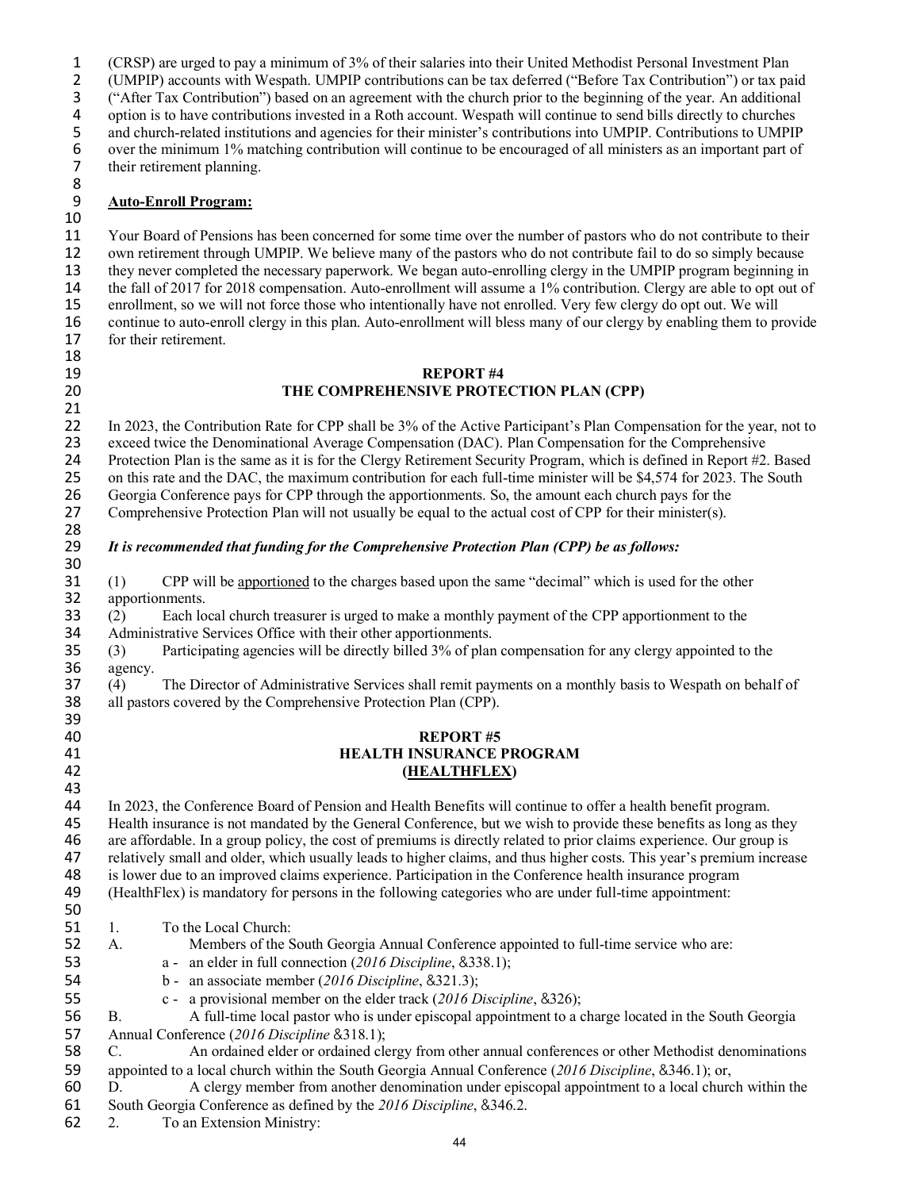(CRSP) are urged to pay a minimum of 3% of their salaries into their United Methodist Personal Investment Plan (UMPIP) accounts with Wespath. UMPIP contributions can be tax deferred ("Before Tax Contribution") or tax paid ("After Tax Contribution") based on an agreement with the church prior to the beginning of the year. An additional option is to have contributions invested in a Roth account. Wespath will continue to send bills directly to churches and church-related institutions and agencies for their minister's contributions into UMPIP. Contributions to UMPIP over the minimum 1% matching contribution will continue to be encouraged of all ministers as an important part of their retirement planning.

**<u>Auto-Enroll Program:</u>**

Your Board of Pensions has been concerned for some time over the number of pastors who do not contribute to their own retirement through UMPIP. We believe many of the pastors who do not contribute fail to do so simply because they never completed the necessary paperwork. We began auto-enrolling clergy in the UMPIP program beginning in the fall of 2017 for 2018 compensation. Auto-enrollment will assume a 1% contribution. Clergy are able to opt out of enrollment, so we will not force those who intentionally have not enrolled. Very few clergy do opt out. We will continue to auto-enroll clergy in this plan. Auto-enrollment will bless many of our clergy by enabling them to provide for their retirement.

## REPORT #4
## THE COMPREHENSIVE PROTECTION PLAN (CPP)

In 2023, the Contribution Rate for CPP shall be 3% of the Active Participant's Plan Compensation for the year, not to exceed twice the Denominational Average Compensation (DAC). Plan Compensation for the Comprehensive Protection Plan is the same as it is for the Clergy Retirement Security Program, which is defined in Report #2. Based on this rate and the DAC, the maximum contribution for each full-time minister will be $4,574 for 2023. The South Georgia Conference pays for CPP through the apportionments. So, the amount each church pays for the Comprehensive Protection Plan will not usually be equal to the actual cost of CPP for their minister(s).

***It is recommended that funding for the Comprehensive Protection Plan (CPP) be as follows:***

(1) CPP will be <u>apportioned</u> to the charges based upon the same "decimal" which is used for the other apportionments.
(2) Each local church treasurer is urged to make a monthly payment of the CPP apportionment to the Administrative Services Office with their other apportionments.
(3) Participating agencies will be directly billed 3% of plan compensation for any clergy appointed to the agency.
(4) The Director of Administrative Services shall remit payments on a monthly basis to Wespath on behalf of all pastors covered by the Comprehensive Protection Plan (CPP).

## REPORT #5
## HEALTH INSURANCE PROGRAM
## (<u>HEALTHFLEX</u>)

In 2023, the Conference Board of Pension and Health Benefits will continue to offer a health benefit program. Health insurance is not mandated by the General Conference, but we wish to provide these benefits as long as they are affordable. In a group policy, the cost of premiums is directly related to prior claims experience. Our group is relatively small and older, which usually leads to higher claims, and thus higher costs. This year's premium increase is lower due to an improved claims experience. Participation in the Conference health insurance program (HealthFlex) is mandatory for persons in the following categories who are under full-time appointment:

1. To the Local Church:

A. Members of the South Georgia Annual Conference appointed to full-time service who are:
   - a - an elder in full connection (*2016 Discipline*, &338.1);
   - b - an associate member (*2016 Discipline*, &321.3);
   - c - a provisional member on the elder track (*2016 Discipline*, &326);

B. A full-time local pastor who is under episcopal appointment to a charge located in the South Georgia Annual Conference (*2016 Discipline* &318.1);

C. An ordained elder or ordained clergy from other annual conferences or other Methodist denominations appointed to a local church within the South Georgia Annual Conference (*2016 Discipline*, &346.1); or,

D. A clergy member from another denomination under episcopal appointment to a local church within the South Georgia Conference as defined by the *2016 Discipline*, &346.2.

2. To an Extension Ministry: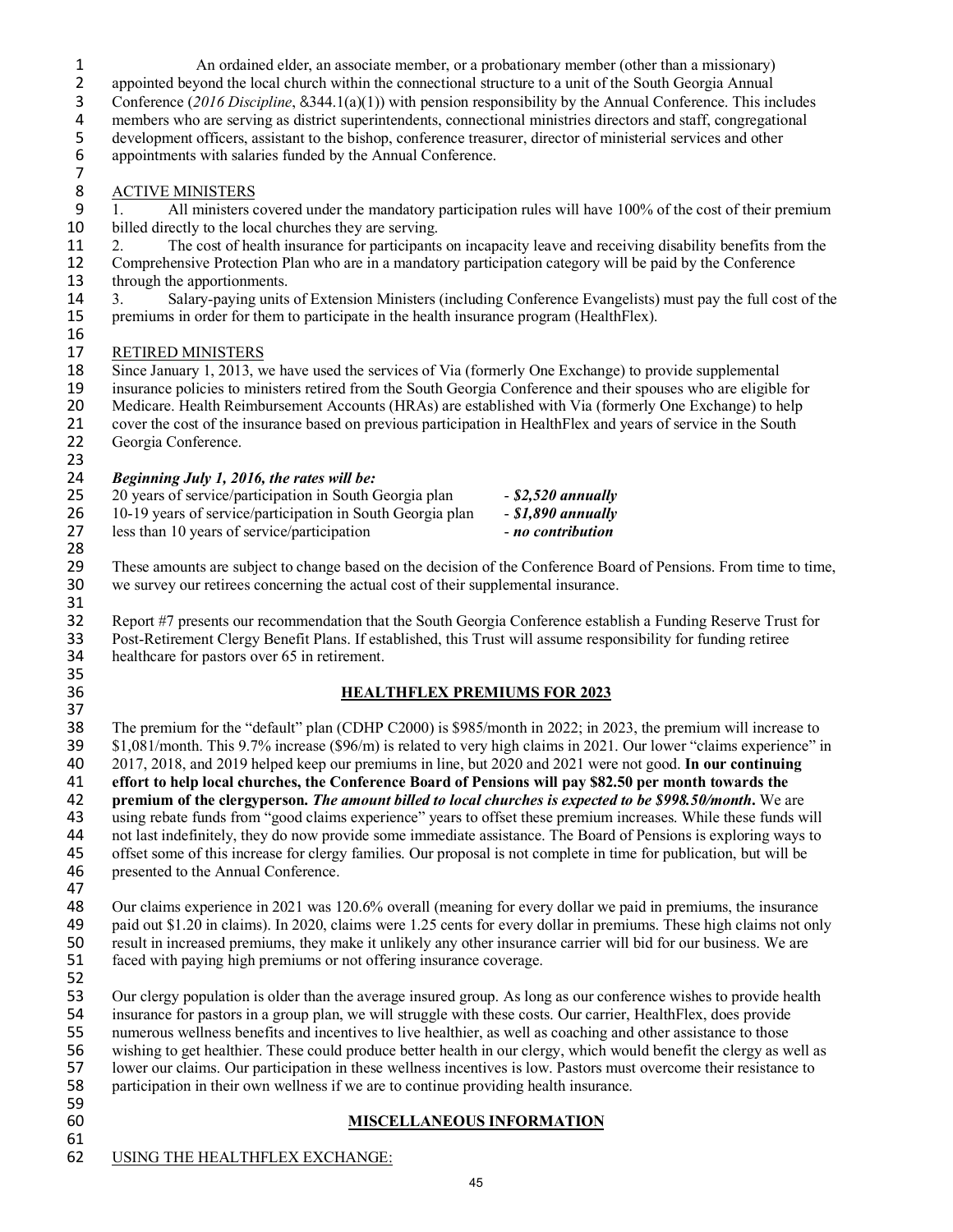An ordained elder, an associate member, or a probationary member (other than a missionary) appointed beyond the local church within the connectional structure to a unit of the South Georgia Annual Conference (*2016 Discipline*, &344.1(a)(1)) with pension responsibility by the Annual Conference. This includes members who are serving as district superintendents, connectional ministries directors and staff, congregational development officers, assistant to the bishop, conference treasurer, director of ministerial services and other appointments with salaries funded by the Annual Conference.

ACTIVE MINISTERS

1. All ministers covered under the mandatory participation rules will have 100% of the cost of their premium billed directly to the local churches they are serving.
2. The cost of health insurance for participants on incapacity leave and receiving disability benefits from the Comprehensive Protection Plan who are in a mandatory participation category will be paid by the Conference through the apportionments.
3. Salary-paying units of Extension Ministers (including Conference Evangelists) must pay the full cost of the premiums in order for them to participate in the health insurance program (HealthFlex).

RETIRED MINISTERS

Since January 1, 2013, we have used the services of Via (formerly One Exchange) to provide supplemental insurance policies to ministers retired from the South Georgia Conference and their spouses who are eligible for Medicare. Health Reimbursement Accounts (HRAs) are established with Via (formerly One Exchange) to help cover the cost of the insurance based on previous participation in HealthFlex and years of service in the South Georgia Conference.

***Beginning July 1, 2016, the rates will be:***

| | |
|---|---|
| 20 years of service/participation in South Georgia plan | - ***$2,520 annually*** |
| 10-19 years of service/participation in South Georgia plan | - ***$1,890 annually*** |
| less than 10 years of service/participation | - ***no contribution*** |

These amounts are subject to change based on the decision of the Conference Board of Pensions. From time to time, we survey our retirees concerning the actual cost of their supplemental insurance.

Report #7 presents our recommendation that the South Georgia Conference establish a Funding Reserve Trust for Post-Retirement Clergy Benefit Plans. If established, this Trust will assume responsibility for funding retiree healthcare for pastors over 65 in retirement.

## HEALTHFLEX PREMIUMS FOR 2023

The premium for the "default" plan (CDHP C2000) is $985/month in 2022; in 2023, the premium will increase to $1,081/month. This 9.7% increase ($96/m) is related to very high claims in 2021. Our lower "claims experience" in 2017, 2018, and 2019 helped keep our premiums in line, but 2020 and 2021 were not good. **In our continuing effort to help local churches, the Conference Board of Pensions will pay $82.50 per month towards the premium of the clergyperson. *The amount billed to local churches is expected to be $998.50/month*.** We are using rebate funds from "good claims experience" years to offset these premium increases. While these funds will not last indefinitely, they do now provide some immediate assistance. The Board of Pensions is exploring ways to offset some of this increase for clergy families. Our proposal is not complete in time for publication, but will be presented to the Annual Conference.

Our claims experience in 2021 was 120.6% overall (meaning for every dollar we paid in premiums, the insurance paid out $1.20 in claims). In 2020, claims were 1.25 cents for every dollar in premiums. These high claims not only result in increased premiums, they make it unlikely any other insurance carrier will bid for our business. We are faced with paying high premiums or not offering insurance coverage.

Our clergy population is older than the average insured group. As long as our conference wishes to provide health insurance for pastors in a group plan, we will struggle with these costs. Our carrier, HealthFlex, does provide numerous wellness benefits and incentives to live healthier, as well as coaching and other assistance to those wishing to get healthier. These could produce better health in our clergy, which would benefit the clergy as well as lower our claims. Our participation in these wellness incentives is low. Pastors must overcome their resistance to participation in their own wellness if we are to continue providing health insurance.

## MISCELLANEOUS INFORMATION

USING THE HEALTHFLEX EXCHANGE: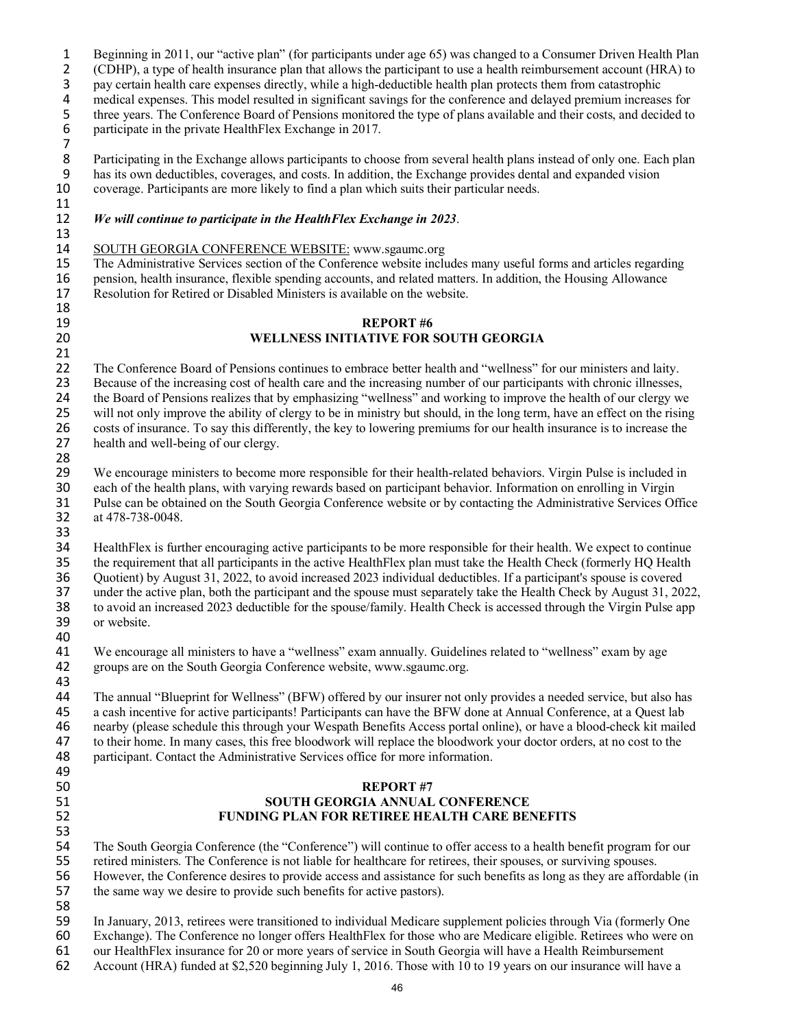Beginning in 2011, our "active plan" (for participants under age 65) was changed to a Consumer Driven Health Plan (CDHP), a type of health insurance plan that allows the participant to use a health reimbursement account (HRA) to pay certain health care expenses directly, while a high-deductible health plan protects them from catastrophic medical expenses. This model resulted in significant savings for the conference and delayed premium increases for three years. The Conference Board of Pensions monitored the type of plans available and their costs, and decided to participate in the private HealthFlex Exchange in 2017.

Participating in the Exchange allows participants to choose from several health plans instead of only one. Each plan has its own deductibles, coverages, and costs. In addition, the Exchange provides dental and expanded vision coverage. Participants are more likely to find a plan which suits their particular needs.

***We will continue to participate in the HealthFlex Exchange in 2023*.**

SOUTH GEORGIA CONFERENCE WEBSITE: www.sgaumc.org
The Administrative Services section of the Conference website includes many useful forms and articles regarding pension, health insurance, flexible spending accounts, and related matters. In addition, the Housing Allowance Resolution for Retired or Disabled Ministers is available on the website.

## REPORT #6
## WELLNESS INITIATIVE FOR SOUTH GEORGIA

The Conference Board of Pensions continues to embrace better health and "wellness" for our ministers and laity. Because of the increasing cost of health care and the increasing number of our participants with chronic illnesses, the Board of Pensions realizes that by emphasizing "wellness" and working to improve the health of our clergy we will not only improve the ability of clergy to be in ministry but should, in the long term, have an effect on the rising costs of insurance. To say this differently, the key to lowering premiums for our health insurance is to increase the health and well-being of our clergy.

We encourage ministers to become more responsible for their health-related behaviors. Virgin Pulse is included in each of the health plans, with varying rewards based on participant behavior. Information on enrolling in Virgin Pulse can be obtained on the South Georgia Conference website or by contacting the Administrative Services Office at 478-738-0048.

HealthFlex is further encouraging active participants to be more responsible for their health. We expect to continue the requirement that all participants in the active HealthFlex plan must take the Health Check (formerly HQ Health Quotient) by August 31, 2022, to avoid increased 2023 individual deductibles. If a participant's spouse is covered under the active plan, both the participant and the spouse must separately take the Health Check by August 31, 2022, to avoid an increased 2023 deductible for the spouse/family. Health Check is accessed through the Virgin Pulse app or website.

We encourage all ministers to have a "wellness" exam annually. Guidelines related to "wellness" exam by age groups are on the South Georgia Conference website, www.sgaumc.org.

The annual "Blueprint for Wellness" (BFW) offered by our insurer not only provides a needed service, but also has a cash incentive for active participants! Participants can have the BFW done at Annual Conference, at a Quest lab nearby (please schedule this through your Wespath Benefits Access portal online), or have a blood-check kit mailed to their home. In many cases, this free bloodwork will replace the bloodwork your doctor orders, at no cost to the participant. Contact the Administrative Services office for more information.

## REPORT #7
## SOUTH GEORGIA ANNUAL CONFERENCE
## FUNDING PLAN FOR RETIREE HEALTH CARE BENEFITS

The South Georgia Conference (the "Conference") will continue to offer access to a health benefit program for our retired ministers. The Conference is not liable for healthcare for retirees, their spouses, or surviving spouses. However, the Conference desires to provide access and assistance for such benefits as long as they are affordable (in the same way we desire to provide such benefits for active pastors).

In January, 2013, retirees were transitioned to individual Medicare supplement policies through Via (formerly One Exchange). The Conference no longer offers HealthFlex for those who are Medicare eligible. Retirees who were on our HealthFlex insurance for 20 or more years of service in South Georgia will have a Health Reimbursement Account (HRA) funded at $2,520 beginning July 1, 2016. Those with 10 to 19 years on our insurance will have a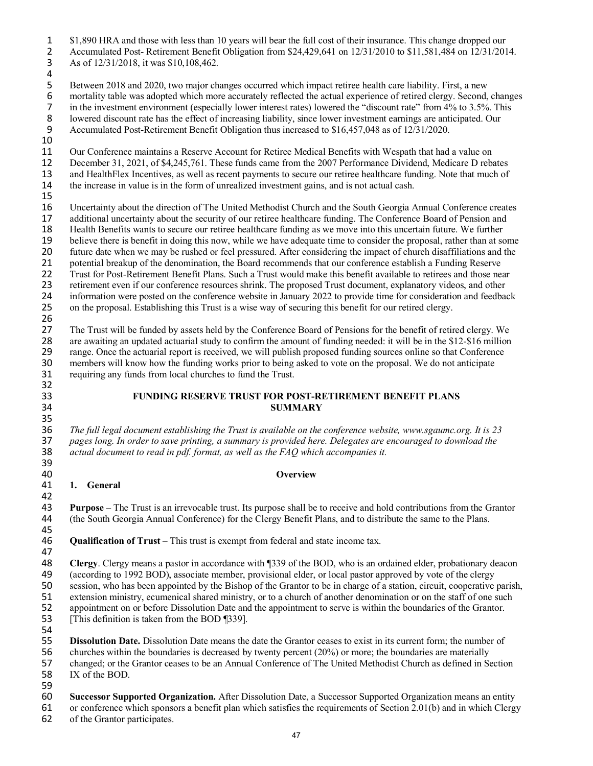$1,890 HRA and those with less than 10 years will bear the full cost of their insurance. This change dropped our Accumulated Post- Retirement Benefit Obligation from $24,429,641 on 12/31/2010 to $11,581,484 on 12/31/2014. As of 12/31/2018, it was $10,108,462.

Between 2018 and 2020, two major changes occurred which impact retiree health care liability. First, a new mortality table was adopted which more accurately reflected the actual experience of retired clergy. Second, changes in the investment environment (especially lower interest rates) lowered the "discount rate" from 4% to 3.5%. This lowered discount rate has the effect of increasing liability, since lower investment earnings are anticipated. Our Accumulated Post-Retirement Benefit Obligation thus increased to $16,457,048 as of 12/31/2020.

Our Conference maintains a Reserve Account for Retiree Medical Benefits with Wespath that had a value on December 31, 2021, of $4,245,761. These funds came from the 2007 Performance Dividend, Medicare D rebates and HealthFlex Incentives, as well as recent payments to secure our retiree healthcare funding. Note that much of the increase in value is in the form of unrealized investment gains, and is not actual cash.

Uncertainty about the direction of The United Methodist Church and the South Georgia Annual Conference creates additional uncertainty about the security of our retiree healthcare funding. The Conference Board of Pension and Health Benefits wants to secure our retiree healthcare funding as we move into this uncertain future. We further believe there is benefit in doing this now, while we have adequate time to consider the proposal, rather than at some future date when we may be rushed or feel pressured. After considering the impact of church disaffiliations and the potential breakup of the denomination, the Board recommends that our conference establish a Funding Reserve Trust for Post-Retirement Benefit Plans. Such a Trust would make this benefit available to retirees and those near retirement even if our conference resources shrink. The proposed Trust document, explanatory videos, and other information were posted on the conference website in January 2022 to provide time for consideration and feedback on the proposal. Establishing this Trust is a wise way of securing this benefit for our retired clergy.

The Trust will be funded by assets held by the Conference Board of Pensions for the benefit of retired clergy. We are awaiting an updated actuarial study to confirm the amount of funding needed: it will be in the $12-$16 million range. Once the actuarial report is received, we will publish proposed funding sources online so that Conference members will know how the funding works prior to being asked to vote on the proposal. We do not anticipate requiring any funds from local churches to fund the Trust.

## FUNDING RESERVE TRUST FOR POST-RETIREMENT BENEFIT PLANS SUMMARY

*The full legal document establishing the Trust is available on the conference website, www.sgaumc.org. It is 23 pages long. In order to save printing, a summary is provided here. Delegates are encouraged to download the actual document to read in pdf. format, as well as the FAQ which accompanies it.*

### Overview

**1. General**

**Purpose** – The Trust is an irrevocable trust. Its purpose shall be to receive and hold contributions from the Grantor (the South Georgia Annual Conference) for the Clergy Benefit Plans, and to distribute the same to the Plans.

**Qualification of Trust** – This trust is exempt from federal and state income tax.

**Clergy**. Clergy means a pastor in accordance with ¶339 of the BOD, who is an ordained elder, probationary deacon (according to 1992 BOD), associate member, provisional elder, or local pastor approved by vote of the clergy session, who has been appointed by the Bishop of the Grantor to be in charge of a station, circuit, cooperative parish, extension ministry, ecumenical shared ministry, or to a church of another denomination or on the staff of one such appointment on or before Dissolution Date and the appointment to serve is within the boundaries of the Grantor. [This definition is taken from the BOD ¶339].

**Dissolution Date.** Dissolution Date means the date the Grantor ceases to exist in its current form; the number of churches within the boundaries is decreased by twenty percent (20%) or more; the boundaries are materially changed; or the Grantor ceases to be an Annual Conference of The United Methodist Church as defined in Section IX of the BOD.

**Successor Supported Organization.** After Dissolution Date, a Successor Supported Organization means an entity or conference which sponsors a benefit plan which satisfies the requirements of Section 2.01(b) and in which Clergy of the Grantor participates.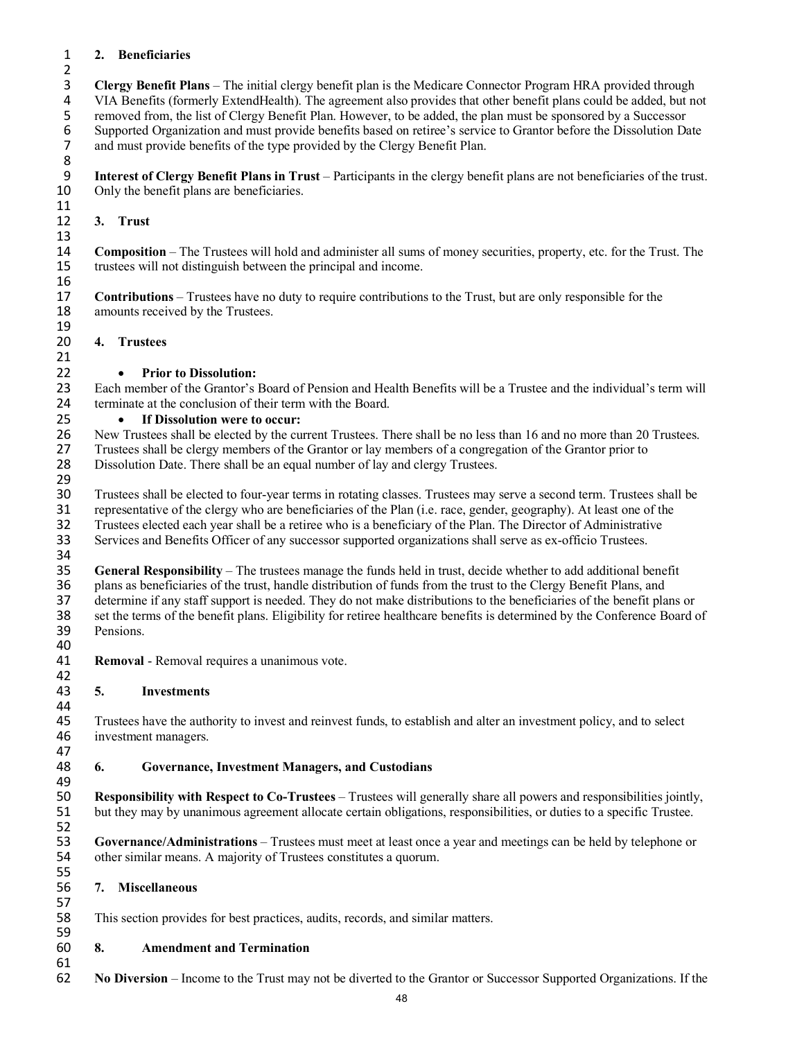## 2. Beneficiaries

**Clergy Benefit Plans** – The initial clergy benefit plan is the Medicare Connector Program HRA provided through VIA Benefits (formerly ExtendHealth). The agreement also provides that other benefit plans could be added, but not removed from, the list of Clergy Benefit Plan. However, to be added, the plan must be sponsored by a Successor Supported Organization and must provide benefits based on retiree's service to Grantor before the Dissolution Date and must provide benefits of the type provided by the Clergy Benefit Plan.

**Interest of Clergy Benefit Plans in Trust** – Participants in the clergy benefit plans are not beneficiaries of the trust. Only the benefit plans are beneficiaries.

## 3. Trust

**Composition** – The Trustees will hold and administer all sums of money securities, property, etc. for the Trust. The trustees will not distinguish between the principal and income.

**Contributions** – Trustees have no duty to require contributions to the Trust, but are only responsible for the amounts received by the Trustees.

## 4. Trustees

- **Prior to Dissolution:**

Each member of the Grantor's Board of Pension and Health Benefits will be a Trustee and the individual's term will terminate at the conclusion of their term with the Board.

- **If Dissolution were to occur:**

New Trustees shall be elected by the current Trustees. There shall be no less than 16 and no more than 20 Trustees. Trustees shall be clergy members of the Grantor or lay members of a congregation of the Grantor prior to Dissolution Date. There shall be an equal number of lay and clergy Trustees.

Trustees shall be elected to four-year terms in rotating classes. Trustees may serve a second term. Trustees shall be representative of the clergy who are beneficiaries of the Plan (i.e. race, gender, geography). At least one of the Trustees elected each year shall be a retiree who is a beneficiary of the Plan. The Director of Administrative Services and Benefits Officer of any successor supported organizations shall serve as ex-officio Trustees.

**General Responsibility** – The trustees manage the funds held in trust, decide whether to add additional benefit plans as beneficiaries of the trust, handle distribution of funds from the trust to the Clergy Benefit Plans, and determine if any staff support is needed. They do not make distributions to the beneficiaries of the benefit plans or set the terms of the benefit plans. Eligibility for retiree healthcare benefits is determined by the Conference Board of Pensions.

**Removal** - Removal requires a unanimous vote.

## 5. Investments

Trustees have the authority to invest and reinvest funds, to establish and alter an investment policy, and to select investment managers.

## 6. Governance, Investment Managers, and Custodians

**Responsibility with Respect to Co-Trustees** – Trustees will generally share all powers and responsibilities jointly, but they may by unanimous agreement allocate certain obligations, responsibilities, or duties to a specific Trustee.

**Governance/Administrations** – Trustees must meet at least once a year and meetings can be held by telephone or other similar means. A majority of Trustees constitutes a quorum.

## 7. Miscellaneous

This section provides for best practices, audits, records, and similar matters.

## 8. Amendment and Termination

**No Diversion** – Income to the Trust may not be diverted to the Grantor or Successor Supported Organizations. If the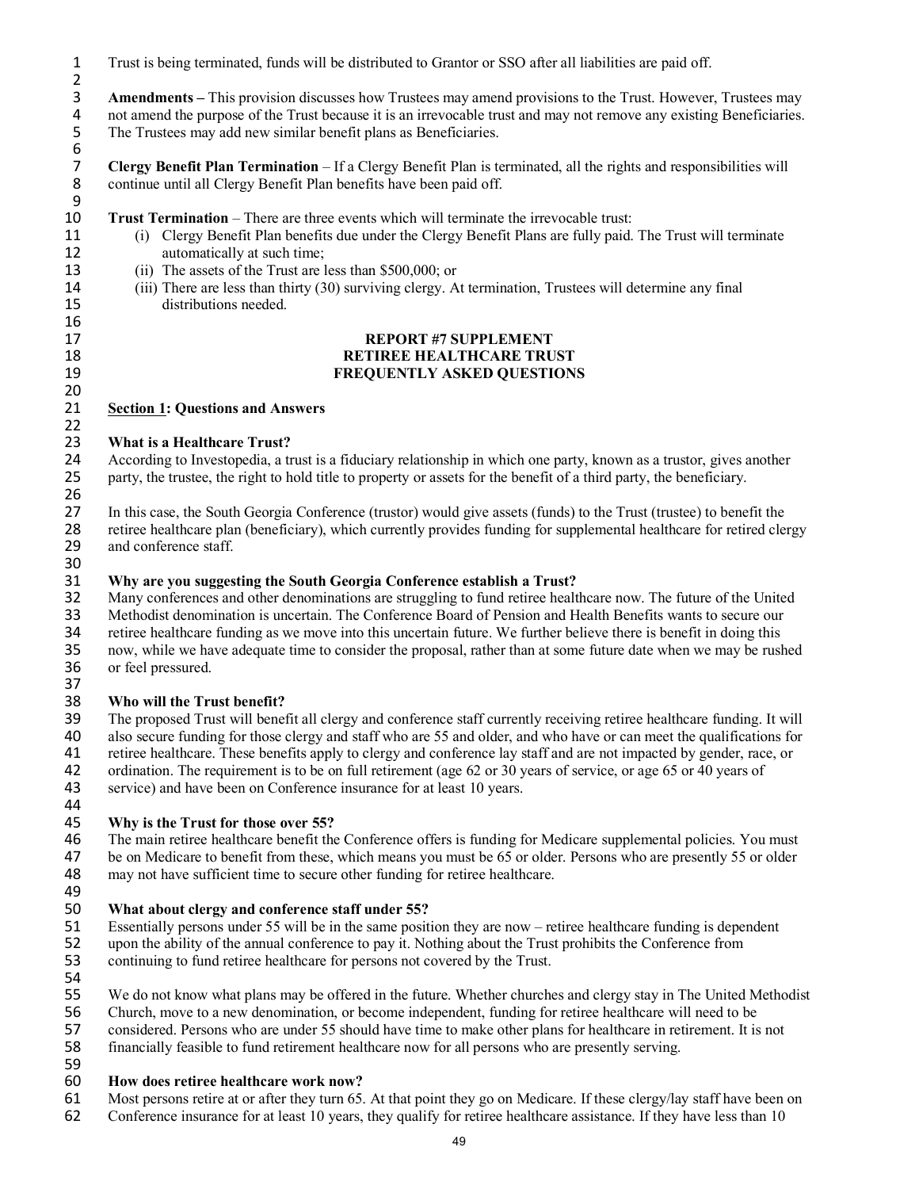Trust is being terminated, funds will be distributed to Grantor or SSO after all liabilities are paid off.

**Amendments –** This provision discusses how Trustees may amend provisions to the Trust. However, Trustees may not amend the purpose of the Trust because it is an irrevocable trust and may not remove any existing Beneficiaries. The Trustees may add new similar benefit plans as Beneficiaries.

**Clergy Benefit Plan Termination** – If a Clergy Benefit Plan is terminated, all the rights and responsibilities will continue until all Clergy Benefit Plan benefits have been paid off.

**Trust Termination** – There are three events which will terminate the irrevocable trust:

(i) Clergy Benefit Plan benefits due under the Clergy Benefit Plans are fully paid. The Trust will terminate automatically at such time;
(ii) The assets of the Trust are less than $500,000; or
(iii) There are less than thirty (30) surviving clergy. At termination, Trustees will determine any final distributions needed.

## REPORT #7 SUPPLEMENT
## RETIREE HEALTHCARE TRUST
## FREQUENTLY ASKED QUESTIONS

### Section 1: Questions and Answers

**What is a Healthcare Trust?**
According to Investopedia, a trust is a fiduciary relationship in which one party, known as a trustor, gives another party, the trustee, the right to hold title to property or assets for the benefit of a third party, the beneficiary.

In this case, the South Georgia Conference (trustor) would give assets (funds) to the Trust (trustee) to benefit the retiree healthcare plan (beneficiary), which currently provides funding for supplemental healthcare for retired clergy and conference staff.

**Why are you suggesting the South Georgia Conference establish a Trust?**
Many conferences and other denominations are struggling to fund retiree healthcare now. The future of the United Methodist denomination is uncertain. The Conference Board of Pension and Health Benefits wants to secure our retiree healthcare funding as we move into this uncertain future. We further believe there is benefit in doing this now, while we have adequate time to consider the proposal, rather than at some future date when we may be rushed or feel pressured.

**Who will the Trust benefit?**
The proposed Trust will benefit all clergy and conference staff currently receiving retiree healthcare funding. It will also secure funding for those clergy and staff who are 55 and older, and who have or can meet the qualifications for retiree healthcare. These benefits apply to clergy and conference lay staff and are not impacted by gender, race, or ordination. The requirement is to be on full retirement (age 62 or 30 years of service, or age 65 or 40 years of service) and have been on Conference insurance for at least 10 years.

**Why is the Trust for those over 55?**
The main retiree healthcare benefit the Conference offers is funding for Medicare supplemental policies. You must be on Medicare to benefit from these, which means you must be 65 or older. Persons who are presently 55 or older may not have sufficient time to secure other funding for retiree healthcare.

**What about clergy and conference staff under 55?**
Essentially persons under 55 will be in the same position they are now – retiree healthcare funding is dependent upon the ability of the annual conference to pay it. Nothing about the Trust prohibits the Conference from continuing to fund retiree healthcare for persons not covered by the Trust.

We do not know what plans may be offered in the future. Whether churches and clergy stay in The United Methodist Church, move to a new denomination, or become independent, funding for retiree healthcare will need to be considered. Persons who are under 55 should have time to make other plans for healthcare in retirement. It is not financially feasible to fund retirement healthcare now for all persons who are presently serving.

**How does retiree healthcare work now?**
Most persons retire at or after they turn 65. At that point they go on Medicare. If these clergy/lay staff have been on Conference insurance for at least 10 years, they qualify for retiree healthcare assistance. If they have less than 10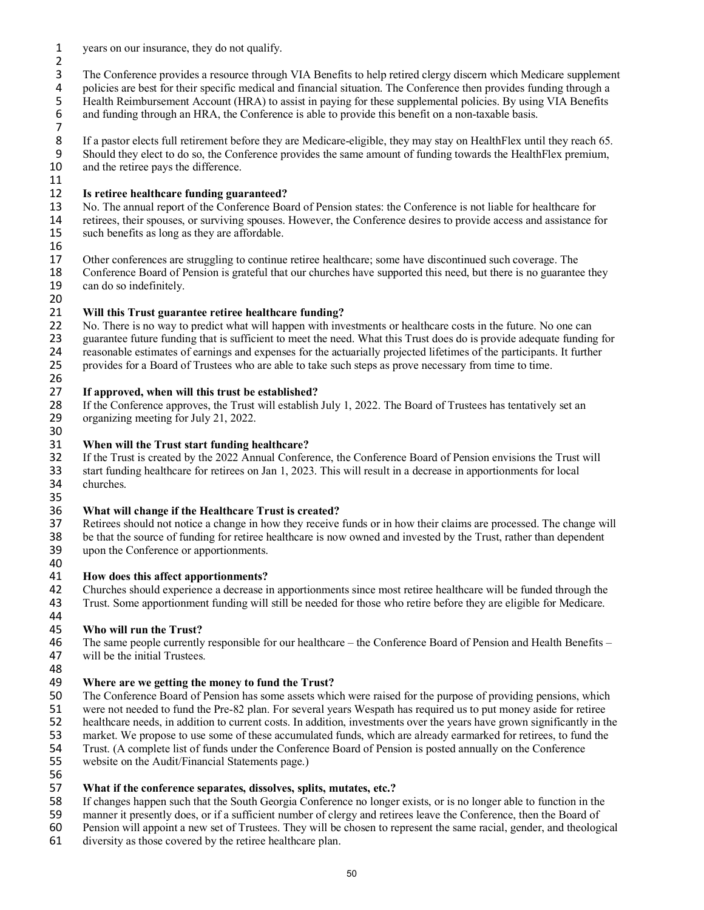years on our insurance, they do not qualify.

The Conference provides a resource through VIA Benefits to help retired clergy discern which Medicare supplement policies are best for their specific medical and financial situation. The Conference then provides funding through a Health Reimbursement Account (HRA) to assist in paying for these supplemental policies. By using VIA Benefits and funding through an HRA, the Conference is able to provide this benefit on a non-taxable basis.

If a pastor elects full retirement before they are Medicare-eligible, they may stay on HealthFlex until they reach 65. Should they elect to do so, the Conference provides the same amount of funding towards the HealthFlex premium, and the retiree pays the difference.

**Is retiree healthcare funding guaranteed?**
No. The annual report of the Conference Board of Pension states: the Conference is not liable for healthcare for retirees, their spouses, or surviving spouses. However, the Conference desires to provide access and assistance for such benefits as long as they are affordable.

Other conferences are struggling to continue retiree healthcare; some have discontinued such coverage. The Conference Board of Pension is grateful that our churches have supported this need, but there is no guarantee they can do so indefinitely.

**Will this Trust guarantee retiree healthcare funding?**
No. There is no way to predict what will happen with investments or healthcare costs in the future. No one can guarantee future funding that is sufficient to meet the need. What this Trust does do is provide adequate funding for reasonable estimates of earnings and expenses for the actuarially projected lifetimes of the participants. It further provides for a Board of Trustees who are able to take such steps as prove necessary from time to time.

**If approved, when will this trust be established?**
If the Conference approves, the Trust will establish July 1, 2022. The Board of Trustees has tentatively set an organizing meeting for July 21, 2022.

**When will the Trust start funding healthcare?**
If the Trust is created by the 2022 Annual Conference, the Conference Board of Pension envisions the Trust will start funding healthcare for retirees on Jan 1, 2023. This will result in a decrease in apportionments for local churches.

**What will change if the Healthcare Trust is created?**
Retirees should not notice a change in how they receive funds or in how their claims are processed. The change will be that the source of funding for retiree healthcare is now owned and invested by the Trust, rather than dependent upon the Conference or apportionments.

**How does this affect apportionments?**
Churches should experience a decrease in apportionments since most retiree healthcare will be funded through the Trust. Some apportionment funding will still be needed for those who retire before they are eligible for Medicare.

**Who will run the Trust?**
The same people currently responsible for our healthcare – the Conference Board of Pension and Health Benefits – will be the initial Trustees.

**Where are we getting the money to fund the Trust?**
The Conference Board of Pension has some assets which were raised for the purpose of providing pensions, which were not needed to fund the Pre-82 plan. For several years Wespath has required us to put money aside for retiree healthcare needs, in addition to current costs. In addition, investments over the years have grown significantly in the market. We propose to use some of these accumulated funds, which are already earmarked for retirees, to fund the Trust. (A complete list of funds under the Conference Board of Pension is posted annually on the Conference website on the Audit/Financial Statements page.)

**What if the conference separates, dissolves, splits, mutates, etc.?**
If changes happen such that the South Georgia Conference no longer exists, or is no longer able to function in the manner it presently does, or if a sufficient number of clergy and retirees leave the Conference, then the Board of Pension will appoint a new set of Trustees. They will be chosen to represent the same racial, gender, and theological diversity as those covered by the retiree healthcare plan.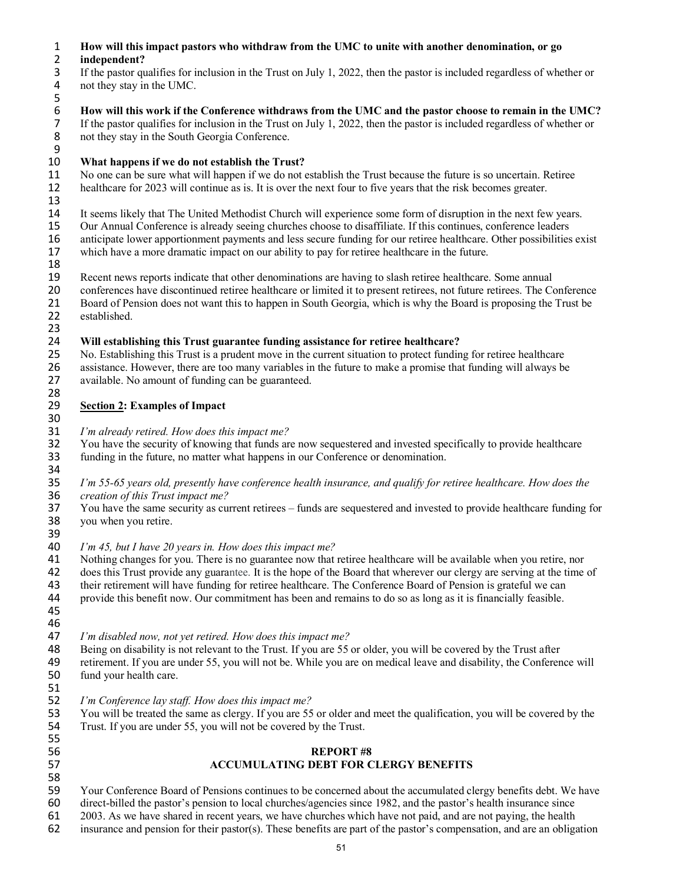**How will this impact pastors who withdraw from the UMC to unite with another denomination, or go independent?**

If the pastor qualifies for inclusion in the Trust on July 1, 2022, then the pastor is included regardless of whether or not they stay in the UMC.

**How will this work if the Conference withdraws from the UMC and the pastor choose to remain in the UMC?**

If the pastor qualifies for inclusion in the Trust on July 1, 2022, then the pastor is included regardless of whether or not they stay in the South Georgia Conference.

**What happens if we do not establish the Trust?**

No one can be sure what will happen if we do not establish the Trust because the future is so uncertain. Retiree healthcare for 2023 will continue as is. It is over the next four to five years that the risk becomes greater.

It seems likely that The United Methodist Church will experience some form of disruption in the next few years. Our Annual Conference is already seeing churches choose to disaffiliate. If this continues, conference leaders anticipate lower apportionment payments and less secure funding for our retiree healthcare. Other possibilities exist which have a more dramatic impact on our ability to pay for retiree healthcare in the future.

Recent news reports indicate that other denominations are having to slash retiree healthcare. Some annual conferences have discontinued retiree healthcare or limited it to present retirees, not future retirees. The Conference Board of Pension does not want this to happen in South Georgia, which is why the Board is proposing the Trust be established.

**Will establishing this Trust guarantee funding assistance for retiree healthcare?**

No. Establishing this Trust is a prudent move in the current situation to protect funding for retiree healthcare assistance. However, there are too many variables in the future to make a promise that funding will always be available. No amount of funding can be guaranteed.

**<u>Section 2</u>: Examples of Impact**

*I'm already retired. How does this impact me?*

You have the security of knowing that funds are now sequestered and invested specifically to provide healthcare funding in the future, no matter what happens in our Conference or denomination.

*I'm 55-65 years old, presently have conference health insurance, and qualify for retiree healthcare. How does the creation of this Trust impact me?*

You have the same security as current retirees – funds are sequestered and invested to provide healthcare funding for you when you retire.

*I'm 45, but I have 20 years in. How does this impact me?*

Nothing changes for you. There is no guarantee now that retiree healthcare will be available when you retire, nor does this Trust provide any guarantee. It is the hope of the Board that wherever our clergy are serving at the time of their retirement will have funding for retiree healthcare. The Conference Board of Pension is grateful we can provide this benefit now. Our commitment has been and remains to do so as long as it is financially feasible.

*I'm disabled now, not yet retired. How does this impact me?*

Being on disability is not relevant to the Trust. If you are 55 or older, you will be covered by the Trust after retirement. If you are under 55, you will not be. While you are on medical leave and disability, the Conference will fund your health care.

*I'm Conference lay staff. How does this impact me?*

You will be treated the same as clergy. If you are 55 or older and meet the qualification, you will be covered by the Trust. If you are under 55, you will not be covered by the Trust.

## REPORT #8
## ACCUMULATING DEBT FOR CLERGY BENEFITS

Your Conference Board of Pensions continues to be concerned about the accumulated clergy benefits debt. We have direct-billed the pastor's pension to local churches/agencies since 1982, and the pastor's health insurance since 2003. As we have shared in recent years, we have churches which have not paid, and are not paying, the health insurance and pension for their pastor(s). These benefits are part of the pastor's compensation, and are an obligation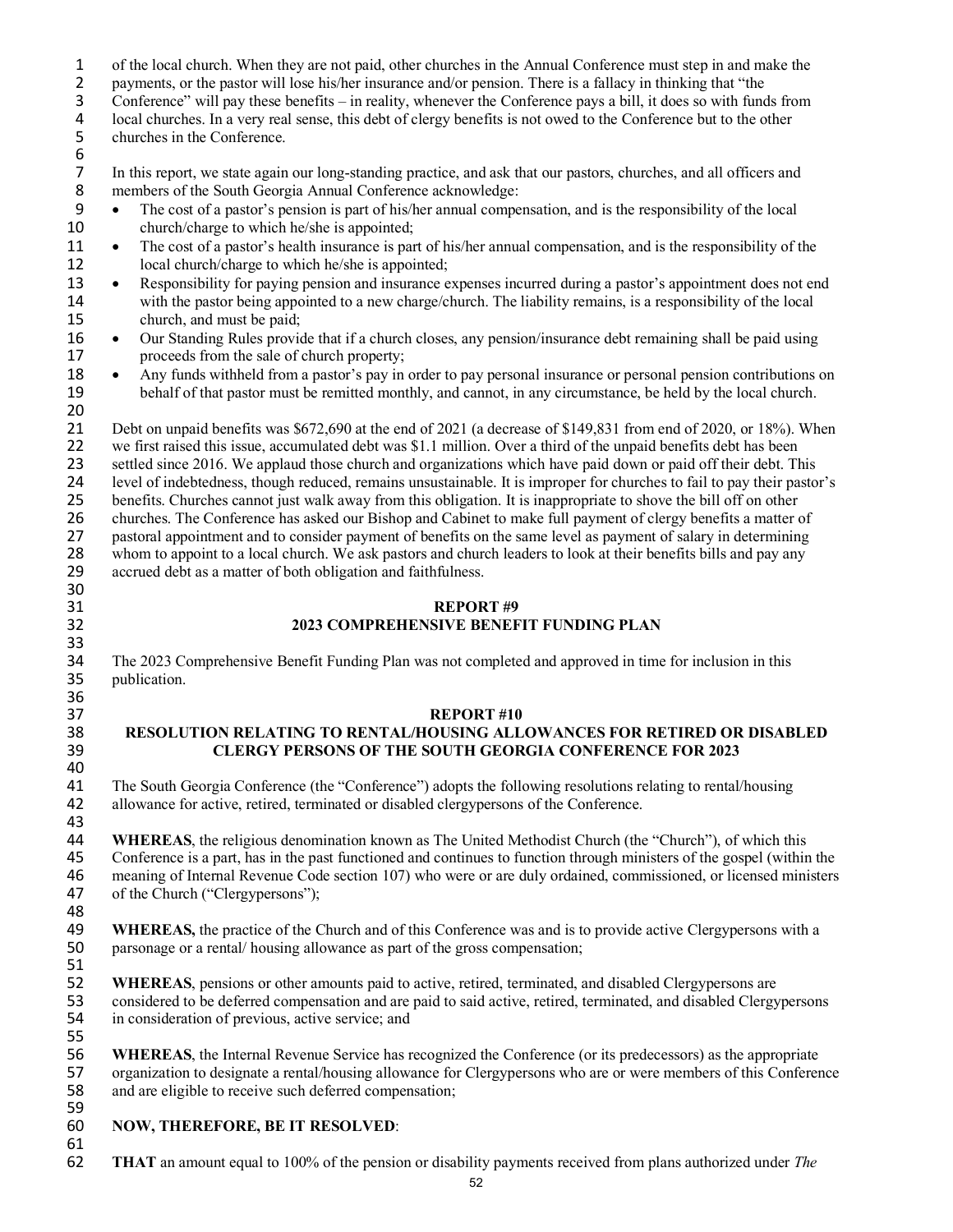of the local church. When they are not paid, other churches in the Annual Conference must step in and make the payments, or the pastor will lose his/her insurance and/or pension. There is a fallacy in thinking that "the Conference" will pay these benefits – in reality, whenever the Conference pays a bill, it does so with funds from local churches. In a very real sense, this debt of clergy benefits is not owed to the Conference but to the other churches in the Conference.

In this report, we state again our long-standing practice, and ask that our pastors, churches, and all officers and members of the South Georgia Annual Conference acknowledge:

- The cost of a pastor's pension is part of his/her annual compensation, and is the responsibility of the local church/charge to which he/she is appointed;
- The cost of a pastor's health insurance is part of his/her annual compensation, and is the responsibility of the local church/charge to which he/she is appointed;
- Responsibility for paying pension and insurance expenses incurred during a pastor's appointment does not end with the pastor being appointed to a new charge/church. The liability remains, is a responsibility of the local church, and must be paid;
- Our Standing Rules provide that if a church closes, any pension/insurance debt remaining shall be paid using proceeds from the sale of church property;
- Any funds withheld from a pastor's pay in order to pay personal insurance or personal pension contributions on behalf of that pastor must be remitted monthly, and cannot, in any circumstance, be held by the local church.

Debt on unpaid benefits was $672,690 at the end of 2021 (a decrease of $149,831 from end of 2020, or 18%). When we first raised this issue, accumulated debt was $1.1 million. Over a third of the unpaid benefits debt has been settled since 2016. We applaud those church and organizations which have paid down or paid off their debt. This level of indebtedness, though reduced, remains unsustainable. It is improper for churches to fail to pay their pastor's benefits. Churches cannot just walk away from this obligation. It is inappropriate to shove the bill off on other churches. The Conference has asked our Bishop and Cabinet to make full payment of clergy benefits a matter of pastoral appointment and to consider payment of benefits on the same level as payment of salary in determining whom to appoint to a local church. We ask pastors and church leaders to look at their benefits bills and pay any accrued debt as a matter of both obligation and faithfulness.

## REPORT #9
## 2023 COMPREHENSIVE BENEFIT FUNDING PLAN

The 2023 Comprehensive Benefit Funding Plan was not completed and approved in time for inclusion in this publication.

## REPORT #10
## RESOLUTION RELATING TO RENTAL/HOUSING ALLOWANCES FOR RETIRED OR DISABLED CLERGY PERSONS OF THE SOUTH GEORGIA CONFERENCE FOR 2023

The South Georgia Conference (the "Conference") adopts the following resolutions relating to rental/housing allowance for active, retired, terminated or disabled clergypersons of the Conference.

**WHEREAS**, the religious denomination known as The United Methodist Church (the "Church"), of which this Conference is a part, has in the past functioned and continues to function through ministers of the gospel (within the meaning of Internal Revenue Code section 107) who were or are duly ordained, commissioned, or licensed ministers of the Church ("Clergypersons");

**WHEREAS,** the practice of the Church and of this Conference was and is to provide active Clergypersons with a parsonage or a rental/ housing allowance as part of the gross compensation;

**WHEREAS**, pensions or other amounts paid to active, retired, terminated, and disabled Clergypersons are considered to be deferred compensation and are paid to said active, retired, terminated, and disabled Clergypersons in consideration of previous, active service; and

**WHEREAS**, the Internal Revenue Service has recognized the Conference (or its predecessors) as the appropriate organization to designate a rental/housing allowance for Clergypersons who are or were members of this Conference and are eligible to receive such deferred compensation;

**NOW, THEREFORE, BE IT RESOLVED**:

**THAT** an amount equal to 100% of the pension or disability payments received from plans authorized under *The*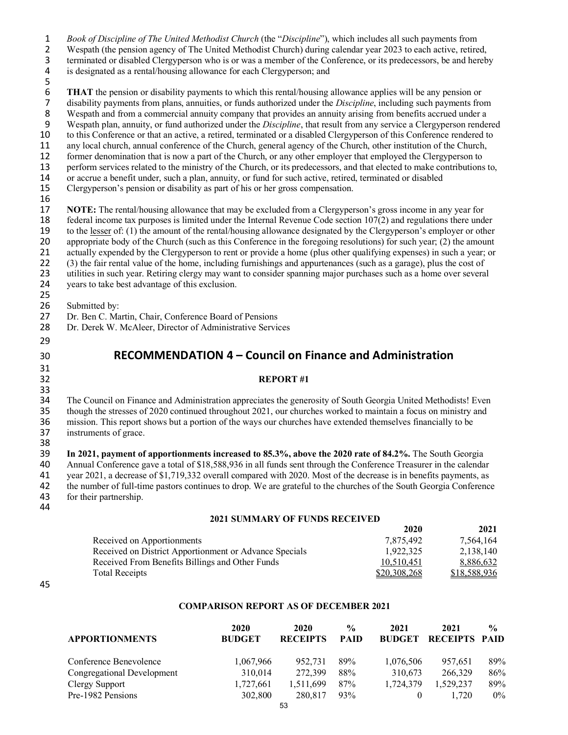*Book of Discipline of The United Methodist Church* (the "*Discipline*"), which includes all such payments from Wespath (the pension agency of The United Methodist Church) during calendar year 2023 to each active, retired, terminated or disabled Clergyperson who is or was a member of the Conference, or its predecessors, be and hereby is designated as a rental/housing allowance for each Clergyperson; and

**THAT** the pension or disability payments to which this rental/housing allowance applies will be any pension or disability payments from plans, annuities, or funds authorized under the *Discipline*, including such payments from Wespath and from a commercial annuity company that provides an annuity arising from benefits accrued under a Wespath plan, annuity, or fund authorized under the *Discipline*, that result from any service a Clergyperson rendered to this Conference or that an active, a retired, terminated or a disabled Clergyperson of this Conference rendered to any local church, annual conference of the Church, general agency of the Church, other institution of the Church, former denomination that is now a part of the Church, or any other employer that employed the Clergyperson to perform services related to the ministry of the Church, or its predecessors, and that elected to make contributions to, or accrue a benefit under, such a plan, annuity, or fund for such active, retired, terminated or disabled Clergyperson's pension or disability as part of his or her gross compensation.

**NOTE:** The rental/housing allowance that may be excluded from a Clergyperson's gross income in any year for federal income tax purposes is limited under the Internal Revenue Code section 107(2) and regulations there under to the lesser of: (1) the amount of the rental/housing allowance designated by the Clergyperson's employer or other appropriate body of the Church (such as this Conference in the foregoing resolutions) for such year; (2) the amount actually expended by the Clergyperson to rent or provide a home (plus other qualifying expenses) in such a year; or (3) the fair rental value of the home, including furnishings and appurtenances (such as a garage), plus the cost of utilities in such year. Retiring clergy may want to consider spanning major purchases such as a home over several years to take best advantage of this exclusion.

Submitted by:
Dr. Ben C. Martin, Chair, Conference Board of Pensions
Dr. Derek W. McAleer, Director of Administrative Services

## RECOMMENDATION 4 – Council on Finance and Administration

**REPORT #1**

The Council on Finance and Administration appreciates the generosity of South Georgia United Methodists! Even though the stresses of 2020 continued throughout 2021, our churches worked to maintain a focus on ministry and mission. This report shows but a portion of the ways our churches have extended themselves financially to be instruments of grace.

**In 2021, payment of apportionments increased to 85.3%, above the 2020 rate of 84.2%.** The South Georgia Annual Conference gave a total of $18,588,936 in all funds sent through the Conference Treasurer in the calendar year 2021, a decrease of $1,719,332 overall compared with 2020. Most of the decrease is in benefits payments, as the number of full-time pastors continues to drop. We are grateful to the churches of the South Georgia Conference for their partnership.

**2021 SUMMARY OF FUNDS RECEIVED**

| | 2020 | 2021 |
|---|---|---|
| Received on Apportionments | 7,875,492 | 7,564,164 |
| Received on District Apportionment or Advance Specials | 1,922,325 | 2,138,140 |
| Received From Benefits Billings and Other Funds | 10,510,451 | 8,886,632 |
| Total Receipts | $20,308,268 | $18,588,936 |

**COMPARISON REPORT AS OF DECEMBER 2021**

| APPORTIONMENTS | 2020 BUDGET | 2020 RECEIPTS | % PAID | 2021 BUDGET | 2021 RECEIPTS | % PAID |
|---|---|---|---|---|---|---|
| Conference Benevolence | 1,067,966 | 952,731 | 89% | 1,076,506 | 957,651 | 89% |
| Congregational Development | 310,014 | 272,399 | 88% | 310,673 | 266,329 | 86% |
| Clergy Support | 1,727,661 | 1,511,699 | 87% | 1,724,379 | 1,529,237 | 89% |
| Pre-1982 Pensions | 302,800 | 280,817 | 93% | 0 | 1,720 | 0% |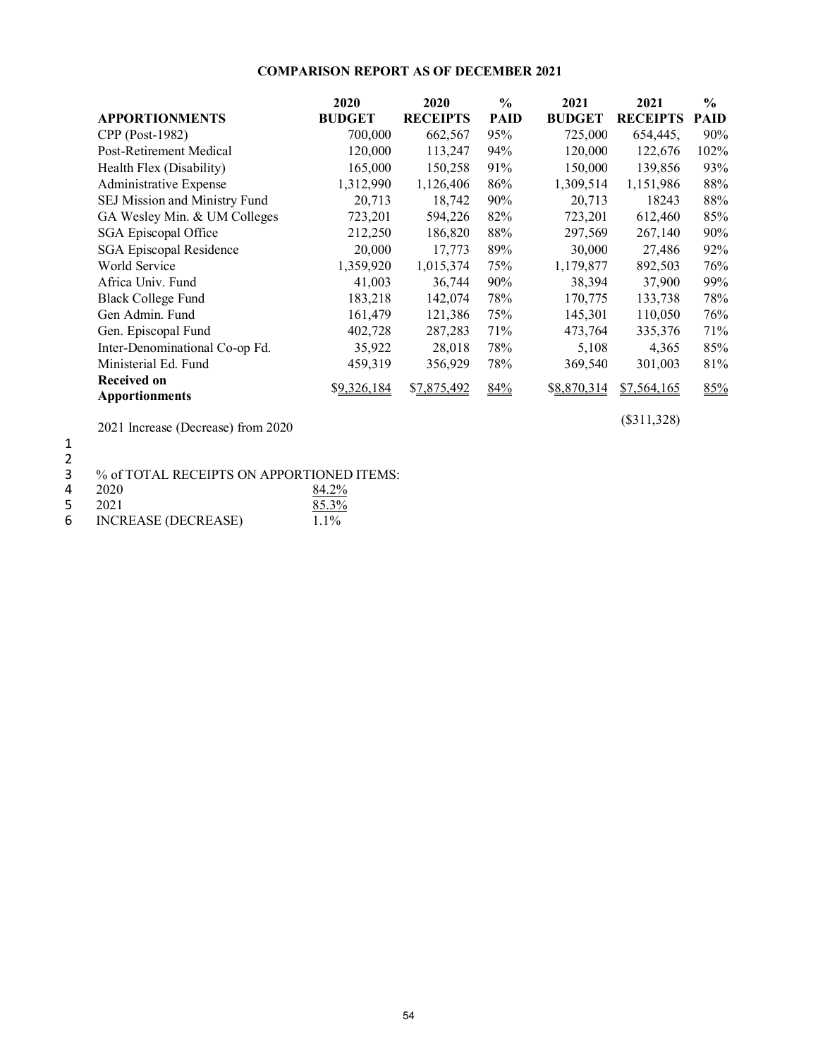# COMPARISON REPORT AS OF DECEMBER 2021

| APPORTIONMENTS | 2020 BUDGET | 2020 RECEIPTS | % PAID | 2021 BUDGET | 2021 RECEIPTS | % PAID |
|---|---|---|---|---|---|---|
| CPP (Post-1982) | 700,000 | 662,567 | 95% | 725,000 | 654,445, | 90% |
| Post-Retirement Medical | 120,000 | 113,247 | 94% | 120,000 | 122,676 | 102% |
| Health Flex (Disability) | 165,000 | 150,258 | 91% | 150,000 | 139,856 | 93% |
| Administrative Expense | 1,312,990 | 1,126,406 | 86% | 1,309,514 | 1,151,986 | 88% |
| SEJ Mission and Ministry Fund | 20,713 | 18,742 | 90% | 20,713 | 18243 | 88% |
| GA Wesley Min. & UM Colleges | 723,201 | 594,226 | 82% | 723,201 | 612,460 | 85% |
| SGA Episcopal Office | 212,250 | 186,820 | 88% | 297,569 | 267,140 | 90% |
| SGA Episcopal Residence | 20,000 | 17,773 | 89% | 30,000 | 27,486 | 92% |
| World Service | 1,359,920 | 1,015,374 | 75% | 1,179,877 | 892,503 | 76% |
| Africa Univ. Fund | 41,003 | 36,744 | 90% | 38,394 | 37,900 | 99% |
| Black College Fund | 183,218 | 142,074 | 78% | 170,775 | 133,738 | 78% |
| Gen Admin. Fund | 161,479 | 121,386 | 75% | 145,301 | 110,050 | 76% |
| Gen. Episcopal Fund | 402,728 | 287,283 | 71% | 473,764 | 335,376 | 71% |
| Inter-Denominational Co-op Fd. | 35,922 | 28,018 | 78% | 5,108 | 4,365 | 85% |
| Ministerial Ed. Fund | 459,319 | 356,929 | 78% | 369,540 | 301,003 | 81% |
| **Received on Apportionments** | $9,326,184 | $7,875,492 | 84% | $8,870,314 | $7,564,165 | 85% |
| 2021 Increase (Decrease) from 2020 | | | | | ($311,328) | |

% of TOTAL RECEIPTS ON APPORTIONED ITEMS:

| | |
|---|---|
| 2020 | 84.2% |
| 2021 | 85.3% |
| INCREASE (DECREASE) | 1.1% |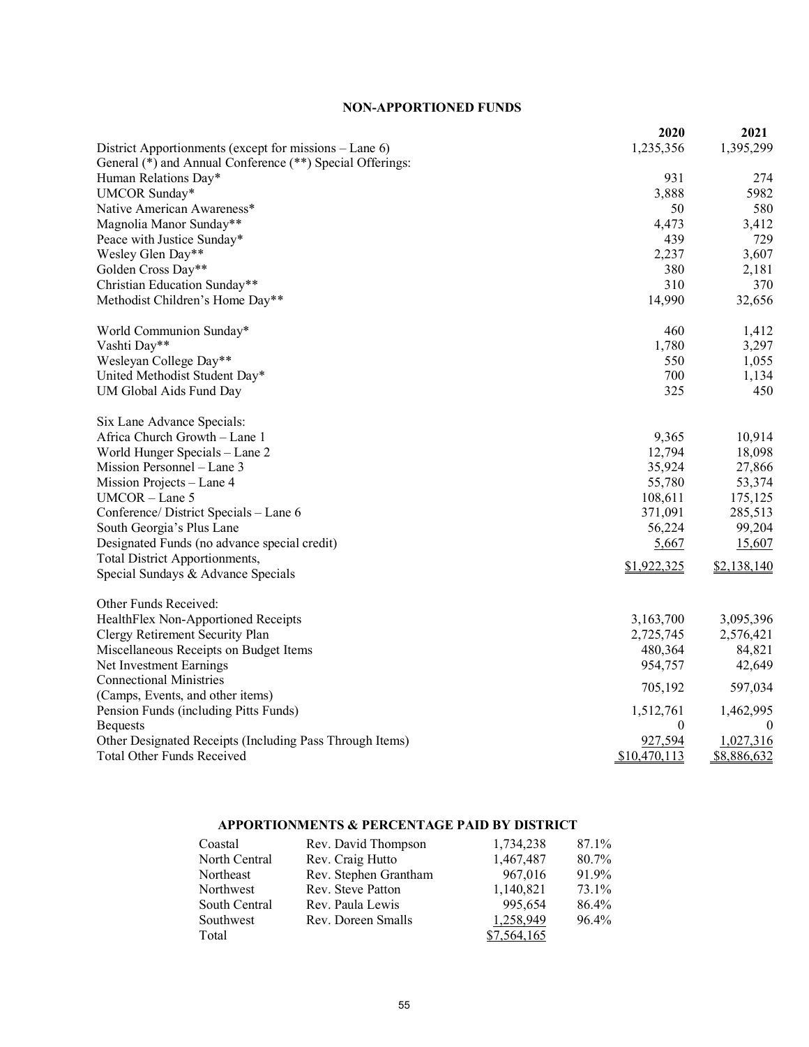## NON-APPORTIONED FUNDS

| | 2020 | 2021 |
|---|---|---|
| District Apportionments (except for missions – Lane 6) | 1,235,356 | 1,395,299 |
| General (*) and Annual Conference (**) Special Offerings: | | |
| Human Relations Day* | 931 | 274 |
| UMCOR Sunday* | 3,888 | 5982 |
| Native American Awareness* | 50 | 580 |
| Magnolia Manor Sunday** | 4,473 | 3,412 |
| Peace with Justice Sunday* | 439 | 729 |
| Wesley Glen Day** | 2,237 | 3,607 |
| Golden Cross Day** | 380 | 2,181 |
| Christian Education Sunday** | 310 | 370 |
| Methodist Children's Home Day** | 14,990 | 32,656 |
| World Communion Sunday* | 460 | 1,412 |
| Vashti Day** | 1,780 | 3,297 |
| Wesleyan College Day** | 550 | 1,055 |
| United Methodist Student Day* | 700 | 1,134 |
| UM Global Aids Fund Day | 325 | 450 |
| Six Lane Advance Specials: | | |
| Africa Church Growth – Lane 1 | 9,365 | 10,914 |
| World Hunger Specials – Lane 2 | 12,794 | 18,098 |
| Mission Personnel – Lane 3 | 35,924 | 27,866 |
| Mission Projects – Lane 4 | 55,780 | 53,374 |
| UMCOR – Lane 5 | 108,611 | 175,125 |
| Conference/ District Specials – Lane 6 | 371,091 | 285,513 |
| South Georgia's Plus Lane | 56,224 | 99,204 |
| Designated Funds (no advance special credit) | 5,667 | 15,607 |
| Total District Apportionments, Special Sundays & Advance Specials | $1,922,325 | $2,138,140 |
| Other Funds Received: | | |
| HealthFlex Non-Apportioned Receipts | 3,163,700 | 3,095,396 |
| Clergy Retirement Security Plan | 2,725,745 | 2,576,421 |
| Miscellaneous Receipts on Budget Items | 480,364 | 84,821 |
| Net Investment Earnings | 954,757 | 42,649 |
| Connectional Ministries (Camps, Events, and other items) | 705,192 | 597,034 |
| Pension Funds (including Pitts Funds) | 1,512,761 | 1,462,995 |
| Bequests | 0 | 0 |
| Other Designated Receipts (Including Pass Through Items) | 927,594 | 1,027,316 |
| Total Other Funds Received | $10,470,113 | $8,886,632 |

## APPORTIONMENTS & PERCENTAGE PAID BY DISTRICT

| | | | |
|---|---|---|---|
| Coastal | Rev. David Thompson | 1,734,238 | 87.1% |
| North Central | Rev. Craig Hutto | 1,467,487 | 80.7% |
| Northeast | Rev. Stephen Grantham | 967,016 | 91.9% |
| Northwest | Rev. Steve Patton | 1,140,821 | 73.1% |
| South Central | Rev. Paula Lewis | 995,654 | 86.4% |
| Southwest | Rev. Doreen Smalls | 1,258,949 | 96.4% |
| Total | | $7,564,165 | |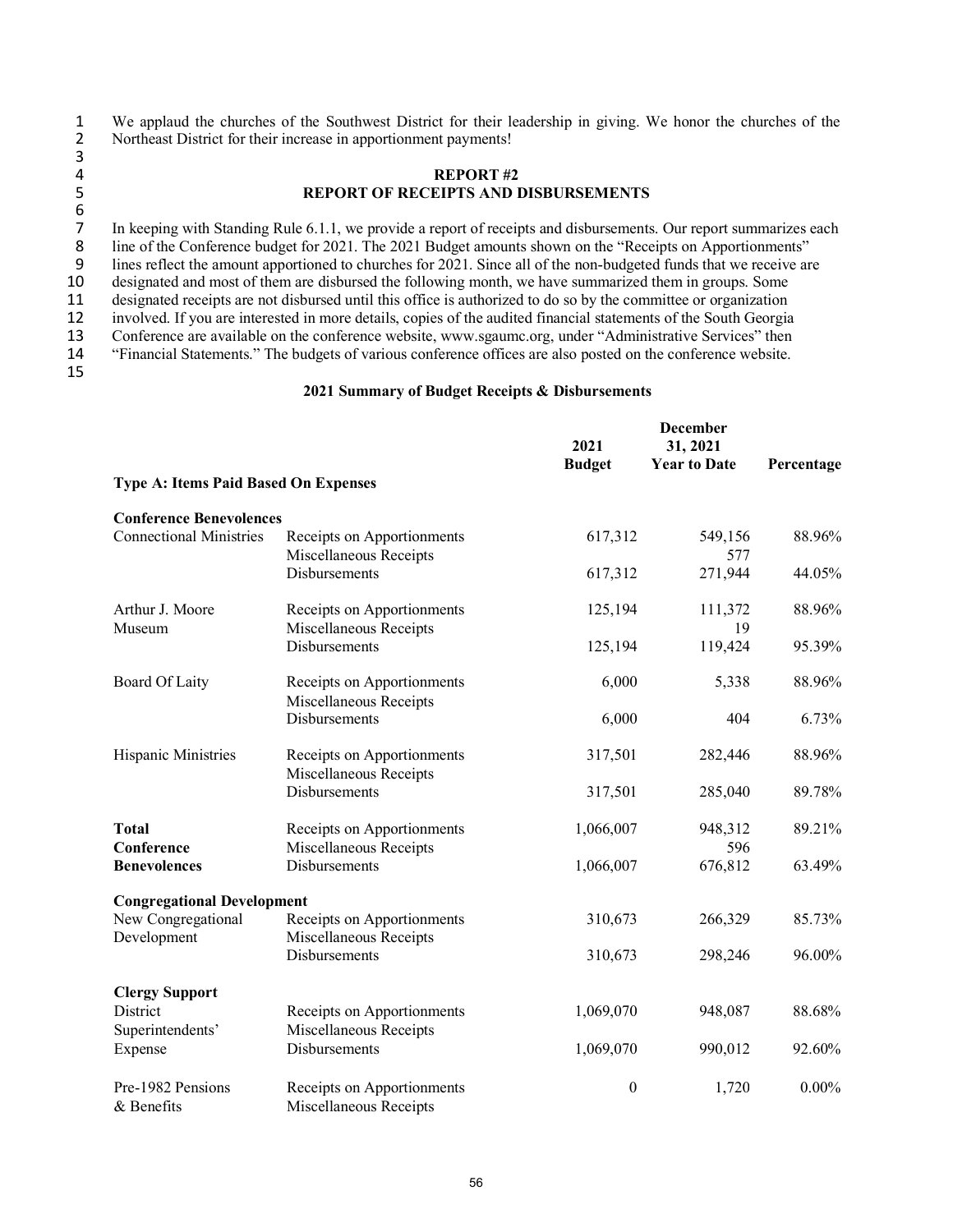We applaud the churches of the Southwest District for their leadership in giving. We honor the churches of the Northeast District for their increase in apportionment payments!

## REPORT #2
## REPORT OF RECEIPTS AND DISBURSEMENTS

In keeping with Standing Rule 6.1.1, we provide a report of receipts and disbursements. Our report summarizes each line of the Conference budget for 2021. The 2021 Budget amounts shown on the "Receipts on Apportionments" lines reflect the amount apportioned to churches for 2021. Since all of the non-budgeted funds that we receive are designated and most of them are disbursed the following month, we have summarized them in groups. Some designated receipts are not disbursed until this office is authorized to do so by the committee or organization involved. If you are interested in more details, copies of the audited financial statements of the South Georgia Conference are available on the conference website, www.sgaumc.org, under "Administrative Services" then "Financial Statements." The budgets of various conference offices are also posted on the conference website.

### 2021 Summary of Budget Receipts & Disbursements

| | | 2021 Budget | December 31, 2021 Year to Date | Percentage |
|---|---|---|---|---|
| **Type A: Items Paid Based On Expenses** | | | | |
| **Conference Benevolences** | | | | |
| Connectional Ministries | Receipts on Apportionments | 617,312 | 549,156 | 88.96% |
| | Miscellaneous Receipts | | 577 | |
| | Disbursements | 617,312 | 271,944 | 44.05% |
| Arthur J. Moore Museum | Receipts on Apportionments | 125,194 | 111,372 | 88.96% |
| | Miscellaneous Receipts | | 19 | |
| | Disbursements | 125,194 | 119,424 | 95.39% |
| Board Of Laity | Receipts on Apportionments | 6,000 | 5,338 | 88.96% |
| | Miscellaneous Receipts | | | |
| | Disbursements | 6,000 | 404 | 6.73% |
| Hispanic Ministries | Receipts on Apportionments | 317,501 | 282,446 | 88.96% |
| | Miscellaneous Receipts | | | |
| | Disbursements | 317,501 | 285,040 | 89.78% |
| **Total Conference Benevolences** | Receipts on Apportionments | 1,066,007 | 948,312 | 89.21% |
| | Miscellaneous Receipts | | 596 | |
| | Disbursements | 1,066,007 | 676,812 | 63.49% |
| **Congregational Development** | | | | |
| New Congregational Development | Receipts on Apportionments | 310,673 | 266,329 | 85.73% |
| | Miscellaneous Receipts | | | |
| | Disbursements | 310,673 | 298,246 | 96.00% |
| **Clergy Support** | | | | |
| District Superintendents' Expense | Receipts on Apportionments | 1,069,070 | 948,087 | 88.68% |
| | Miscellaneous Receipts | | | |
| | Disbursements | 1,069,070 | 990,012 | 92.60% |
| Pre-1982 Pensions & Benefits | Receipts on Apportionments | 0 | 1,720 | 0.00% |
| | Miscellaneous Receipts | | | |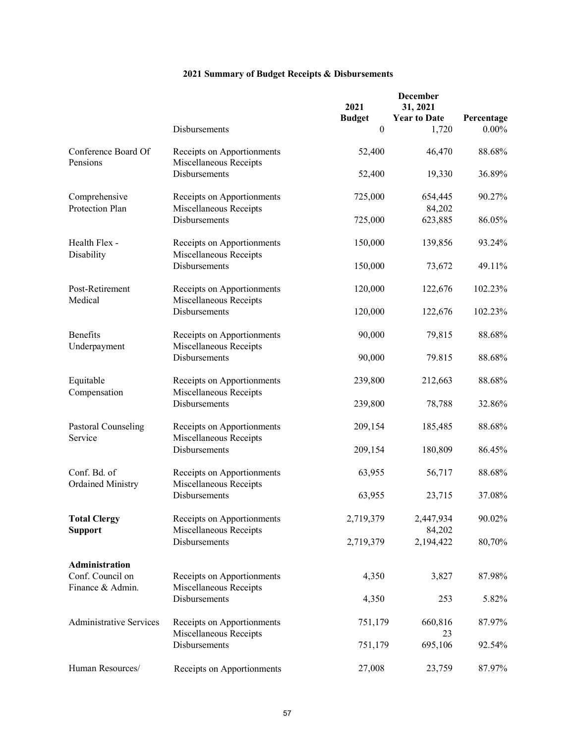## 2021 Summary of Budget Receipts & Disbursements

| | | 2021 Budget | December 31, 2021 Year to Date | Percentage |
|---|---|---|---|---|
| | Disbursements | 0 | 1,720 | 0.00% |
| Conference Board Of Pensions | Receipts on Apportionments | 52,400 | 46,470 | 88.68% |
| | Miscellaneous Receipts | | | |
| | Disbursements | 52,400 | 19,330 | 36.89% |
| Comprehensive Protection Plan | Receipts on Apportionments | 725,000 | 654,445 | 90.27% |
| | Miscellaneous Receipts | | 84,202 | |
| | Disbursements | 725,000 | 623,885 | 86.05% |
| Health Flex - Disability | Receipts on Apportionments | 150,000 | 139,856 | 93.24% |
| | Miscellaneous Receipts | | | |
| | Disbursements | 150,000 | 73,672 | 49.11% |
| Post-Retirement Medical | Receipts on Apportionments | 120,000 | 122,676 | 102.23% |
| | Miscellaneous Receipts | | | |
| | Disbursements | 120,000 | 122,676 | 102.23% |
| Benefits Underpayment | Receipts on Apportionments | 90,000 | 79,815 | 88.68% |
| | Miscellaneous Receipts | | | |
| | Disbursements | 90,000 | 79.815 | 88.68% |
| Equitable Compensation | Receipts on Apportionments | 239,800 | 212,663 | 88.68% |
| | Miscellaneous Receipts | | | |
| | Disbursements | 239,800 | 78,788 | 32.86% |
| Pastoral Counseling Service | Receipts on Apportionments | 209,154 | 185,485 | 88.68% |
| | Miscellaneous Receipts | | | |
| | Disbursements | 209,154 | 180,809 | 86.45% |
| Conf. Bd. of Ordained Ministry | Receipts on Apportionments | 63,955 | 56,717 | 88.68% |
| | Miscellaneous Receipts | | | |
| | Disbursements | 63,955 | 23,715 | 37.08% |
| **Total Clergy Support** | Receipts on Apportionments | 2,719,379 | 2,447,934 | 90.02% |
| | Miscellaneous Receipts | | 84,202 | |
| | Disbursements | 2,719,379 | 2,194,422 | 80,70% |
| **Administration** | | | | |
| Conf. Council on Finance & Admin. | Receipts on Apportionments | 4,350 | 3,827 | 87.98% |
| | Miscellaneous Receipts | | | |
| | Disbursements | 4,350 | 253 | 5.82% |
| Administrative Services | Receipts on Apportionments | 751,179 | 660,816 | 87.97% |
| | Miscellaneous Receipts | | 23 | |
| | Disbursements | 751,179 | 695,106 | 92.54% |
| Human Resources/ | Receipts on Apportionments | 27,008 | 23,759 | 87.97% |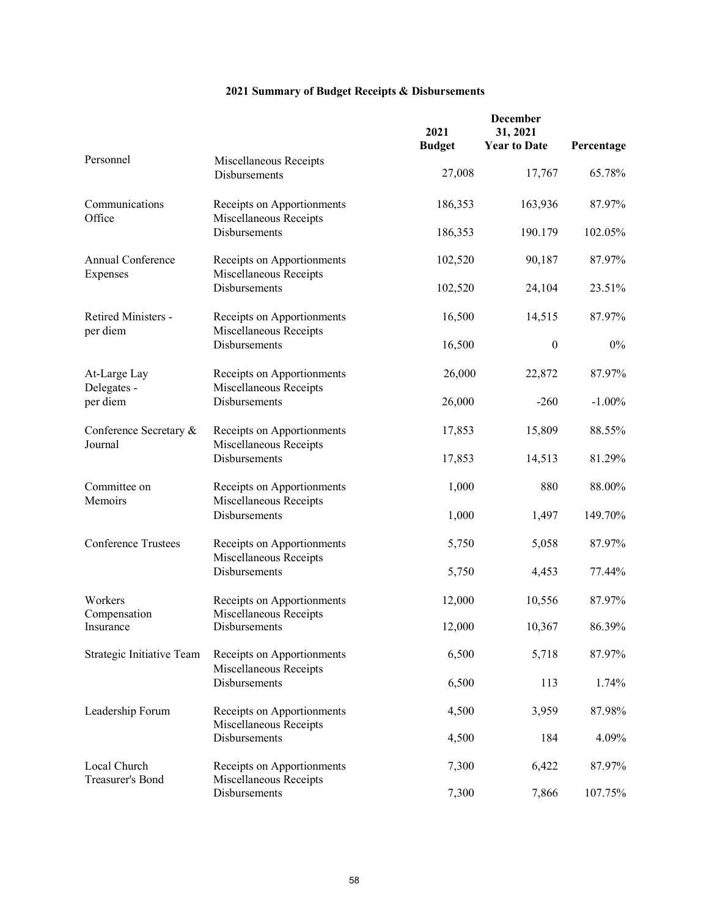## 2021 Summary of Budget Receipts & Disbursements

| | | 2021 Budget | December 31, 2021 Year to Date | Percentage |
|---|---|---|---|---|
| Personnel | Miscellaneous Receipts | | | |
| | Disbursements | 27,008 | 17,767 | 65.78% |
| Communications Office | Receipts on Apportionments | 186,353 | 163,936 | 87.97% |
| | Miscellaneous Receipts | | | |
| | Disbursements | 186,353 | 190.179 | 102.05% |
| Annual Conference Expenses | Receipts on Apportionments | 102,520 | 90,187 | 87.97% |
| | Miscellaneous Receipts | | | |
| | Disbursements | 102,520 | 24,104 | 23.51% |
| Retired Ministers - per diem | Receipts on Apportionments | 16,500 | 14,515 | 87.97% |
| | Miscellaneous Receipts | | | |
| | Disbursements | 16,500 | 0 | 0% |
| At-Large Lay Delegates - per diem | Receipts on Apportionments | 26,000 | 22,872 | 87.97% |
| | Miscellaneous Receipts | | | |
| | Disbursements | 26,000 | -260 | -1.00% |
| Conference Secretary & Journal | Receipts on Apportionments | 17,853 | 15,809 | 88.55% |
| | Miscellaneous Receipts | | | |
| | Disbursements | 17,853 | 14,513 | 81.29% |
| Committee on Memoirs | Receipts on Apportionments | 1,000 | 880 | 88.00% |
| | Miscellaneous Receipts | | | |
| | Disbursements | 1,000 | 1,497 | 149.70% |
| Conference Trustees | Receipts on Apportionments | 5,750 | 5,058 | 87.97% |
| | Miscellaneous Receipts | | | |
| | Disbursements | 5,750 | 4,453 | 77.44% |
| Workers Compensation Insurance | Receipts on Apportionments | 12,000 | 10,556 | 87.97% |
| | Miscellaneous Receipts | | | |
| | Disbursements | 12,000 | 10,367 | 86.39% |
| Strategic Initiative Team | Receipts on Apportionments | 6,500 | 5,718 | 87.97% |
| | Miscellaneous Receipts | | | |
| | Disbursements | 6,500 | 113 | 1.74% |
| Leadership Forum | Receipts on Apportionments | 4,500 | 3,959 | 87.98% |
| | Miscellaneous Receipts | | | |
| | Disbursements | 4,500 | 184 | 4.09% |
| Local Church Treasurer's Bond | Receipts on Apportionments | 7,300 | 6,422 | 87.97% |
| | Miscellaneous Receipts | | | |
| | Disbursements | 7,300 | 7,866 | 107.75% |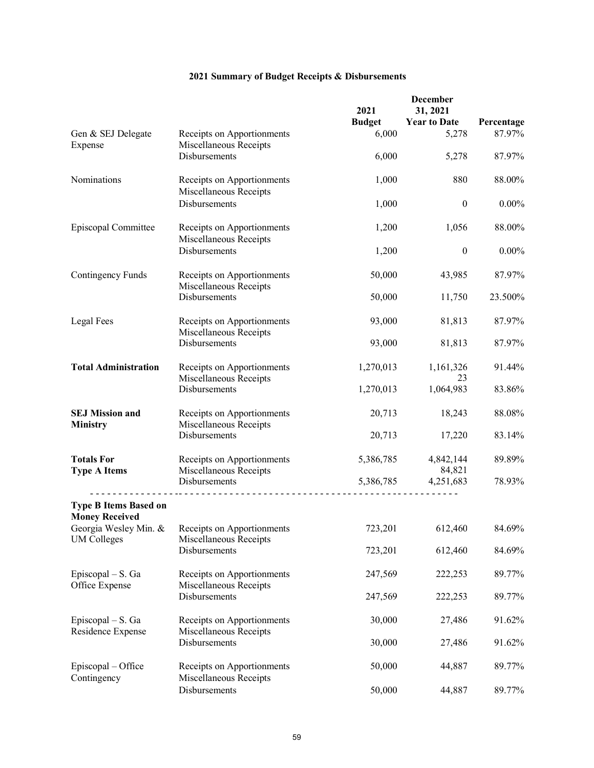## 2021 Summary of Budget Receipts & Disbursements

| | | 2021 Budget | December 31, 2021 Year to Date | Percentage |
|---|---|---|---|---|
| Gen & SEJ Delegate Expense | Receipts on Apportionments | 6,000 | 5,278 | 87.97% |
| | Miscellaneous Receipts | | | |
| | Disbursements | 6,000 | 5,278 | 87.97% |
| Nominations | Receipts on Apportionments | 1,000 | 880 | 88.00% |
| | Miscellaneous Receipts | | | |
| | Disbursements | 1,000 | 0 | 0.00% |
| Episcopal Committee | Receipts on Apportionments | 1,200 | 1,056 | 88.00% |
| | Miscellaneous Receipts | | | |
| | Disbursements | 1,200 | 0 | 0.00% |
| Contingency Funds | Receipts on Apportionments | 50,000 | 43,985 | 87.97% |
| | Miscellaneous Receipts | | | |
| | Disbursements | 50,000 | 11,750 | 23.500% |
| Legal Fees | Receipts on Apportionments | 93,000 | 81,813 | 87.97% |
| | Miscellaneous Receipts | | | |
| | Disbursements | 93,000 | 81,813 | 87.97% |
| **Total Administration** | Receipts on Apportionments | 1,270,013 | 1,161,326 | 91.44% |
| | Miscellaneous Receipts | | 23 | |
| | Disbursements | 1,270,013 | 1,064,983 | 83.86% |
| **SEJ Mission and Ministry** | Receipts on Apportionments | 20,713 | 18,243 | 88.08% |
| | Miscellaneous Receipts | | | |
| | Disbursements | 20,713 | 17,220 | 83.14% |
| **Totals For Type A Items** | Receipts on Apportionments | 5,386,785 | 4,842,144 | 89.89% |
| | Miscellaneous Receipts | | 84,821 | |
| | Disbursements | 5,386,785 | 4,251,683 | 78.93% |
| **Type B Items Based on Money Received** | | | | |
| Georgia Wesley Min. & UM Colleges | Receipts on Apportionments | 723,201 | 612,460 | 84.69% |
| | Miscellaneous Receipts | | | |
| | Disbursements | 723,201 | 612,460 | 84.69% |
| Episcopal – S. Ga Office Expense | Receipts on Apportionments | 247,569 | 222,253 | 89.77% |
| | Miscellaneous Receipts | | | |
| | Disbursements | 247,569 | 222,253 | 89.77% |
| Episcopal – S. Ga Residence Expense | Receipts on Apportionments | 30,000 | 27,486 | 91.62% |
| | Miscellaneous Receipts | | | |
| | Disbursements | 30,000 | 27,486 | 91.62% |
| Episcopal – Office Contingency | Receipts on Apportionments | 50,000 | 44,887 | 89.77% |
| | Miscellaneous Receipts | | | |
| | Disbursements | 50,000 | 44,887 | 89.77% |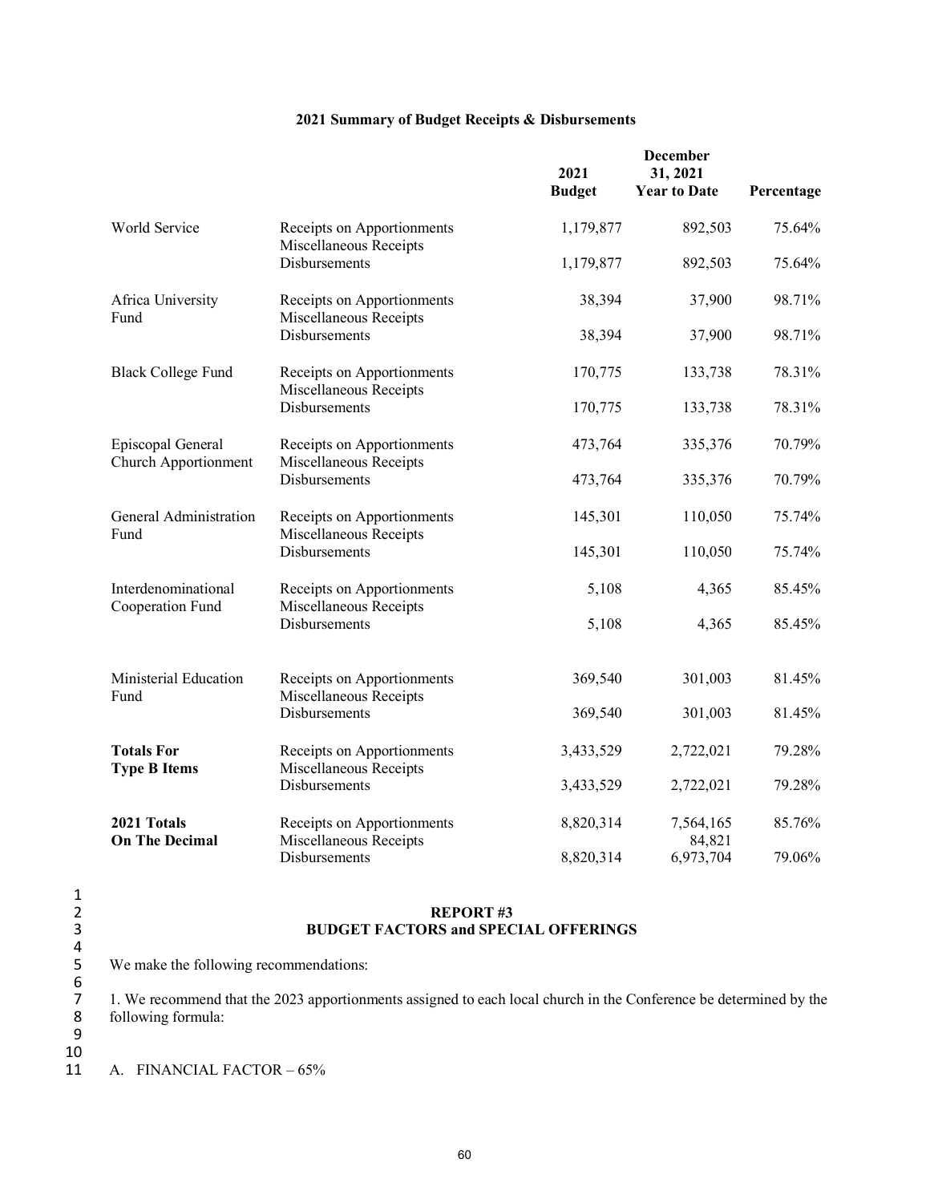**2021 Summary of Budget Receipts & Disbursements**

| | | 2021 Budget | December 31, 2021 Year to Date | Percentage |
|---|---|---|---|---|
| World Service | Receipts on Apportionments | 1,179,877 | 892,503 | 75.64% |
| | Miscellaneous Receipts | | | |
| | Disbursements | 1,179,877 | 892,503 | 75.64% |
| Africa University Fund | Receipts on Apportionments | 38,394 | 37,900 | 98.71% |
| | Miscellaneous Receipts | | | |
| | Disbursements | 38,394 | 37,900 | 98.71% |
| Black College Fund | Receipts on Apportionments | 170,775 | 133,738 | 78.31% |
| | Miscellaneous Receipts | | | |
| | Disbursements | 170,775 | 133,738 | 78.31% |
| Episcopal General Church Apportionment | Receipts on Apportionments | 473,764 | 335,376 | 70.79% |
| | Miscellaneous Receipts | | | |
| | Disbursements | 473,764 | 335,376 | 70.79% |
| General Administration Fund | Receipts on Apportionments | 145,301 | 110,050 | 75.74% |
| | Miscellaneous Receipts | | | |
| | Disbursements | 145,301 | 110,050 | 75.74% |
| Interdenominational Cooperation Fund | Receipts on Apportionments | 5,108 | 4,365 | 85.45% |
| | Miscellaneous Receipts | | | |
| | Disbursements | 5,108 | 4,365 | 85.45% |
| Ministerial Education Fund | Receipts on Apportionments | 369,540 | 301,003 | 81.45% |
| | Miscellaneous Receipts | | | |
| | Disbursements | 369,540 | 301,003 | 81.45% |
| **Totals For Type B Items** | Receipts on Apportionments | 3,433,529 | 2,722,021 | 79.28% |
| | Miscellaneous Receipts | | | |
| | Disbursements | 3,433,529 | 2,722,021 | 79.28% |
| **2021 Totals On The Decimal** | Receipts on Apportionments | 8,820,314 | 7,564,165 | 85.76% |
| | Miscellaneous Receipts | | 84,821 | |
| | Disbursements | 8,820,314 | 6,973,704 | 79.06% |

## REPORT #3
## BUDGET FACTORS and SPECIAL OFFERINGS

We make the following recommendations:

1. We recommend that the 2023 apportionments assigned to each local church in the Conference be determined by the following formula:

A. FINANCIAL FACTOR – 65%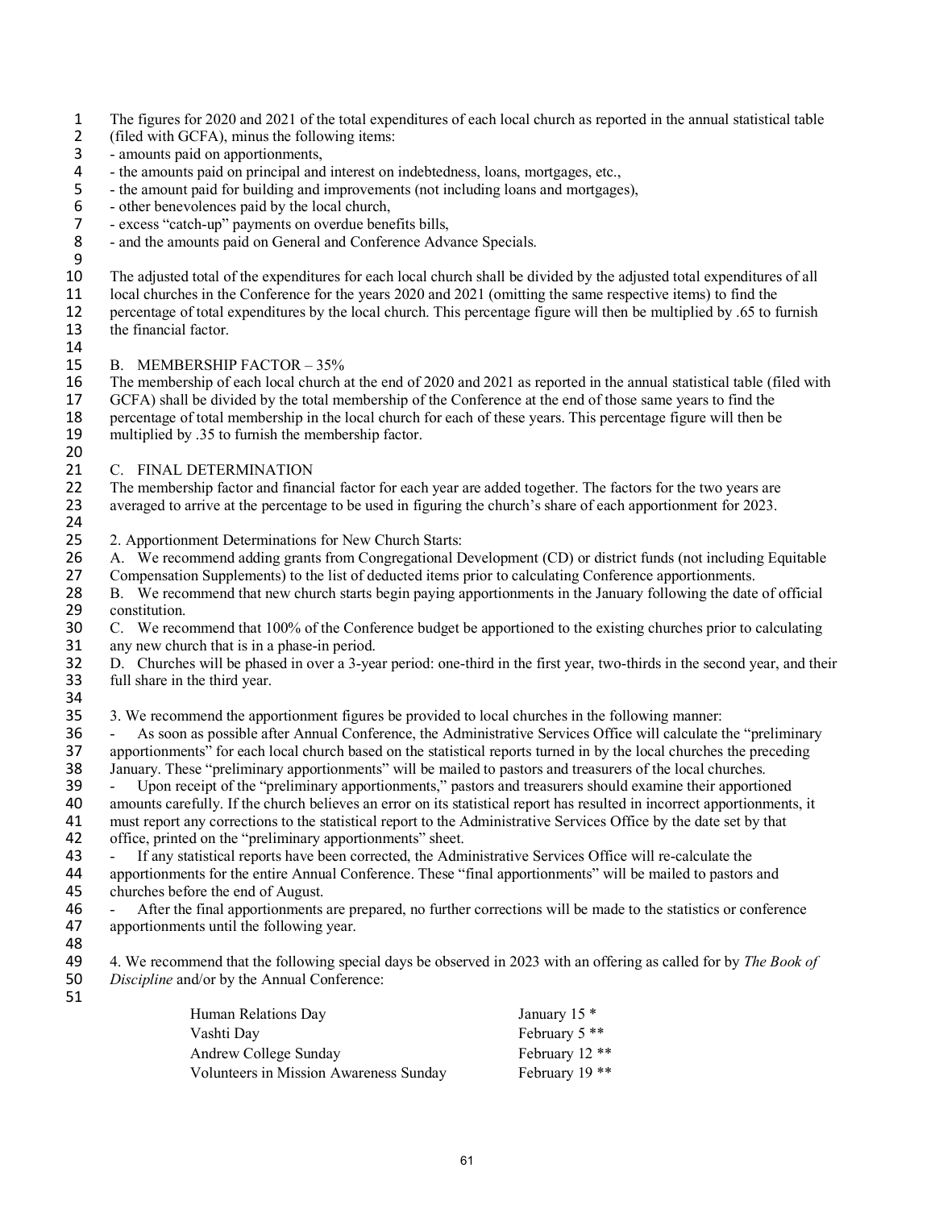The figures for 2020 and 2021 of the total expenditures of each local church as reported in the annual statistical table (filed with GCFA), minus the following items:

- amounts paid on apportionments,
- the amounts paid on principal and interest on indebtedness, loans, mortgages, etc.,
- the amount paid for building and improvements (not including loans and mortgages),
- other benevolences paid by the local church,
- excess "catch-up" payments on overdue benefits bills,
- and the amounts paid on General and Conference Advance Specials.

The adjusted total of the expenditures for each local church shall be divided by the adjusted total expenditures of all local churches in the Conference for the years 2020 and 2021 (omitting the same respective items) to find the percentage of total expenditures by the local church. This percentage figure will then be multiplied by .65 to furnish the financial factor.

B. MEMBERSHIP FACTOR – 35%

The membership of each local church at the end of 2020 and 2021 as reported in the annual statistical table (filed with GCFA) shall be divided by the total membership of the Conference at the end of those same years to find the percentage of total membership in the local church for each of these years. This percentage figure will then be multiplied by .35 to furnish the membership factor.

C. FINAL DETERMINATION

The membership factor and financial factor for each year are added together. The factors for the two years are averaged to arrive at the percentage to be used in figuring the church's share of each apportionment for 2023.

2. Apportionment Determinations for New Church Starts:

A. We recommend adding grants from Congregational Development (CD) or district funds (not including Equitable Compensation Supplements) to the list of deducted items prior to calculating Conference apportionments.

B. We recommend that new church starts begin paying apportionments in the January following the date of official constitution.

C. We recommend that 100% of the Conference budget be apportioned to the existing churches prior to calculating any new church that is in a phase-in period.

D. Churches will be phased in over a 3-year period: one-third in the first year, two-thirds in the second year, and their full share in the third year.

3. We recommend the apportionment figures be provided to local churches in the following manner:

- As soon as possible after Annual Conference, the Administrative Services Office will calculate the "preliminary apportionments" for each local church based on the statistical reports turned in by the local churches the preceding January. These "preliminary apportionments" will be mailed to pastors and treasurers of the local churches.
- Upon receipt of the "preliminary apportionments," pastors and treasurers should examine their apportioned amounts carefully. If the church believes an error on its statistical report has resulted in incorrect apportionments, it must report any corrections to the statistical report to the Administrative Services Office by the date set by that office, printed on the "preliminary apportionments" sheet.
- If any statistical reports have been corrected, the Administrative Services Office will re-calculate the apportionments for the entire Annual Conference. These "final apportionments" will be mailed to pastors and churches before the end of August.
- After the final apportionments are prepared, no further corrections will be made to the statistics or conference apportionments until the following year.

4. We recommend that the following special days be observed in 2023 with an offering as called for by *The Book of Discipline* and/or by the Annual Conference:

| | |
|---|---|
| Human Relations Day | January 15 * |
| Vashti Day | February 5 ** |
| Andrew College Sunday | February 12 ** |
| Volunteers in Mission Awareness Sunday | February 19 ** |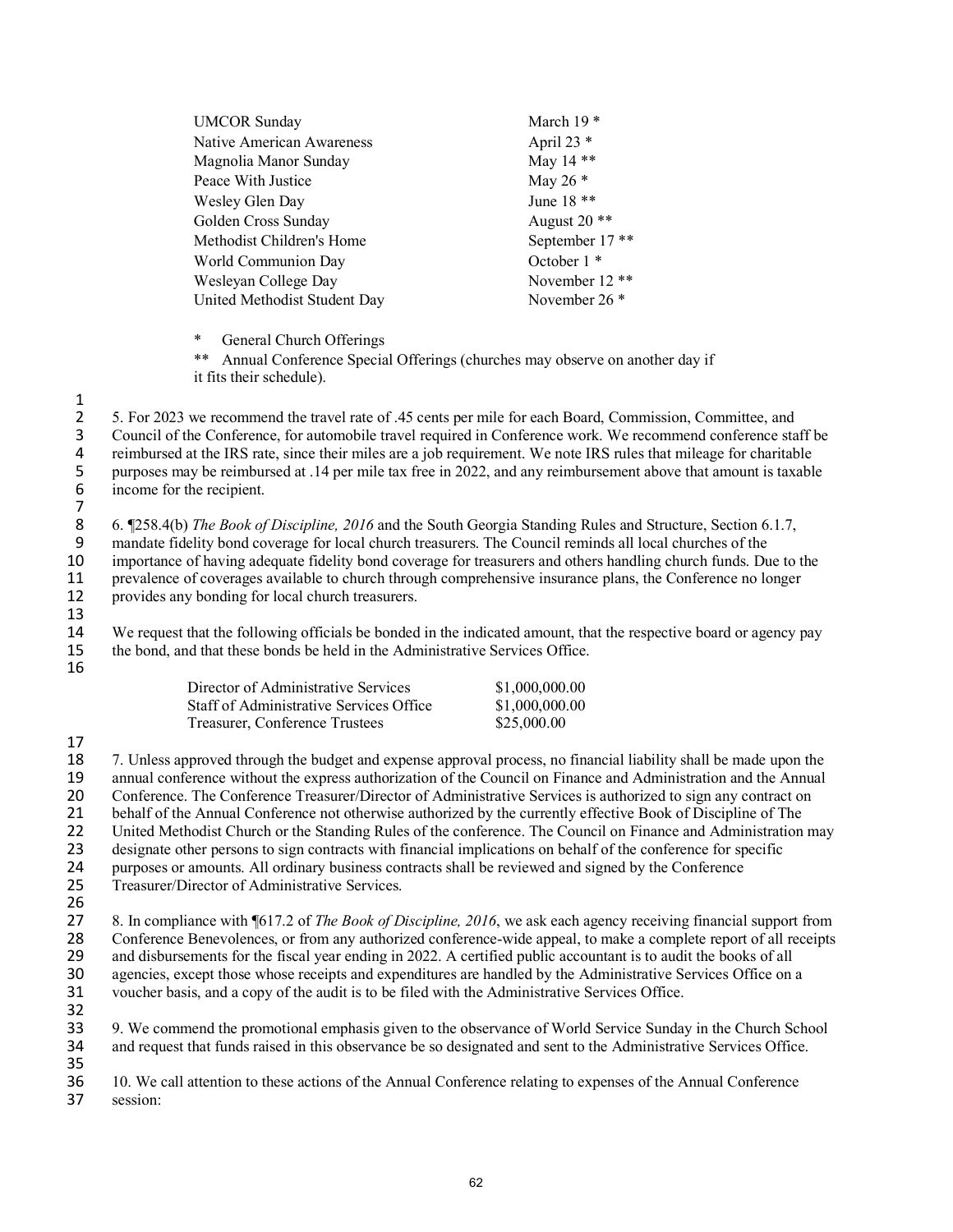| | |
|---|---|
| UMCOR Sunday | March 19 * |
| Native American Awareness | April 23 * |
| Magnolia Manor Sunday | May 14 ** |
| Peace With Justice | May 26 * |
| Wesley Glen Day | June 18 ** |
| Golden Cross Sunday | August 20 ** |
| Methodist Children's Home | September 17 ** |
| World Communion Day | October 1 * |
| Wesleyan College Day | November 12 ** |
| United Methodist Student Day | November 26 * |

\* General Church Offerings

\*\* Annual Conference Special Offerings (churches may observe on another day if it fits their schedule).

5. For 2023 we recommend the travel rate of .45 cents per mile for each Board, Commission, Committee, and Council of the Conference, for automobile travel required in Conference work. We recommend conference staff be reimbursed at the IRS rate, since their miles are a job requirement. We note IRS rules that mileage for charitable purposes may be reimbursed at .14 per mile tax free in 2022, and any reimbursement above that amount is taxable income for the recipient.

6. ¶258.4(b) *The Book of Discipline, 2016* and the South Georgia Standing Rules and Structure, Section 6.1.7, mandate fidelity bond coverage for local church treasurers. The Council reminds all local churches of the importance of having adequate fidelity bond coverage for treasurers and others handling church funds. Due to the prevalence of coverages available to church through comprehensive insurance plans, the Conference no longer provides any bonding for local church treasurers.

We request that the following officials be bonded in the indicated amount, that the respective board or agency pay the bond, and that these bonds be held in the Administrative Services Office.

| | |
|---|---|
| Director of Administrative Services | $1,000,000.00 |
| Staff of Administrative Services Office | $1,000,000.00 |
| Treasurer, Conference Trustees | $25,000.00 |

7. Unless approved through the budget and expense approval process, no financial liability shall be made upon the annual conference without the express authorization of the Council on Finance and Administration and the Annual Conference. The Conference Treasurer/Director of Administrative Services is authorized to sign any contract on behalf of the Annual Conference not otherwise authorized by the currently effective Book of Discipline of The United Methodist Church or the Standing Rules of the conference. The Council on Finance and Administration may designate other persons to sign contracts with financial implications on behalf of the conference for specific purposes or amounts. All ordinary business contracts shall be reviewed and signed by the Conference Treasurer/Director of Administrative Services.

8. In compliance with ¶617.2 of *The Book of Discipline, 2016*, we ask each agency receiving financial support from Conference Benevolences, or from any authorized conference-wide appeal, to make a complete report of all receipts and disbursements for the fiscal year ending in 2022. A certified public accountant is to audit the books of all agencies, except those whose receipts and expenditures are handled by the Administrative Services Office on a voucher basis, and a copy of the audit is to be filed with the Administrative Services Office.

9. We commend the promotional emphasis given to the observance of World Service Sunday in the Church School and request that funds raised in this observance be so designated and sent to the Administrative Services Office.

10. We call attention to these actions of the Annual Conference relating to expenses of the Annual Conference session: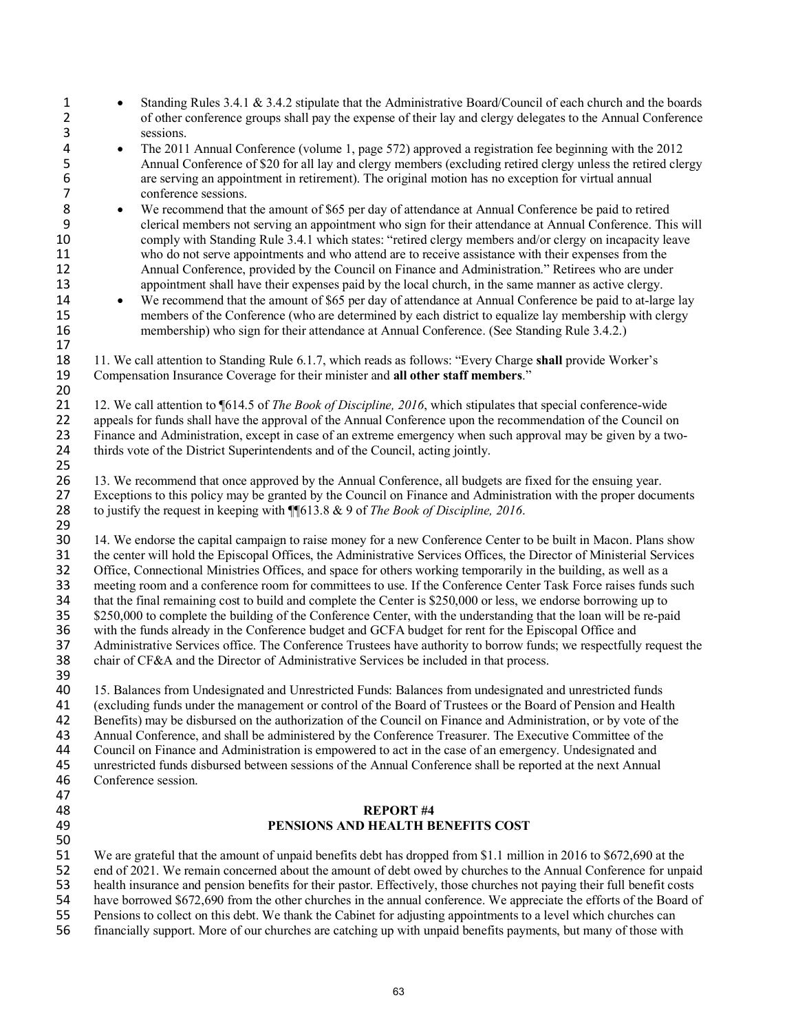- Standing Rules 3.4.1 & 3.4.2 stipulate that the Administrative Board/Council of each church and the boards of other conference groups shall pay the expense of their lay and clergy delegates to the Annual Conference sessions.
- The 2011 Annual Conference (volume 1, page 572) approved a registration fee beginning with the 2012 Annual Conference of $20 for all lay and clergy members (excluding retired clergy unless the retired clergy are serving an appointment in retirement). The original motion has no exception for virtual annual conference sessions.
- We recommend that the amount of $65 per day of attendance at Annual Conference be paid to retired clerical members not serving an appointment who sign for their attendance at Annual Conference. This will comply with Standing Rule 3.4.1 which states: "retired clergy members and/or clergy on incapacity leave who do not serve appointments and who attend are to receive assistance with their expenses from the Annual Conference, provided by the Council on Finance and Administration." Retirees who are under appointment shall have their expenses paid by the local church, in the same manner as active clergy.
- We recommend that the amount of $65 per day of attendance at Annual Conference be paid to at-large lay members of the Conference (who are determined by each district to equalize lay membership with clergy membership) who sign for their attendance at Annual Conference. (See Standing Rule 3.4.2.)

11. We call attention to Standing Rule 6.1.7, which reads as follows: "Every Charge **shall** provide Worker's Compensation Insurance Coverage for their minister and **all other staff members**."

12. We call attention to ¶614.5 of *The Book of Discipline, 2016*, which stipulates that special conference-wide appeals for funds shall have the approval of the Annual Conference upon the recommendation of the Council on Finance and Administration, except in case of an extreme emergency when such approval may be given by a two-thirds vote of the District Superintendents and of the Council, acting jointly.

13. We recommend that once approved by the Annual Conference, all budgets are fixed for the ensuing year. Exceptions to this policy may be granted by the Council on Finance and Administration with the proper documents to justify the request in keeping with ¶¶613.8 & 9 of *The Book of Discipline, 2016*.

14. We endorse the capital campaign to raise money for a new Conference Center to be built in Macon. Plans show the center will hold the Episcopal Offices, the Administrative Services Offices, the Director of Ministerial Services Office, Connectional Ministries Offices, and space for others working temporarily in the building, as well as a meeting room and a conference room for committees to use. If the Conference Center Task Force raises funds such that the final remaining cost to build and complete the Center is $250,000 or less, we endorse borrowing up to $250,000 to complete the building of the Conference Center, with the understanding that the loan will be re-paid with the funds already in the Conference budget and GCFA budget for rent for the Episcopal Office and Administrative Services office. The Conference Trustees have authority to borrow funds; we respectfully request the chair of CF&A and the Director of Administrative Services be included in that process.

15. Balances from Undesignated and Unrestricted Funds: Balances from undesignated and unrestricted funds (excluding funds under the management or control of the Board of Trustees or the Board of Pension and Health Benefits) may be disbursed on the authorization of the Council on Finance and Administration, or by vote of the Annual Conference, and shall be administered by the Conference Treasurer. The Executive Committee of the Council on Finance and Administration is empowered to act in the case of an emergency. Undesignated and unrestricted funds disbursed between sessions of the Annual Conference shall be reported at the next Annual Conference session.

## REPORT #4
## PENSIONS AND HEALTH BENEFITS COST

We are grateful that the amount of unpaid benefits debt has dropped from $1.1 million in 2016 to $672,690 at the end of 2021. We remain concerned about the amount of debt owed by churches to the Annual Conference for unpaid health insurance and pension benefits for their pastor. Effectively, those churches not paying their full benefit costs have borrowed $672,690 from the other churches in the annual conference. We appreciate the efforts of the Board of Pensions to collect on this debt. We thank the Cabinet for adjusting appointments to a level which churches can financially support. More of our churches are catching up with unpaid benefits payments, but many of those with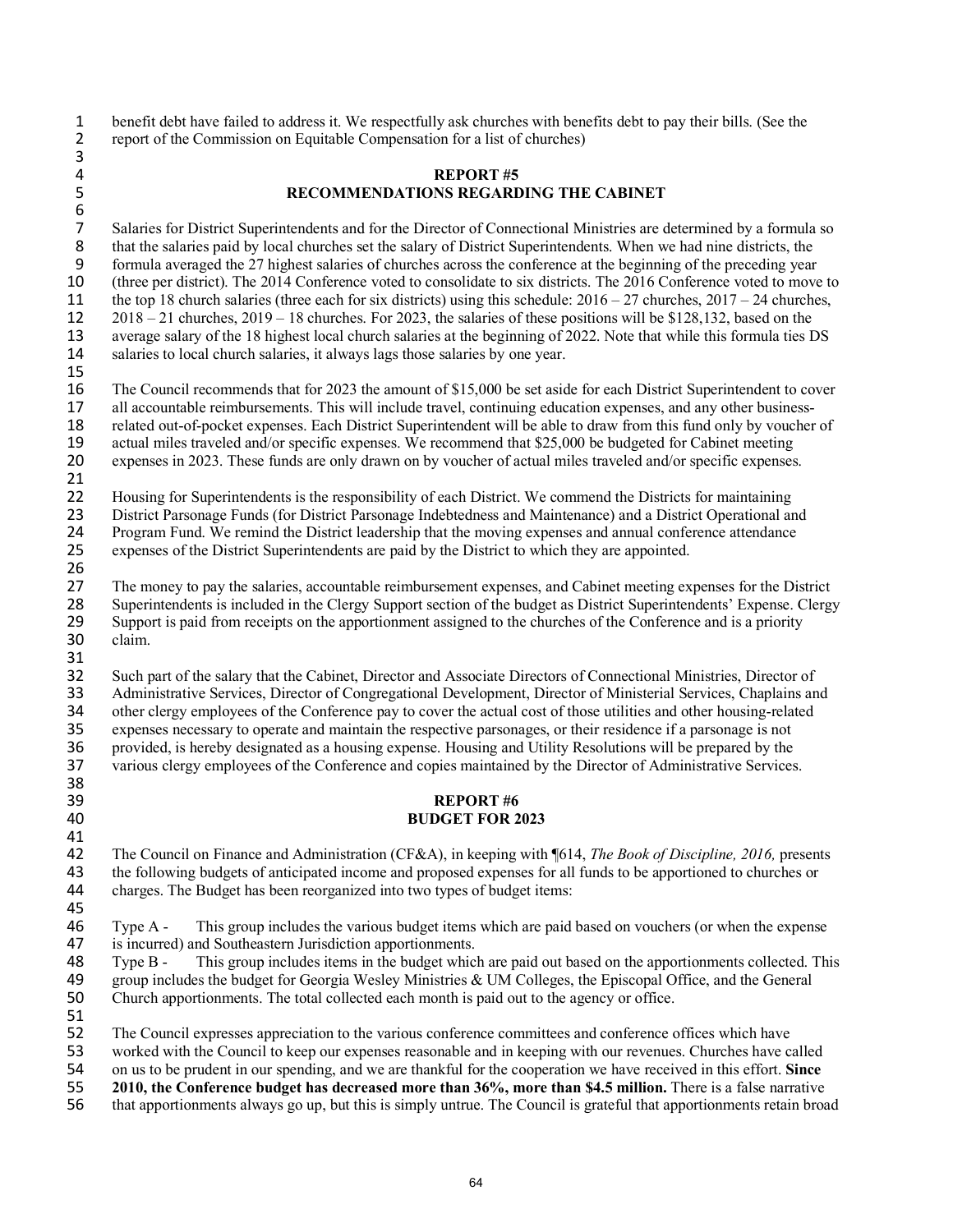benefit debt have failed to address it. We respectfully ask churches with benefits debt to pay their bills. (See the report of the Commission on Equitable Compensation for a list of churches)

## REPORT #5
## RECOMMENDATIONS REGARDING THE CABINET

Salaries for District Superintendents and for the Director of Connectional Ministries are determined by a formula so that the salaries paid by local churches set the salary of District Superintendents. When we had nine districts, the formula averaged the 27 highest salaries of churches across the conference at the beginning of the preceding year (three per district). The 2014 Conference voted to consolidate to six districts. The 2016 Conference voted to move to the top 18 church salaries (three each for six districts) using this schedule: 2016 – 27 churches, 2017 – 24 churches, 2018 – 21 churches, 2019 – 18 churches. For 2023, the salaries of these positions will be $128,132, based on the average salary of the 18 highest local church salaries at the beginning of 2022. Note that while this formula ties DS salaries to local church salaries, it always lags those salaries by one year.

The Council recommends that for 2023 the amount of $15,000 be set aside for each District Superintendent to cover all accountable reimbursements. This will include travel, continuing education expenses, and any other business-related out-of-pocket expenses. Each District Superintendent will be able to draw from this fund only by voucher of actual miles traveled and/or specific expenses. We recommend that $25,000 be budgeted for Cabinet meeting expenses in 2023. These funds are only drawn on by voucher of actual miles traveled and/or specific expenses.

Housing for Superintendents is the responsibility of each District. We commend the Districts for maintaining District Parsonage Funds (for District Parsonage Indebtedness and Maintenance) and a District Operational and Program Fund. We remind the District leadership that the moving expenses and annual conference attendance expenses of the District Superintendents are paid by the District to which they are appointed.

The money to pay the salaries, accountable reimbursement expenses, and Cabinet meeting expenses for the District Superintendents is included in the Clergy Support section of the budget as District Superintendents' Expense. Clergy Support is paid from receipts on the apportionment assigned to the churches of the Conference and is a priority claim.

Such part of the salary that the Cabinet, Director and Associate Directors of Connectional Ministries, Director of Administrative Services, Director of Congregational Development, Director of Ministerial Services, Chaplains and other clergy employees of the Conference pay to cover the actual cost of those utilities and other housing-related expenses necessary to operate and maintain the respective parsonages, or their residence if a parsonage is not provided, is hereby designated as a housing expense. Housing and Utility Resolutions will be prepared by the various clergy employees of the Conference and copies maintained by the Director of Administrative Services.

## REPORT #6
## BUDGET FOR 2023

The Council on Finance and Administration (CF&A), in keeping with ¶614, *The Book of Discipline, 2016,* presents the following budgets of anticipated income and proposed expenses for all funds to be apportioned to churches or charges. The Budget has been reorganized into two types of budget items:

Type A - This group includes the various budget items which are paid based on vouchers (or when the expense is incurred) and Southeastern Jurisdiction apportionments.

Type B - This group includes items in the budget which are paid out based on the apportionments collected. This group includes the budget for Georgia Wesley Ministries & UM Colleges, the Episcopal Office, and the General Church apportionments. The total collected each month is paid out to the agency or office.

The Council expresses appreciation to the various conference committees and conference offices which have worked with the Council to keep our expenses reasonable and in keeping with our revenues. Churches have called on us to be prudent in our spending, and we are thankful for the cooperation we have received in this effort. **Since 2010, the Conference budget has decreased more than 36%, more than $4.5 million.** There is a false narrative that apportionments always go up, but this is simply untrue. The Council is grateful that apportionments retain broad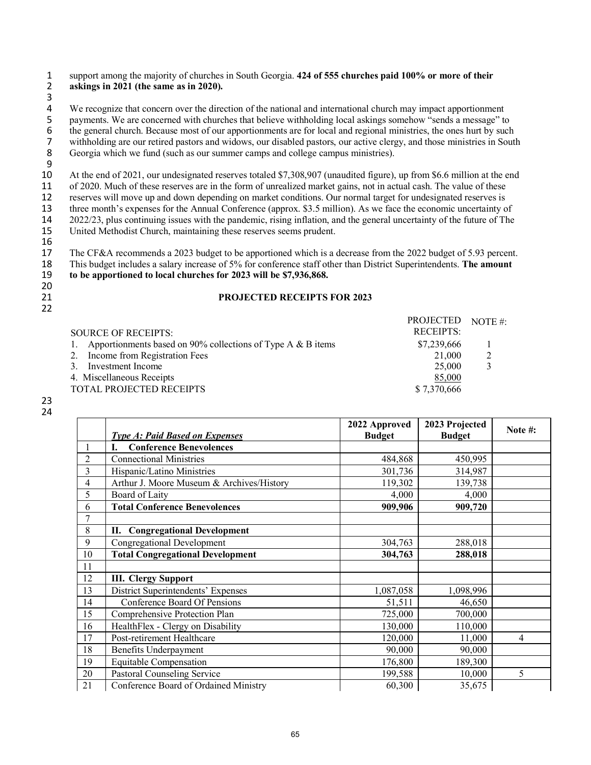support among the majority of churches in South Georgia. **424 of 555 churches paid 100% or more of their askings in 2021 (the same as in 2020).**

We recognize that concern over the direction of the national and international church may impact apportionment payments. We are concerned with churches that believe withholding local askings somehow "sends a message" to the general church. Because most of our apportionments are for local and regional ministries, the ones hurt by such withholding are our retired pastors and widows, our disabled pastors, our active clergy, and those ministries in South Georgia which we fund (such as our summer camps and college campus ministries).

At the end of 2021, our undesignated reserves totaled $7,308,907 (unaudited figure), up from $6.6 million at the end of 2020. Much of these reserves are in the form of unrealized market gains, not in actual cash. The value of these reserves will move up and down depending on market conditions. Our normal target for undesignated reserves is three month's expenses for the Annual Conference (approx. $3.5 million). As we face the economic uncertainty of 2022/23, plus continuing issues with the pandemic, rising inflation, and the general uncertainty of the future of The United Methodist Church, maintaining these reserves seems prudent.

The CF&A recommends a 2023 budget to be apportioned which is a decrease from the 2022 budget of 5.93 percent. This budget includes a salary increase of 5% for conference staff other than District Superintendents. **The amount to be apportioned to local churches for 2023 will be $7,936,868.**

## PROJECTED RECEIPTS FOR 2023

| SOURCE OF RECEIPTS: | PROJECTED RECEIPTS: | NOTE #: |
|---|---|---|
| 1. Apportionments based on 90% collections of Type A & B items | $7,239,666 | 1 |
| 2. Income from Registration Fees | 21,000 | 2 |
| 3. Investment Income | 25,000 | 3 |
| 4. Miscellaneous Receipts | 85,000 | |
| TOTAL PROJECTED RECEIPTS | $ 7,370,666 | |

| | ***Type A: Paid Based on Expenses*** | 2022 Approved Budget | 2023 Projected Budget | Note #: |
|---|---|---|---|---|
| 1 | **I. Conference Benevolences** | | | |
| 2 | Connectional Ministries | 484,868 | 450,995 | |
| 3 | Hispanic/Latino Ministries | 301,736 | 314,987 | |
| 4 | Arthur J. Moore Museum & Archives/History | 119,302 | 139,738 | |
| 5 | Board of Laity | 4,000 | 4,000 | |
| 6 | **Total Conference Benevolences** | **909,906** | **909,720** | |
| 7 | | | | |
| 8 | **II. Congregational Development** | | | |
| 9 | Congregational Development | 304,763 | 288,018 | |
| 10 | **Total Congregational Development** | **304,763** | **288,018** | |
| 11 | | | | |
| 12 | **III. Clergy Support** | | | |
| 13 | District Superintendents' Expenses | 1,087,058 | 1,098,996 | |
| 14 | Conference Board Of Pensions | 51,511 | 46,650 | |
| 15 | Comprehensive Protection Plan | 725,000 | 700,000 | |
| 16 | HealthFlex - Clergy on Disability | 130,000 | 110,000 | |
| 17 | Post-retirement Healthcare | 120,000 | 11,000 | 4 |
| 18 | Benefits Underpayment | 90,000 | 90,000 | |
| 19 | Equitable Compensation | 176,800 | 189,300 | |
| 20 | Pastoral Counseling Service | 199,588 | 10,000 | 5 |
| 21 | Conference Board of Ordained Ministry | 60,300 | 35,675 | |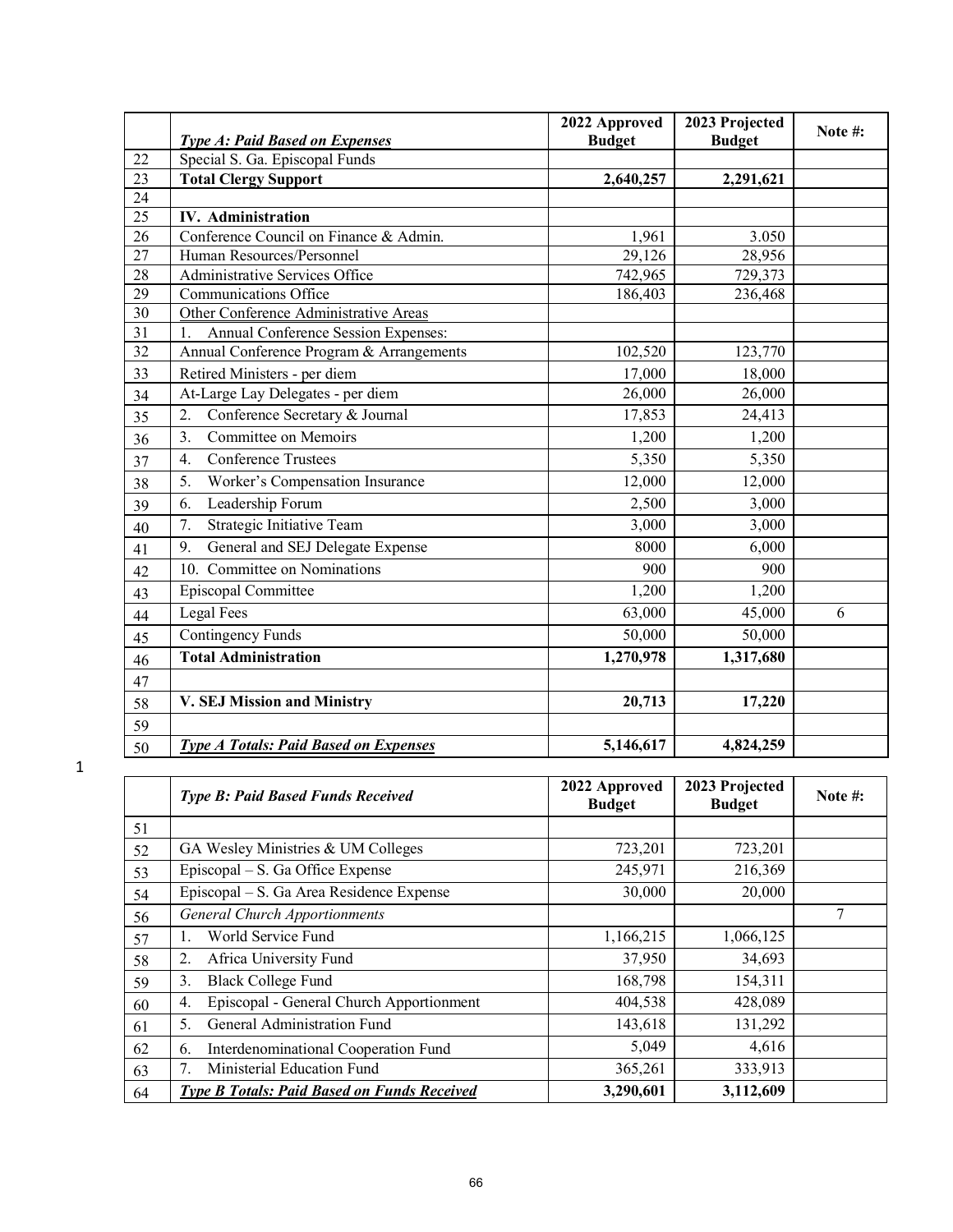| | *Type A: Paid Based on Expenses* | 2022 Approved Budget | 2023 Projected Budget | Note #: |
|---|---|---|---|---|
| 22 | Special S. Ga. Episcopal Funds | | | |
| 23 | **Total Clergy Support** | **2,640,257** | **2,291,621** | |
| 24 | | | | |
| 25 | **IV. Administration** | | | |
| 26 | Conference Council on Finance & Admin. | 1,961 | 3.050 | |
| 27 | Human Resources/Personnel | 29,126 | 28,956 | |
| 28 | Administrative Services Office | 742,965 | 729,373 | |
| 29 | Communications Office | 186,403 | 236,468 | |
| 30 | Other Conference Administrative Areas | | | |
| 31 | 1. Annual Conference Session Expenses: | | | |
| 32 | Annual Conference Program & Arrangements | 102,520 | 123,770 | |
| 33 | Retired Ministers - per diem | 17,000 | 18,000 | |
| 34 | At-Large Lay Delegates - per diem | 26,000 | 26,000 | |
| 35 | 2. Conference Secretary & Journal | 17,853 | 24,413 | |
| 36 | 3. Committee on Memoirs | 1,200 | 1,200 | |
| 37 | 4. Conference Trustees | 5,350 | 5,350 | |
| 38 | 5. Worker's Compensation Insurance | 12,000 | 12,000 | |
| 39 | 6. Leadership Forum | 2,500 | 3,000 | |
| 40 | 7. Strategic Initiative Team | 3,000 | 3,000 | |
| 41 | 9. General and SEJ Delegate Expense | 8000 | 6,000 | |
| 42 | 10. Committee on Nominations | 900 | 900 | |
| 43 | Episcopal Committee | 1,200 | 1,200 | |
| 44 | Legal Fees | 63,000 | 45,000 | 6 |
| 45 | Contingency Funds | 50,000 | 50,000 | |
| 46 | **Total Administration** | **1,270,978** | **1,317,680** | |
| 47 | | | | |
| 58 | **V. SEJ Mission and Ministry** | **20,713** | **17,220** | |
| 59 | | | | |
| 50 | ***Type A Totals: Paid Based on Expenses*** | **5,146,617** | **4,824,259** | |

1

| | *Type B: Paid Based Funds Received* | 2022 Approved Budget | 2023 Projected Budget | Note #: |
|---|---|---|---|---|
| 51 | | | | |
| 52 | GA Wesley Ministries & UM Colleges | 723,201 | 723,201 | |
| 53 | Episcopal – S. Ga Office Expense | 245,971 | 216,369 | |
| 54 | Episcopal – S. Ga Area Residence Expense | 30,000 | 20,000 | |
| 56 | *General Church Apportionments* | | | 7 |
| 57 | 1. World Service Fund | 1,166,215 | 1,066,125 | |
| 58 | 2. Africa University Fund | 37,950 | 34,693 | |
| 59 | 3. Black College Fund | 168,798 | 154,311 | |
| 60 | 4. Episcopal - General Church Apportionment | 404,538 | 428,089 | |
| 61 | 5. General Administration Fund | 143,618 | 131,292 | |
| 62 | 6. Interdenominational Cooperation Fund | 5,049 | 4,616 | |
| 63 | 7. Ministerial Education Fund | 365,261 | 333,913 | |
| 64 | ***Type B Totals: Paid Based on Funds Received*** | **3,290,601** | **3,112,609** | |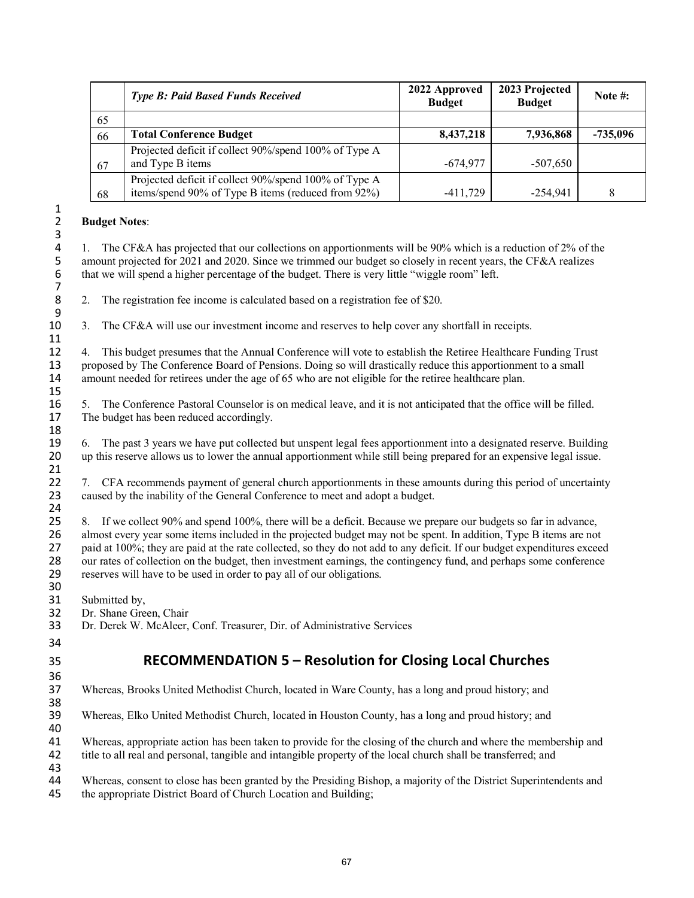| | *Type B: Paid Based Funds Received* | 2022 Approved Budget | 2023 Projected Budget | Note #: |
|---|---|---|---|---|
| 65 | | | | |
| 66 | **Total Conference Budget** | **8,437,218** | **7,936,868** | **-735,096** |
| 67 | Projected deficit if collect 90%/spend 100% of Type A and Type B items | -674,977 | -507,650 | |
| 68 | Projected deficit if collect 90%/spend 100% of Type A items/spend 90% of Type B items (reduced from 92%) | -411,729 | -254,941 | 8 |

**Budget Notes**:

1. The CF&A has projected that our collections on apportionments will be 90% which is a reduction of 2% of the amount projected for 2021 and 2020. Since we trimmed our budget so closely in recent years, the CF&A realizes that we will spend a higher percentage of the budget. There is very little "wiggle room" left.

2. The registration fee income is calculated based on a registration fee of $20.

3. The CF&A will use our investment income and reserves to help cover any shortfall in receipts.

4. This budget presumes that the Annual Conference will vote to establish the Retiree Healthcare Funding Trust proposed by The Conference Board of Pensions. Doing so will drastically reduce this apportionment to a small amount needed for retirees under the age of 65 who are not eligible for the retiree healthcare plan.

5. The Conference Pastoral Counselor is on medical leave, and it is not anticipated that the office will be filled. The budget has been reduced accordingly.

6. The past 3 years we have put collected but unspent legal fees apportionment into a designated reserve. Building up this reserve allows us to lower the annual apportionment while still being prepared for an expensive legal issue.

7. CFA recommends payment of general church apportionments in these amounts during this period of uncertainty caused by the inability of the General Conference to meet and adopt a budget.

8. If we collect 90% and spend 100%, there will be a deficit. Because we prepare our budgets so far in advance, almost every year some items included in the projected budget may not be spent. In addition, Type B items are not paid at 100%; they are paid at the rate collected, so they do not add to any deficit. If our budget expenditures exceed our rates of collection on the budget, then investment earnings, the contingency fund, and perhaps some conference reserves will have to be used in order to pay all of our obligations.

Submitted by,
Dr. Shane Green, Chair
Dr. Derek W. McAleer, Conf. Treasurer, Dir. of Administrative Services

## RECOMMENDATION 5 – Resolution for Closing Local Churches

Whereas, Brooks United Methodist Church, located in Ware County, has a long and proud history; and

Whereas, Elko United Methodist Church, located in Houston County, has a long and proud history; and

Whereas, appropriate action has been taken to provide for the closing of the church and where the membership and title to all real and personal, tangible and intangible property of the local church shall be transferred; and

Whereas, consent to close has been granted by the Presiding Bishop, a majority of the District Superintendents and the appropriate District Board of Church Location and Building;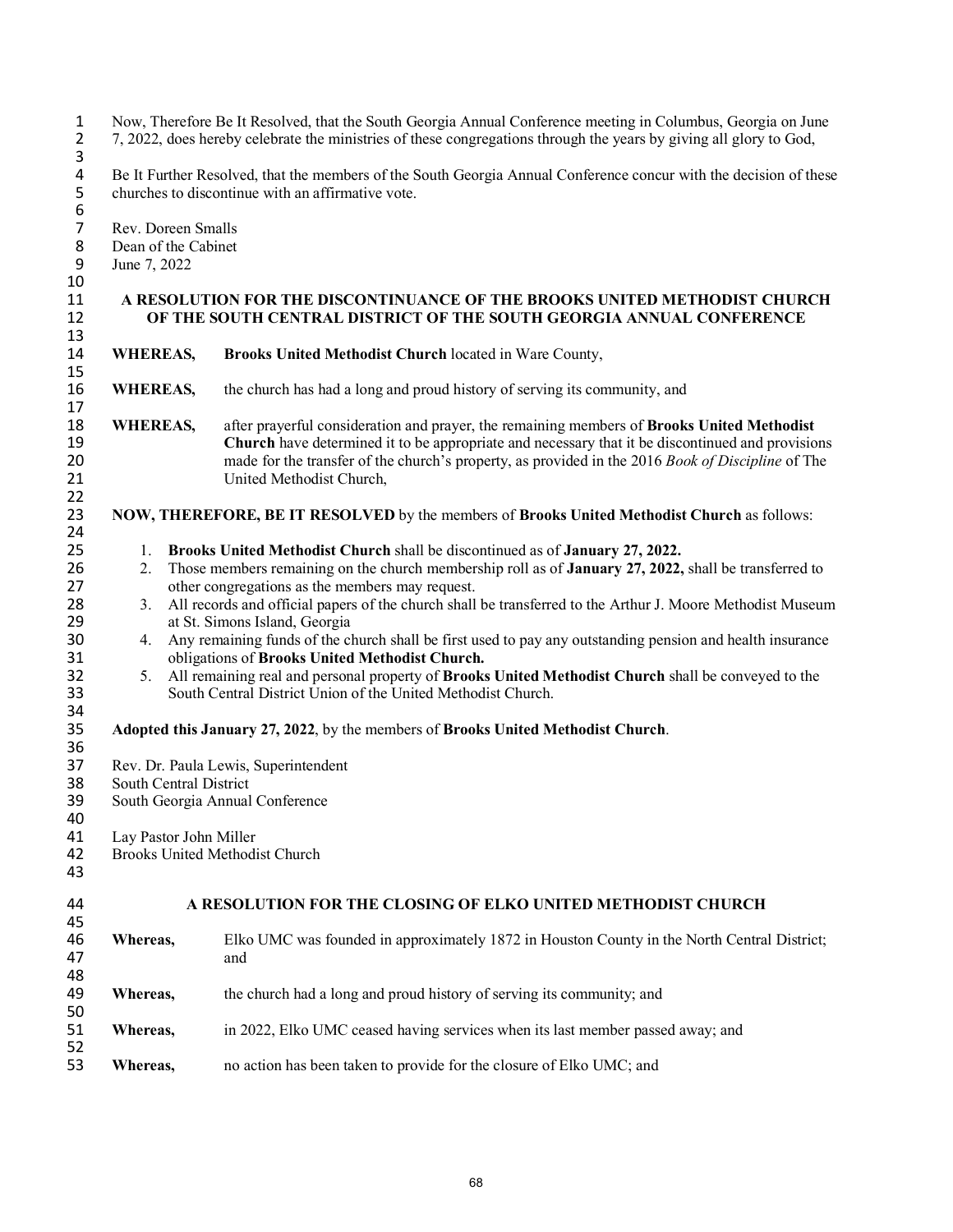Now, Therefore Be It Resolved, that the South Georgia Annual Conference meeting in Columbus, Georgia on June 7, 2022, does hereby celebrate the ministries of these congregations through the years by giving all glory to God,

Be It Further Resolved, that the members of the South Georgia Annual Conference concur with the decision of these churches to discontinue with an affirmative vote.

Rev. Doreen Smalls
Dean of the Cabinet
June 7, 2022

## A RESOLUTION FOR THE DISCONTINUANCE OF THE BROOKS UNITED METHODIST CHURCH OF THE SOUTH CENTRAL DISTRICT OF THE SOUTH GEORGIA ANNUAL CONFERENCE

**WHEREAS,** **Brooks United Methodist Church** located in Ware County,

**WHEREAS,** the church has had a long and proud history of serving its community, and

**WHEREAS,** after prayerful consideration and prayer, the remaining members of **Brooks United Methodist Church** have determined it to be appropriate and necessary that it be discontinued and provisions made for the transfer of the church's property, as provided in the 2016 *Book of Discipline* of The United Methodist Church,

**NOW, THEREFORE, BE IT RESOLVED** by the members of **Brooks United Methodist Church** as follows:

1. **Brooks United Methodist Church** shall be discontinued as of **January 27, 2022.**
2. Those members remaining on the church membership roll as of **January 27, 2022,** shall be transferred to other congregations as the members may request.
3. All records and official papers of the church shall be transferred to the Arthur J. Moore Methodist Museum at St. Simons Island, Georgia
4. Any remaining funds of the church shall be first used to pay any outstanding pension and health insurance obligations of **Brooks United Methodist Church.**
5. All remaining real and personal property of **Brooks United Methodist Church** shall be conveyed to the South Central District Union of the United Methodist Church.

**Adopted this January 27, 2022**, by the members of **Brooks United Methodist Church**.

Rev. Dr. Paula Lewis, Superintendent
South Central District
South Georgia Annual Conference

Lay Pastor John Miller
Brooks United Methodist Church

## A RESOLUTION FOR THE CLOSING OF ELKO UNITED METHODIST CHURCH

**Whereas,** Elko UMC was founded in approximately 1872 in Houston County in the North Central District; and

**Whereas,** the church had a long and proud history of serving its community; and

**Whereas,** in 2022, Elko UMC ceased having services when its last member passed away; and

**Whereas,** no action has been taken to provide for the closure of Elko UMC; and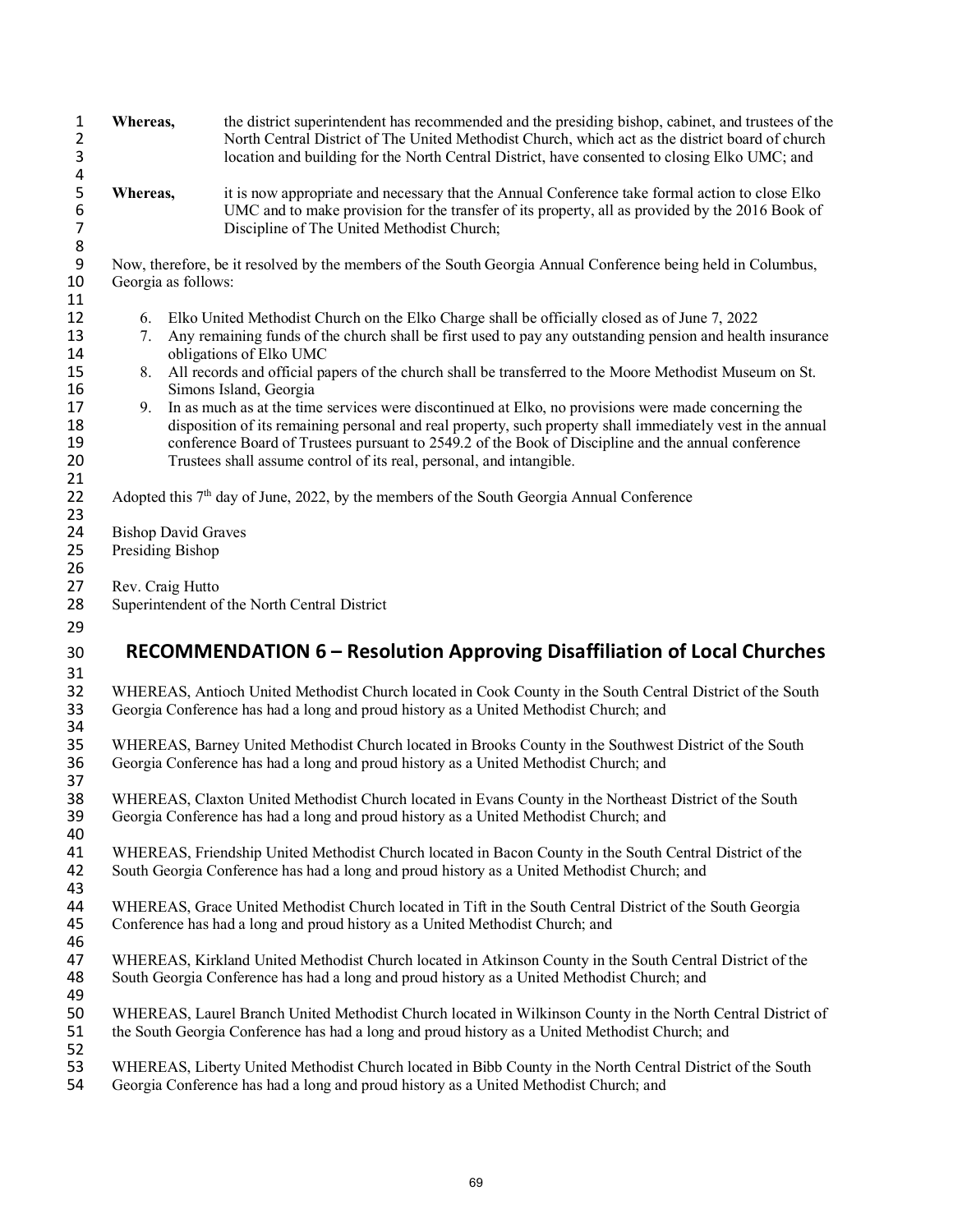**Whereas,** the district superintendent has recommended and the presiding bishop, cabinet, and trustees of the North Central District of The United Methodist Church, which act as the district board of church location and building for the North Central District, have consented to closing Elko UMC; and

**Whereas,** it is now appropriate and necessary that the Annual Conference take formal action to close Elko UMC and to make provision for the transfer of its property, all as provided by the 2016 Book of Discipline of The United Methodist Church;

Now, therefore, be it resolved by the members of the South Georgia Annual Conference being held in Columbus, Georgia as follows:

6. Elko United Methodist Church on the Elko Charge shall be officially closed as of June 7, 2022
7. Any remaining funds of the church shall be first used to pay any outstanding pension and health insurance obligations of Elko UMC
8. All records and official papers of the church shall be transferred to the Moore Methodist Museum on St. Simons Island, Georgia
9. In as much as at the time services were discontinued at Elko, no provisions were made concerning the disposition of its remaining personal and real property, such property shall immediately vest in the annual conference Board of Trustees pursuant to 2549.2 of the Book of Discipline and the annual conference Trustees shall assume control of its real, personal, and intangible.

Adopted this 7th day of June, 2022, by the members of the South Georgia Annual Conference

Bishop David Graves
Presiding Bishop

Rev. Craig Hutto
Superintendent of the North Central District

## RECOMMENDATION 6 – Resolution Approving Disaffiliation of Local Churches

WHEREAS, Antioch United Methodist Church located in Cook County in the South Central District of the South Georgia Conference has had a long and proud history as a United Methodist Church; and

WHEREAS, Barney United Methodist Church located in Brooks County in the Southwest District of the South Georgia Conference has had a long and proud history as a United Methodist Church; and

WHEREAS, Claxton United Methodist Church located in Evans County in the Northeast District of the South Georgia Conference has had a long and proud history as a United Methodist Church; and

WHEREAS, Friendship United Methodist Church located in Bacon County in the South Central District of the South Georgia Conference has had a long and proud history as a United Methodist Church; and

WHEREAS, Grace United Methodist Church located in Tift in the South Central District of the South Georgia Conference has had a long and proud history as a United Methodist Church; and

WHEREAS, Kirkland United Methodist Church located in Atkinson County in the South Central District of the South Georgia Conference has had a long and proud history as a United Methodist Church; and

WHEREAS, Laurel Branch United Methodist Church located in Wilkinson County in the North Central District of the South Georgia Conference has had a long and proud history as a United Methodist Church; and

WHEREAS, Liberty United Methodist Church located in Bibb County in the North Central District of the South Georgia Conference has had a long and proud history as a United Methodist Church; and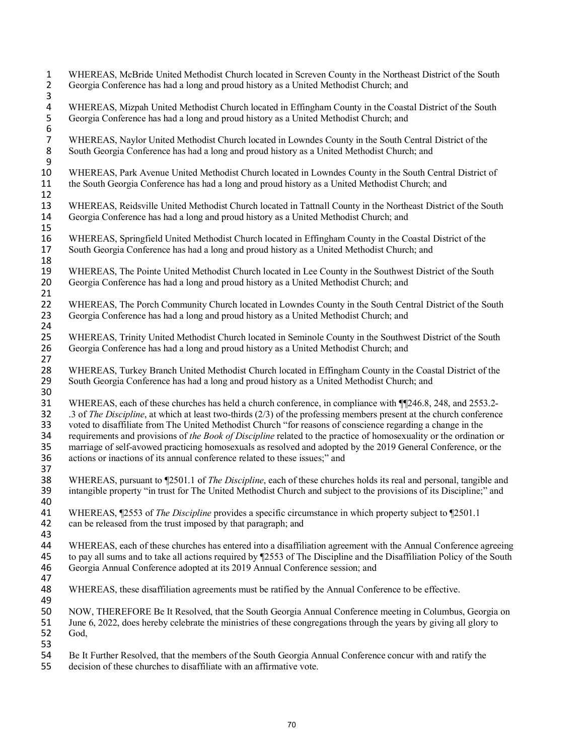WHEREAS, McBride United Methodist Church located in Screven County in the Northeast District of the South Georgia Conference has had a long and proud history as a United Methodist Church; and

WHEREAS, Mizpah United Methodist Church located in Effingham County in the Coastal District of the South Georgia Conference has had a long and proud history as a United Methodist Church; and

WHEREAS, Naylor United Methodist Church located in Lowndes County in the South Central District of the South Georgia Conference has had a long and proud history as a United Methodist Church; and

WHEREAS, Park Avenue United Methodist Church located in Lowndes County in the South Central District of the South Georgia Conference has had a long and proud history as a United Methodist Church; and

WHEREAS, Reidsville United Methodist Church located in Tattnall County in the Northeast District of the South Georgia Conference has had a long and proud history as a United Methodist Church; and

WHEREAS, Springfield United Methodist Church located in Effingham County in the Coastal District of the South Georgia Conference has had a long and proud history as a United Methodist Church; and

WHEREAS, The Pointe United Methodist Church located in Lee County in the Southwest District of the South Georgia Conference has had a long and proud history as a United Methodist Church; and

WHEREAS, The Porch Community Church located in Lowndes County in the South Central District of the South Georgia Conference has had a long and proud history as a United Methodist Church; and

WHEREAS, Trinity United Methodist Church located in Seminole County in the Southwest District of the South Georgia Conference has had a long and proud history as a United Methodist Church; and

WHEREAS, Turkey Branch United Methodist Church located in Effingham County in the Coastal District of the South Georgia Conference has had a long and proud history as a United Methodist Church; and

WHEREAS, each of these churches has held a church conference, in compliance with ¶¶246.8, 248, and 2553.2-.3 of *The Discipline*, at which at least two-thirds (2/3) of the professing members present at the church conference voted to disaffiliate from The United Methodist Church "for reasons of conscience regarding a change in the requirements and provisions of *the Book of Discipline* related to the practice of homosexuality or the ordination or marriage of self-avowed practicing homosexuals as resolved and adopted by the 2019 General Conference, or the actions or inactions of its annual conference related to these issues;" and

WHEREAS, pursuant to ¶2501.1 of *The Discipline*, each of these churches holds its real and personal, tangible and intangible property "in trust for The United Methodist Church and subject to the provisions of its Discipline;" and

WHEREAS, ¶2553 of *The Discipline* provides a specific circumstance in which property subject to ¶2501.1 can be released from the trust imposed by that paragraph; and

WHEREAS, each of these churches has entered into a disaffiliation agreement with the Annual Conference agreeing to pay all sums and to take all actions required by ¶2553 of The Discipline and the Disaffiliation Policy of the South Georgia Annual Conference adopted at its 2019 Annual Conference session; and

WHEREAS, these disaffiliation agreements must be ratified by the Annual Conference to be effective.

NOW, THEREFORE Be It Resolved, that the South Georgia Annual Conference meeting in Columbus, Georgia on June 6, 2022, does hereby celebrate the ministries of these congregations through the years by giving all glory to God,

Be It Further Resolved, that the members of the South Georgia Annual Conference concur with and ratify the decision of these churches to disaffiliate with an affirmative vote.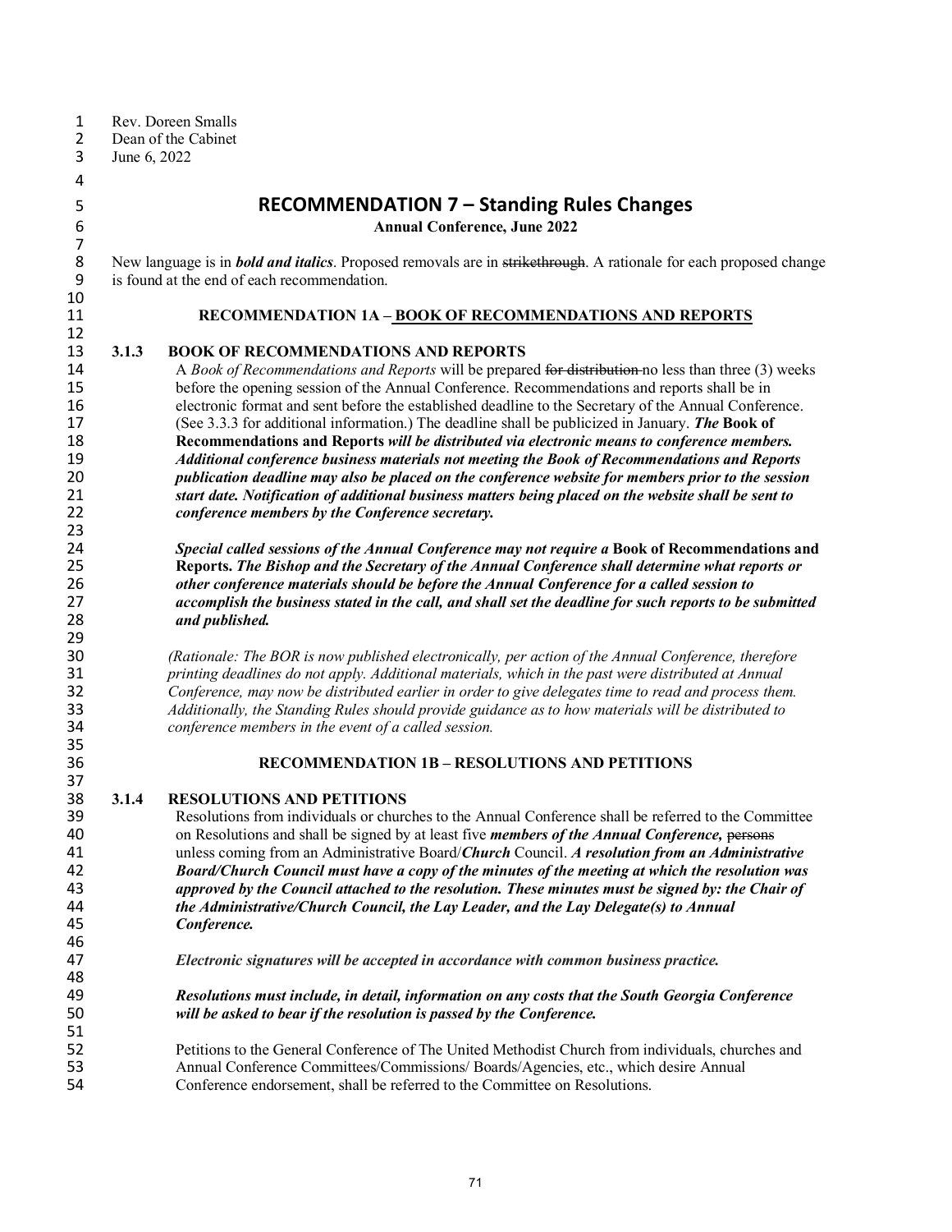Rev. Doreen Smalls
Dean of the Cabinet
June 6, 2022

# RECOMMENDATION 7 – Standing Rules Changes

**Annual Conference, June 2022**

New language is in ***bold and italics***. Proposed removals are in ~~strikethrough~~. A rationale for each proposed change is found at the end of each recommendation.

## RECOMMENDATION 1A – BOOK OF RECOMMENDATIONS AND REPORTS

### 3.1.3 BOOK OF RECOMMENDATIONS AND REPORTS

A *Book of Recommendations and Reports* will be prepared ~~for distribution~~ no less than three (3) weeks before the opening session of the Annual Conference. Recommendations and reports shall be in electronic format and sent before the established deadline to the Secretary of the Annual Conference. (See 3.3.3 for additional information.) The deadline shall be publicized in January. ***The* Book of Recommendations and Reports *will be distributed via electronic means to conference members. Additional conference business materials not meeting the Book of Recommendations and Reports publication deadline may also be placed on the conference website for members prior to the session start date. Notification of additional business matters being placed on the website shall be sent to conference members by the Conference secretary.***

***Special called sessions of the Annual Conference may not require a* Book of Recommendations and Reports*. The Bishop and the Secretary of the Annual Conference shall determine what reports or other conference materials should be before the Annual Conference for a called session to accomplish the business stated in the call, and shall set the deadline for such reports to be submitted and published.***

*(Rationale: The BOR is now published electronically, per action of the Annual Conference, therefore printing deadlines do not apply. Additional materials, which in the past were distributed at Annual Conference, may now be distributed earlier in order to give delegates time to read and process them. Additionally, the Standing Rules should provide guidance as to how materials will be distributed to conference members in the event of a called session.*

## RECOMMENDATION 1B – RESOLUTIONS AND PETITIONS

### 3.1.4 RESOLUTIONS AND PETITIONS

Resolutions from individuals or churches to the Annual Conference shall be referred to the Committee on Resolutions and shall be signed by at least five ***members of the Annual Conference,*** ~~persons~~ unless coming from an Administrative Board/***Church*** Council. ***A resolution from an Administrative Board/Church Council must have a copy of the minutes of the meeting at which the resolution was approved by the Council attached to the resolution. These minutes must be signed by: the Chair of the Administrative/Church Council, the Lay Leader, and the Lay Delegate(s) to Annual Conference.***

***Electronic signatures will be accepted in accordance with common business practice.***

***Resolutions must include, in detail, information on any costs that the South Georgia Conference will be asked to bear if the resolution is passed by the Conference.***

Petitions to the General Conference of The United Methodist Church from individuals, churches and Annual Conference Committees/Commissions/ Boards/Agencies, etc., which desire Annual Conference endorsement, shall be referred to the Committee on Resolutions.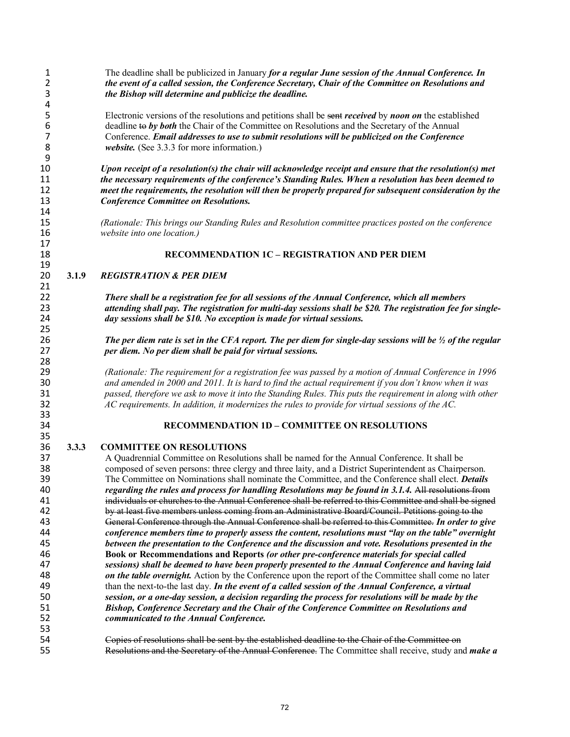The deadline shall be publicized in January ***for a regular June session of the Annual Conference. In the event of a called session, the Conference Secretary, Chair of the Committee on Resolutions and the Bishop will determine and publicize the deadline.***

Electronic versions of the resolutions and petitions shall be ~~sent~~ ***received*** by ***noon on*** the established deadline ~~to~~ ***by both*** the Chair of the Committee on Resolutions and the Secretary of the Annual Conference. ***Email addresses to use to submit resolutions will be publicized on the Conference website.*** (See 3.3.3 for more information.)

***Upon receipt of a resolution(s) the chair will acknowledge receipt and ensure that the resolution(s) met the necessary requirements of the conference's Standing Rules. When a resolution has been deemed to meet the requirements, the resolution will then be properly prepared for subsequent consideration by the Conference Committee on Resolutions.***

*(Rationale: This brings our Standing Rules and Resolution committee practices posted on the conference website into one location.)*

**RECOMMENDATION 1C – REGISTRATION AND PER DIEM**

**3.1.9** ***REGISTRATION & PER DIEM***

***There shall be a registration fee for all sessions of the Annual Conference, which all members attending shall pay. The registration for multi-day sessions shall be $20. The registration fee for single-day sessions shall be $10. No exception is made for virtual sessions.***

***The per diem rate is set in the CFA report. The per diem for single-day sessions will be ½ of the regular per diem. No per diem shall be paid for virtual sessions.***

*(Rationale: The requirement for a registration fee was passed by a motion of Annual Conference in 1996 and amended in 2000 and 2011. It is hard to find the actual requirement if you don't know when it was passed, therefore we ask to move it into the Standing Rules. This puts the requirement in along with other AC requirements. In addition, it modernizes the rules to provide for virtual sessions of the AC.*

**RECOMMENDATION 1D – COMMITTEE ON RESOLUTIONS**

**3.3.3 COMMITTEE ON RESOLUTIONS**

A Quadrennial Committee on Resolutions shall be named for the Annual Conference. It shall be composed of seven persons: three clergy and three laity, and a District Superintendent as Chairperson. The Committee on Nominations shall nominate the Committee, and the Conference shall elect. ***Details regarding the rules and process for handling Resolutions may be found in 3.1.4.*** ~~All resolutions from individuals or churches to the Annual Conference shall be referred to this Committee and shall be signed by at least five members unless coming from an Administrative Board/Council. Petitions going to the General Conference through the Annual Conference shall be referred to this Committee.~~ ***In order to give conference members time to properly assess the content, resolutions must "lay on the table" overnight between the presentation to the Conference and the discussion and vote. Resolutions presented in the*** **Book or Recommendations and Reports** ***(or other pre-conference materials for special called sessions) shall be deemed to have been properly presented to the Annual Conference and having laid on the table overnight.*** Action by the Conference upon the report of the Committee shall come no later than the next-to-the last day. ***In the event of a called session of the Annual Conference, a virtual session, or a one-day session, a decision regarding the process for resolutions will be made by the Bishop, Conference Secretary and the Chair of the Conference Committee on Resolutions and communicated to the Annual Conference.***

~~Copies of resolutions shall be sent by the established deadline to the Chair of the Committee on Resolutions and the Secretary of the Annual Conference.~~ The Committee shall receive, study and ***make a***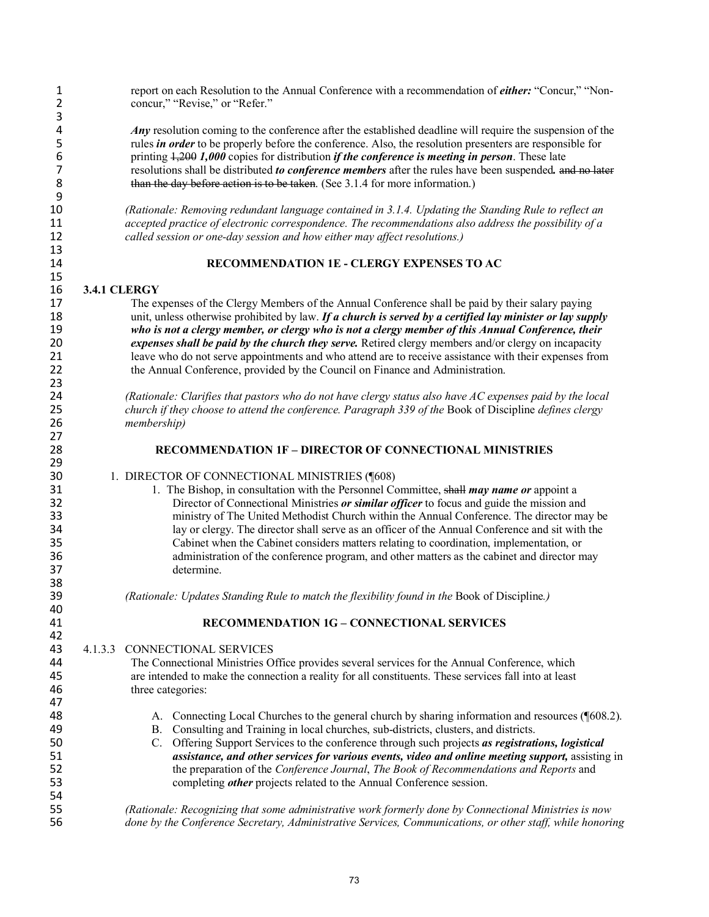report on each Resolution to the Annual Conference with a recommendation of ***either:*** "Concur," "Non-concur," "Revise," or "Refer."

***Any*** resolution coming to the conference after the established deadline will require the suspension of the rules ***in order*** to be properly before the conference. Also, the resolution presenters are responsible for printing ~~1,200~~ ***1,000*** copies for distribution ***if the conference is meeting in person***. These late resolutions shall be distributed ***to conference members*** after the rules have been suspended***.*** ~~and no later than the day before action is to be taken~~. (See 3.1.4 for more information.)

*(Rationale: Removing redundant language contained in 3.1.4. Updating the Standing Rule to reflect an accepted practice of electronic correspondence. The recommendations also address the possibility of a called session or one-day session and how either may affect resolutions.)*

**RECOMMENDATION 1E - CLERGY EXPENSES TO AC**

**3.4.1 CLERGY**

The expenses of the Clergy Members of the Annual Conference shall be paid by their salary paying unit, unless otherwise prohibited by law. ***If a church is served by a certified lay minister or lay supply who is not a clergy member, or clergy who is not a clergy member of this Annual Conference, their expenses shall be paid by the church they serve.*** Retired clergy members and/or clergy on incapacity leave who do not serve appointments and who attend are to receive assistance with their expenses from the Annual Conference, provided by the Council on Finance and Administration.

*(Rationale: Clarifies that pastors who do not have clergy status also have AC expenses paid by the local church if they choose to attend the conference. Paragraph 339 of the* Book of Discipline *defines clergy membership)*

**RECOMMENDATION 1F – DIRECTOR OF CONNECTIONAL MINISTRIES**

1. DIRECTOR OF CONNECTIONAL MINISTRIES (¶608)
   1. The Bishop, in consultation with the Personnel Committee, ~~shall~~ ***may name or*** appoint a Director of Connectional Ministries ***or similar officer*** to focus and guide the mission and ministry of The United Methodist Church within the Annual Conference. The director may be lay or clergy. The director shall serve as an officer of the Annual Conference and sit with the Cabinet when the Cabinet considers matters relating to coordination, implementation, or administration of the conference program, and other matters as the cabinet and director may determine.

*(Rationale: Updates Standing Rule to match the flexibility found in the* Book of Discipline*.)*

**RECOMMENDATION 1G – CONNECTIONAL SERVICES**

4.1.3.3 CONNECTIONAL SERVICES

The Connectional Ministries Office provides several services for the Annual Conference, which are intended to make the connection a reality for all constituents. These services fall into at least three categories:

A. Connecting Local Churches to the general church by sharing information and resources (¶608.2).
B. Consulting and Training in local churches, sub-districts, clusters, and districts.
C. Offering Support Services to the conference through such projects ***as registrations, logistical assistance, and other services for various events, video and online meeting support,*** assisting in the preparation of the *Conference Journal*, *The Book of Recommendations and Reports* and completing ***other*** projects related to the Annual Conference session.

*(Rationale: Recognizing that some administrative work formerly done by Connectional Ministries is now done by the Conference Secretary, Administrative Services, Communications, or other staff, while honoring*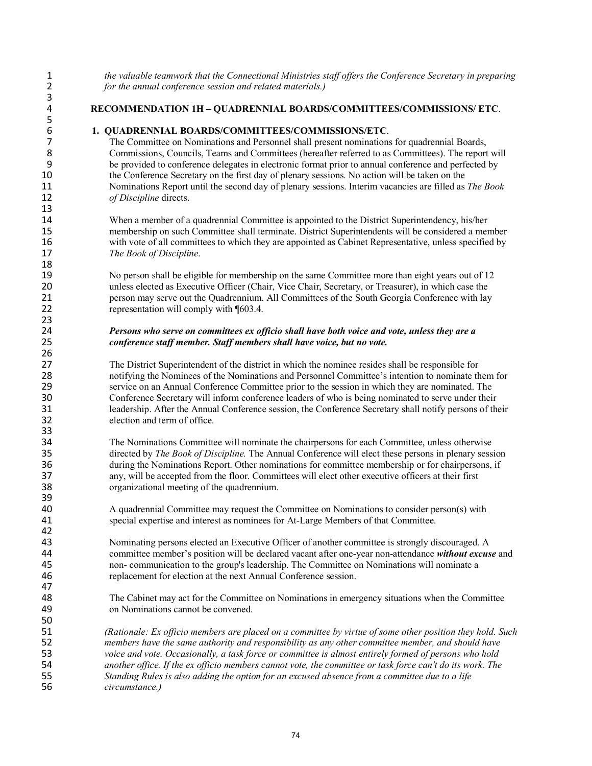*the valuable teamwork that the Connectional Ministries staff offers the Conference Secretary in preparing for the annual conference session and related materials.)*

**RECOMMENDATION 1H – QUADRENNIAL BOARDS/COMMITTEES/COMMISSIONS/ ETC**.

**1. QUADRENNIAL BOARDS/COMMITTEES/COMMISSIONS/ETC**.

The Committee on Nominations and Personnel shall present nominations for quadrennial Boards, Commissions, Councils, Teams and Committees (hereafter referred to as Committees). The report will be provided to conference delegates in electronic format prior to annual conference and perfected by the Conference Secretary on the first day of plenary sessions. No action will be taken on the Nominations Report until the second day of plenary sessions. Interim vacancies are filled as *The Book of Discipline* directs.

When a member of a quadrennial Committee is appointed to the District Superintendency, his/her membership on such Committee shall terminate. District Superintendents will be considered a member with vote of all committees to which they are appointed as Cabinet Representative, unless specified by *The Book of Discipline*.

No person shall be eligible for membership on the same Committee more than eight years out of 12 unless elected as Executive Officer (Chair, Vice Chair, Secretary, or Treasurer), in which case the person may serve out the Quadrennium. All Committees of the South Georgia Conference with lay representation will comply with ¶603.4.

***Persons who serve on committees ex officio shall have both voice and vote, unless they are a conference staff member. Staff members shall have voice, but no vote.***

The District Superintendent of the district in which the nominee resides shall be responsible for notifying the Nominees of the Nominations and Personnel Committee's intention to nominate them for service on an Annual Conference Committee prior to the session in which they are nominated. The Conference Secretary will inform conference leaders of who is being nominated to serve under their leadership. After the Annual Conference session, the Conference Secretary shall notify persons of their election and term of office.

The Nominations Committee will nominate the chairpersons for each Committee, unless otherwise directed by *The Book of Discipline.* The Annual Conference will elect these persons in plenary session during the Nominations Report. Other nominations for committee membership or for chairpersons, if any, will be accepted from the floor. Committees will elect other executive officers at their first organizational meeting of the quadrennium.

A quadrennial Committee may request the Committee on Nominations to consider person(s) with special expertise and interest as nominees for At-Large Members of that Committee.

Nominating persons elected an Executive Officer of another committee is strongly discouraged. A committee member's position will be declared vacant after one-year non-attendance ***without excuse*** and non- communication to the group's leadership. The Committee on Nominations will nominate a replacement for election at the next Annual Conference session.

The Cabinet may act for the Committee on Nominations in emergency situations when the Committee on Nominations cannot be convened.

*(Rationale: Ex officio members are placed on a committee by virtue of some other position they hold. Such members have the same authority and responsibility as any other committee member, and should have voice and vote. Occasionally, a task force or committee is almost entirely formed of persons who hold another office. If the ex officio members cannot vote, the committee or task force can't do its work. The Standing Rules is also adding the option for an excused absence from a committee due to a life circumstance.)*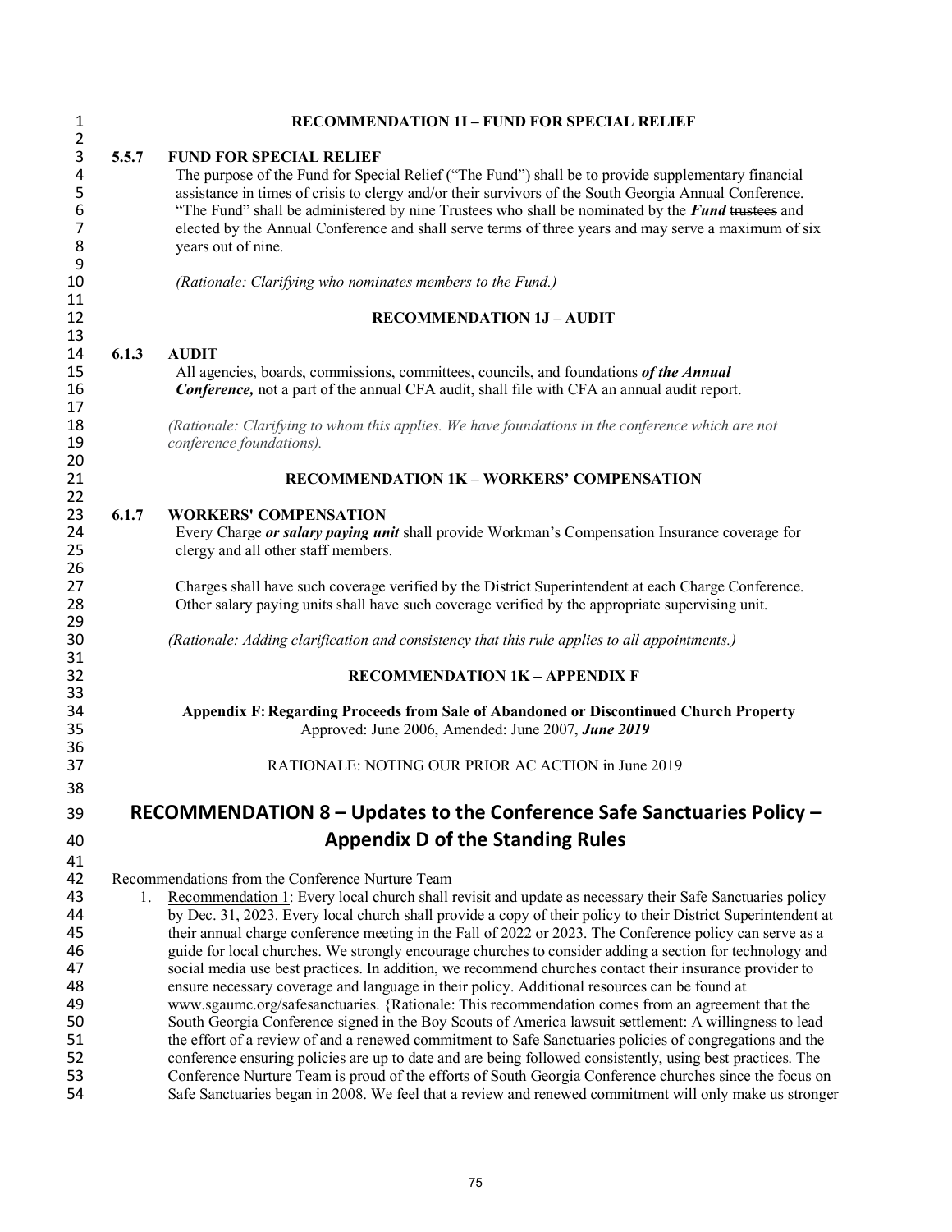### RECOMMENDATION 1I – FUND FOR SPECIAL RELIEF

**5.5.7 FUND FOR SPECIAL RELIEF**

The purpose of the Fund for Special Relief ("The Fund") shall be to provide supplementary financial assistance in times of crisis to clergy and/or their survivors of the South Georgia Annual Conference. "The Fund" shall be administered by nine Trustees who shall be nominated by the ***Fund*** ~~trustees~~ and elected by the Annual Conference and shall serve terms of three years and may serve a maximum of six years out of nine.

*(Rationale: Clarifying who nominates members to the Fund.)*

### RECOMMENDATION 1J – AUDIT

**6.1.3 AUDIT**

All agencies, boards, commissions, committees, councils, and foundations ***of the Annual Conference,*** not a part of the annual CFA audit, shall file with CFA an annual audit report.

*(Rationale: Clarifying to whom this applies. We have foundations in the conference which are not conference foundations).*

### RECOMMENDATION 1K – WORKERS' COMPENSATION

**6.1.7 WORKERS' COMPENSATION**

Every Charge ***or salary paying unit*** shall provide Workman's Compensation Insurance coverage for clergy and all other staff members.

Charges shall have such coverage verified by the District Superintendent at each Charge Conference. Other salary paying units shall have such coverage verified by the appropriate supervising unit.

*(Rationale: Adding clarification and consistency that this rule applies to all appointments.)*

### RECOMMENDATION 1K – APPENDIX F

**Appendix F: Regarding Proceeds from Sale of Abandoned or Discontinued Church Property**
Approved: June 2006, Amended: June 2007, ***June 2019***

RATIONALE: NOTING OUR PRIOR AC ACTION in June 2019

## RECOMMENDATION 8 – Updates to the Conference Safe Sanctuaries Policy – Appendix D of the Standing Rules

Recommendations from the Conference Nurture Team

1. Recommendation 1: Every local church shall revisit and update as necessary their Safe Sanctuaries policy by Dec. 31, 2023. Every local church shall provide a copy of their policy to their District Superintendent at their annual charge conference meeting in the Fall of 2022 or 2023. The Conference policy can serve as a guide for local churches. We strongly encourage churches to consider adding a section for technology and social media use best practices. In addition, we recommend churches contact their insurance provider to ensure necessary coverage and language in their policy. Additional resources can be found at www.sgaumc.org/safesanctuaries. {Rationale: This recommendation comes from an agreement that the South Georgia Conference signed in the Boy Scouts of America lawsuit settlement: A willingness to lead the effort of a review of and a renewed commitment to Safe Sanctuaries policies of congregations and the conference ensuring policies are up to date and are being followed consistently, using best practices. The Conference Nurture Team is proud of the efforts of South Georgia Conference churches since the focus on Safe Sanctuaries began in 2008. We feel that a review and renewed commitment will only make us stronger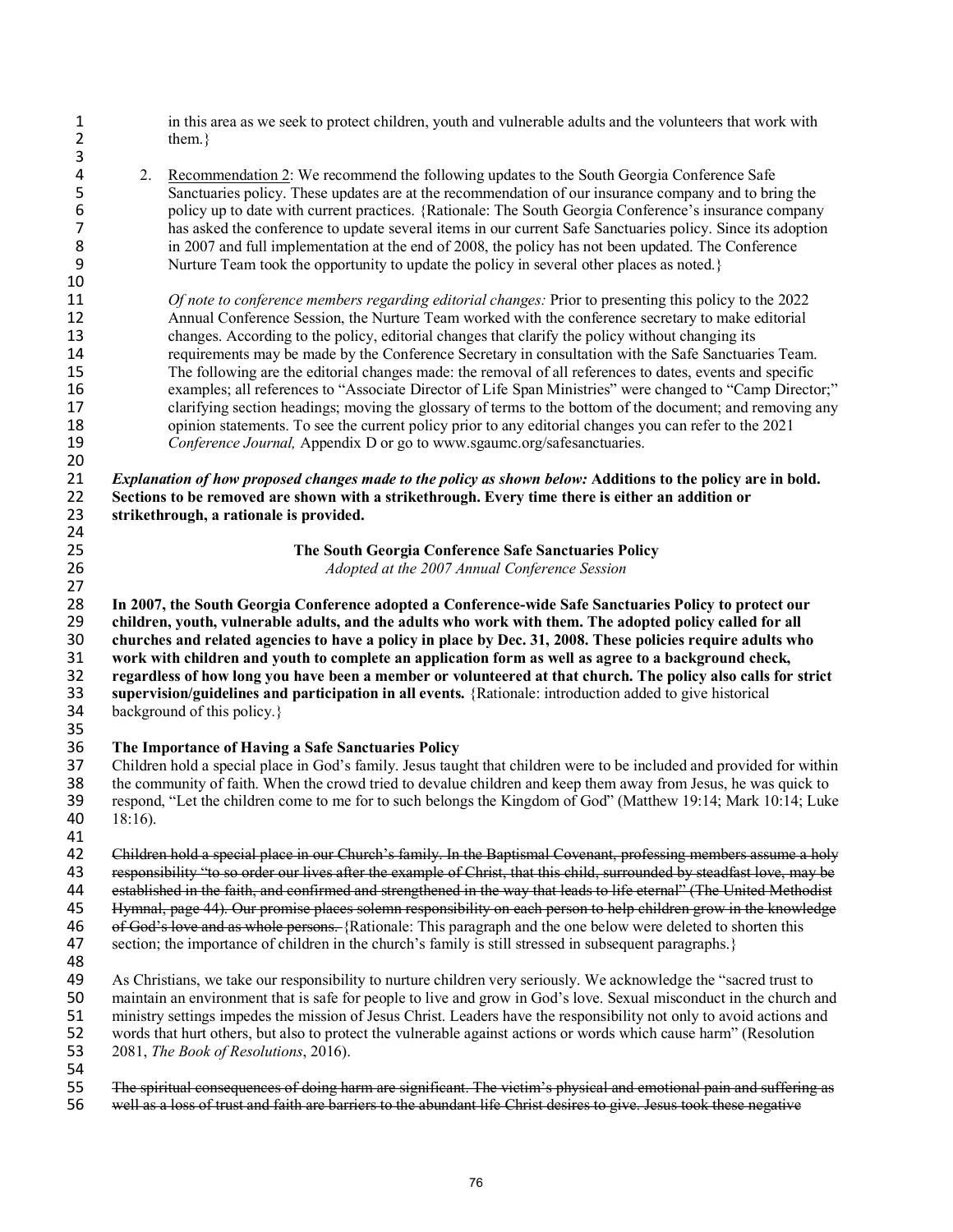in this area as we seek to protect children, youth and vulnerable adults and the volunteers that work with them.}

2. Recommendation 2: We recommend the following updates to the South Georgia Conference Safe Sanctuaries policy. These updates are at the recommendation of our insurance company and to bring the policy up to date with current practices. {Rationale: The South Georgia Conference's insurance company has asked the conference to update several items in our current Safe Sanctuaries policy. Since its adoption in 2007 and full implementation at the end of 2008, the policy has not been updated. The Conference Nurture Team took the opportunity to update the policy in several other places as noted.}

   *Of note to conference members regarding editorial changes:* Prior to presenting this policy to the 2022 Annual Conference Session, the Nurture Team worked with the conference secretary to make editorial changes. According to the policy, editorial changes that clarify the policy without changing its requirements may be made by the Conference Secretary in consultation with the Safe Sanctuaries Team. The following are the editorial changes made: the removal of all references to dates, events and specific examples; all references to "Associate Director of Life Span Ministries" were changed to "Camp Director;" clarifying section headings; moving the glossary of terms to the bottom of the document; and removing any opinion statements. To see the current policy prior to any editorial changes you can refer to the 2021 *Conference Journal,* Appendix D or go to www.sgaumc.org/safesanctuaries.

***Explanation of how proposed changes made to the policy as shown below:* Additions to the policy are in bold. Sections to be removed are shown with a strikethrough. Every time there is either an addition or strikethrough, a rationale is provided.**

**The South Georgia Conference Safe Sanctuaries Policy**

*Adopted at the 2007 Annual Conference Session*

**In 2007, the South Georgia Conference adopted a Conference-wide Safe Sanctuaries Policy to protect our children, youth, vulnerable adults, and the adults who work with them. The adopted policy called for all churches and related agencies to have a policy in place by Dec. 31, 2008. These policies require adults who work with children and youth to complete an application form as well as agree to a background check, regardless of how long you have been a member or volunteered at that church. The policy also calls for strict supervision/guidelines and participation in all events.** {Rationale: introduction added to give historical background of this policy.}

**The Importance of Having a Safe Sanctuaries Policy**

Children hold a special place in God's family. Jesus taught that children were to be included and provided for within the community of faith. When the crowd tried to devalue children and keep them away from Jesus, he was quick to respond, "Let the children come to me for to such belongs the Kingdom of God" (Matthew 19:14; Mark 10:14; Luke 18:16).

~~Children hold a special place in our Church's family. In the Baptismal Covenant, professing members assume a holy responsibility "to so order our lives after the example of Christ, that this child, surrounded by steadfast love, may be established in the faith, and confirmed and strengthened in the way that leads to life eternal" (The United Methodist Hymnal, page 44). Our promise places solemn responsibility on each person to help children grow in the knowledge of God's love and as whole persons.~~ {Rationale: This paragraph and the one below were deleted to shorten this section; the importance of children in the church's family is still stressed in subsequent paragraphs.}

As Christians, we take our responsibility to nurture children very seriously. We acknowledge the "sacred trust to maintain an environment that is safe for people to live and grow in God's love. Sexual misconduct in the church and ministry settings impedes the mission of Jesus Christ. Leaders have the responsibility not only to avoid actions and words that hurt others, but also to protect the vulnerable against actions or words which cause harm" (Resolution 2081, *The Book of Resolutions*, 2016).

~~The spiritual consequences of doing harm are significant. The victim's physical and emotional pain and suffering as well as a loss of trust and faith are barriers to the abundant life Christ desires to give. Jesus took these negative~~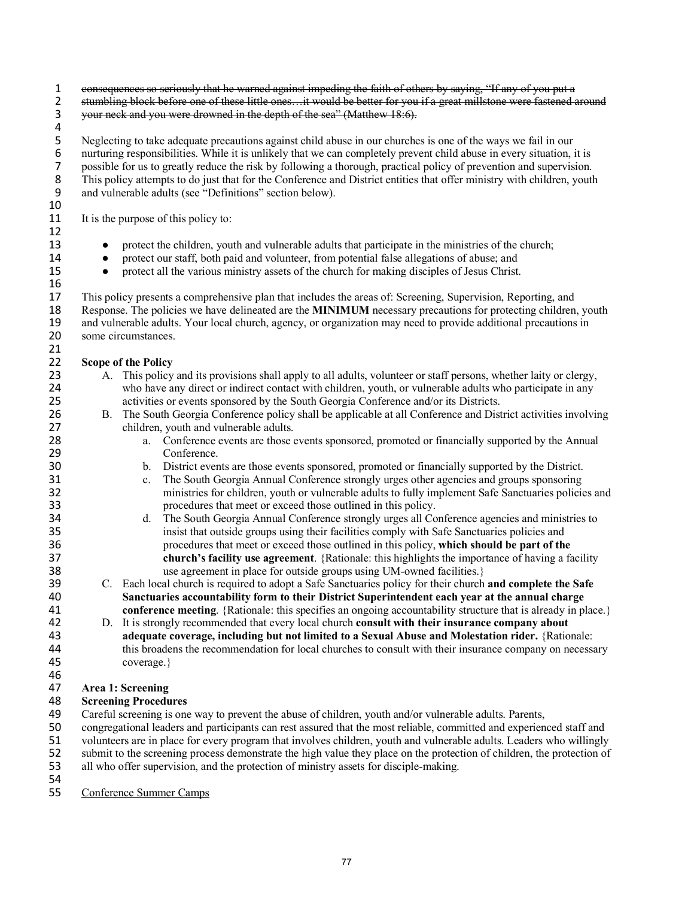~~consequences so seriously that he warned against impeding the faith of others by saying, "If any of you put a stumbling block before one of these little ones…it would be better for you if a great millstone were fastened around your neck and you were drowned in the depth of the sea" (Matthew 18:6).~~

Neglecting to take adequate precautions against child abuse in our churches is one of the ways we fail in our nurturing responsibilities. While it is unlikely that we can completely prevent child abuse in every situation, it is possible for us to greatly reduce the risk by following a thorough, practical policy of prevention and supervision. This policy attempts to do just that for the Conference and District entities that offer ministry with children, youth and vulnerable adults (see "Definitions" section below).

It is the purpose of this policy to:

- protect the children, youth and vulnerable adults that participate in the ministries of the church;
- protect our staff, both paid and volunteer, from potential false allegations of abuse; and
- protect all the various ministry assets of the church for making disciples of Jesus Christ.

This policy presents a comprehensive plan that includes the areas of: Screening, Supervision, Reporting, and Response. The policies we have delineated are the **MINIMUM** necessary precautions for protecting children, youth and vulnerable adults. Your local church, agency, or organization may need to provide additional precautions in some circumstances.

**Scope of the Policy**

A. This policy and its provisions shall apply to all adults, volunteer or staff persons, whether laity or clergy, who have any direct or indirect contact with children, youth, or vulnerable adults who participate in any activities or events sponsored by the South Georgia Conference and/or its Districts.

B. The South Georgia Conference policy shall be applicable at all Conference and District activities involving children, youth and vulnerable adults.
   a. Conference events are those events sponsored, promoted or financially supported by the Annual Conference.
   b. District events are those events sponsored, promoted or financially supported by the District.
   c. The South Georgia Annual Conference strongly urges other agencies and groups sponsoring ministries for children, youth or vulnerable adults to fully implement Safe Sanctuaries policies and procedures that meet or exceed those outlined in this policy.
   d. The South Georgia Annual Conference strongly urges all Conference agencies and ministries to insist that outside groups using their facilities comply with Safe Sanctuaries policies and procedures that meet or exceed those outlined in this policy, **which should be part of the church's facility use agreement**. {Rationale: this highlights the importance of having a facility use agreement in place for outside groups using UM-owned facilities.}

C. Each local church is required to adopt a Safe Sanctuaries policy for their church **and complete the Safe Sanctuaries accountability form to their District Superintendent each year at the annual charge conference meeting**. {Rationale: this specifies an ongoing accountability structure that is already in place.}

D. It is strongly recommended that every local church **consult with their insurance company about adequate coverage, including but not limited to a Sexual Abuse and Molestation rider.** {Rationale: this broadens the recommendation for local churches to consult with their insurance company on necessary coverage.}

**Area 1: Screening**

**Screening Procedures**

Careful screening is one way to prevent the abuse of children, youth and/or vulnerable adults. Parents, congregational leaders and participants can rest assured that the most reliable, committed and experienced staff and volunteers are in place for every program that involves children, youth and vulnerable adults. Leaders who willingly submit to the screening process demonstrate the high value they place on the protection of children, the protection of all who offer supervision, and the protection of ministry assets for disciple-making.

<u>Conference Summer Camps</u>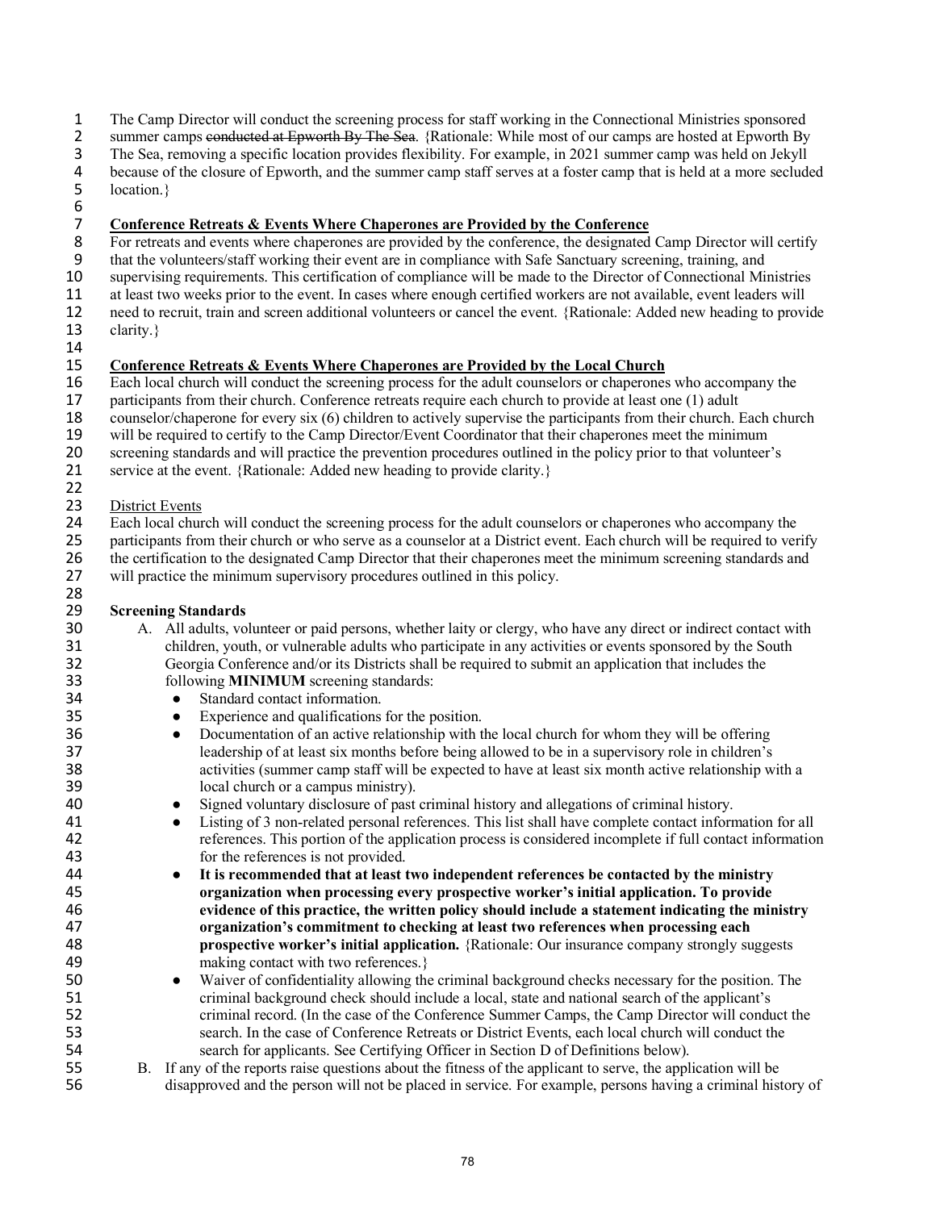The Camp Director will conduct the screening process for staff working in the Connectional Ministries sponsored summer camps ~~conducted at Epworth By The Sea~~. {Rationale: While most of our camps are hosted at Epworth By The Sea, removing a specific location provides flexibility. For example, in 2021 summer camp was held on Jekyll because of the closure of Epworth, and the summer camp staff serves at a foster camp that is held at a more secluded location.}

**<u>Conference Retreats & Events Where Chaperones are Provided by the Conference</u>**

For retreats and events where chaperones are provided by the conference, the designated Camp Director will certify that the volunteers/staff working their event are in compliance with Safe Sanctuary screening, training, and supervising requirements. This certification of compliance will be made to the Director of Connectional Ministries at least two weeks prior to the event. In cases where enough certified workers are not available, event leaders will need to recruit, train and screen additional volunteers or cancel the event. {Rationale: Added new heading to provide clarity.}

**<u>Conference Retreats & Events Where Chaperones are Provided by the Local Church</u>**

Each local church will conduct the screening process for the adult counselors or chaperones who accompany the participants from their church. Conference retreats require each church to provide at least one (1) adult counselor/chaperone for every six (6) children to actively supervise the participants from their church. Each church will be required to certify to the Camp Director/Event Coordinator that their chaperones meet the minimum screening standards and will practice the prevention procedures outlined in the policy prior to that volunteer's service at the event. {Rationale: Added new heading to provide clarity.}

<u>District Events</u>

Each local church will conduct the screening process for the adult counselors or chaperones who accompany the participants from their church or who serve as a counselor at a District event. Each church will be required to verify the certification to the designated Camp Director that their chaperones meet the minimum screening standards and will practice the minimum supervisory procedures outlined in this policy.

**Screening Standards**

A. All adults, volunteer or paid persons, whether laity or clergy, who have any direct or indirect contact with children, youth, or vulnerable adults who participate in any activities or events sponsored by the South Georgia Conference and/or its Districts shall be required to submit an application that includes the following **MINIMUM** screening standards:
   - Standard contact information.
   - Experience and qualifications for the position.
   - Documentation of an active relationship with the local church for whom they will be offering leadership of at least six months before being allowed to be in a supervisory role in children's activities (summer camp staff will be expected to have at least six month active relationship with a local church or a campus ministry).
   - Signed voluntary disclosure of past criminal history and allegations of criminal history.
   - Listing of 3 non-related personal references. This list shall have complete contact information for all references. This portion of the application process is considered incomplete if full contact information for the references is not provided.
   - **It is recommended that at least two independent references be contacted by the ministry organization when processing every prospective worker's initial application. To provide evidence of this practice, the written policy should include a statement indicating the ministry organization's commitment to checking at least two references when processing each prospective worker's initial application.** {Rationale: Our insurance company strongly suggests making contact with two references.}
   - Waiver of confidentiality allowing the criminal background checks necessary for the position. The criminal background check should include a local, state and national search of the applicant's criminal record. (In the case of the Conference Summer Camps, the Camp Director will conduct the search. In the case of Conference Retreats or District Events, each local church will conduct the search for applicants. See Certifying Officer in Section D of Definitions below).

B. If any of the reports raise questions about the fitness of the applicant to serve, the application will be disapproved and the person will not be placed in service. For example, persons having a criminal history of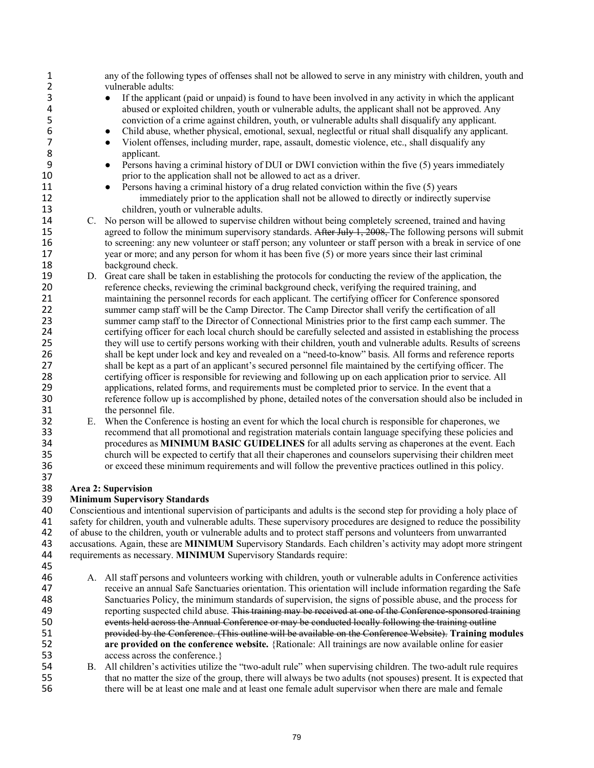any of the following types of offenses shall not be allowed to serve in any ministry with children, youth and vulnerable adults:

- If the applicant (paid or unpaid) is found to have been involved in any activity in which the applicant abused or exploited children, youth or vulnerable adults, the applicant shall not be approved. Any conviction of a crime against children, youth, or vulnerable adults shall disqualify any applicant.
- Child abuse, whether physical, emotional, sexual, neglectful or ritual shall disqualify any applicant.
- Violent offenses, including murder, rape, assault, domestic violence, etc., shall disqualify any applicant.
- Persons having a criminal history of DUI or DWI conviction within the five (5) years immediately prior to the application shall not be allowed to act as a driver.
- Persons having a criminal history of a drug related conviction within the five (5) years immediately prior to the application shall not be allowed to directly or indirectly supervise children, youth or vulnerable adults.

C. No person will be allowed to supervise children without being completely screened, trained and having agreed to follow the minimum supervisory standards. ~~After July 1, 2008,~~ The following persons will submit to screening: any new volunteer or staff person; any volunteer or staff person with a break in service of one year or more; and any person for whom it has been five (5) or more years since their last criminal background check.

D. Great care shall be taken in establishing the protocols for conducting the review of the application, the reference checks, reviewing the criminal background check, verifying the required training, and maintaining the personnel records for each applicant. The certifying officer for Conference sponsored summer camp staff will be the Camp Director. The Camp Director shall verify the certification of all summer camp staff to the Director of Connectional Ministries prior to the first camp each summer. The certifying officer for each local church should be carefully selected and assisted in establishing the process they will use to certify persons working with their children, youth and vulnerable adults. Results of screens shall be kept under lock and key and revealed on a "need-to-know" basis. All forms and reference reports shall be kept as a part of an applicant's secured personnel file maintained by the certifying officer. The certifying officer is responsible for reviewing and following up on each application prior to service. All applications, related forms, and requirements must be completed prior to service. In the event that a reference follow up is accomplished by phone, detailed notes of the conversation should also be included in the personnel file.

E. When the Conference is hosting an event for which the local church is responsible for chaperones, we recommend that all promotional and registration materials contain language specifying these policies and procedures as **MINIMUM BASIC GUIDELINES** for all adults serving as chaperones at the event. Each church will be expected to certify that all their chaperones and counselors supervising their children meet or exceed these minimum requirements and will follow the preventive practices outlined in this policy.

**Area 2: Supervision**

**Minimum Supervisory Standards**

Conscientious and intentional supervision of participants and adults is the second step for providing a holy place of safety for children, youth and vulnerable adults. These supervisory procedures are designed to reduce the possibility of abuse to the children, youth or vulnerable adults and to protect staff persons and volunteers from unwarranted accusations. Again, these are **MINIMUM** Supervisory Standards. Each children's activity may adopt more stringent requirements as necessary. **MINIMUM** Supervisory Standards require:

A. All staff persons and volunteers working with children, youth or vulnerable adults in Conference activities receive an annual Safe Sanctuaries orientation. This orientation will include information regarding the Safe Sanctuaries Policy, the minimum standards of supervision, the signs of possible abuse, and the process for reporting suspected child abuse. ~~This training may be received at one of the Conference-sponsored training events held across the Annual Conference or may be conducted locally following the training outline provided by the Conference. (This outline will be available on the Conference Website).~~ **Training modules are provided on the conference website.** {Rationale: All trainings are now available online for easier access across the conference.}

B. All children's activities utilize the "two-adult rule" when supervising children. The two-adult rule requires that no matter the size of the group, there will always be two adults (not spouses) present. It is expected that there will be at least one male and at least one female adult supervisor when there are male and female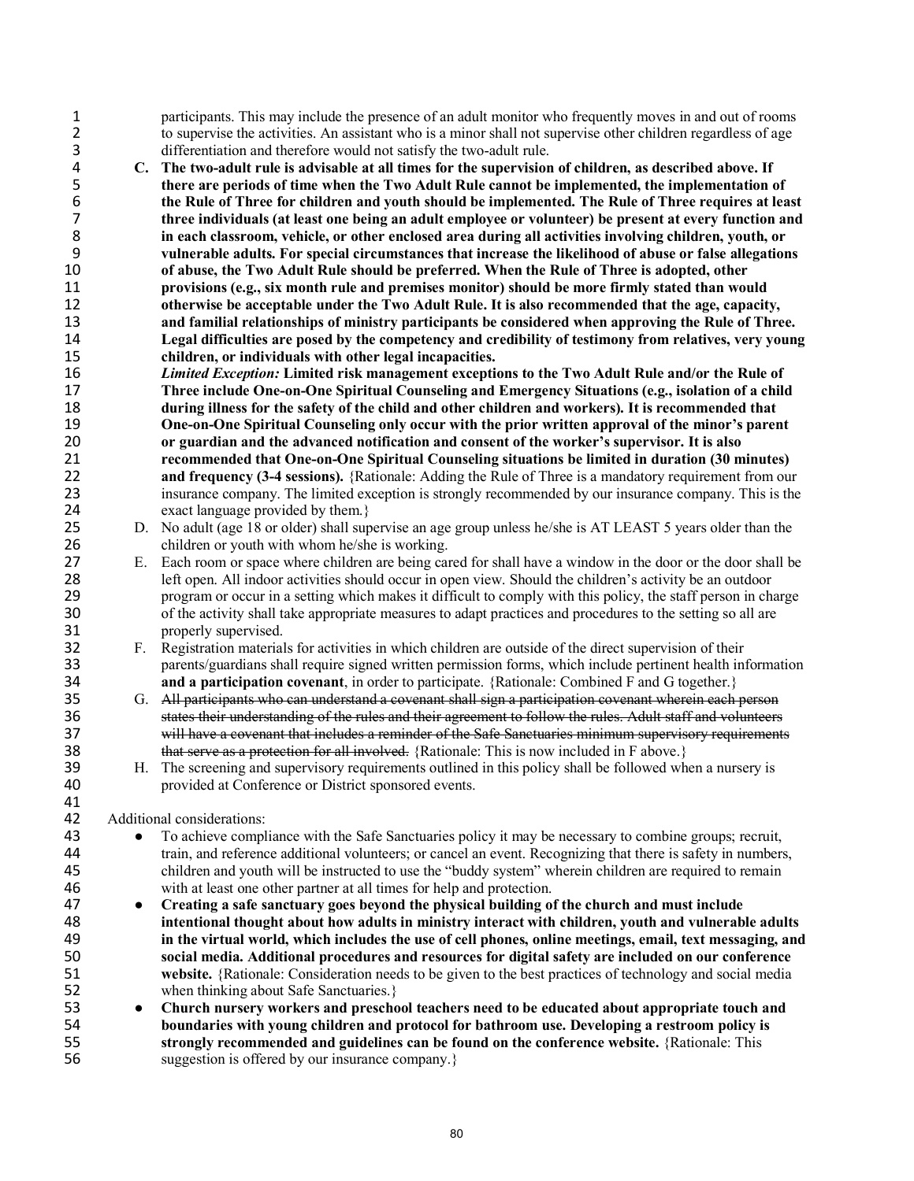participants. This may include the presence of an adult monitor who frequently moves in and out of rooms to supervise the activities. An assistant who is a minor shall not supervise other children regardless of age differentiation and therefore would not satisfy the two-adult rule.

**C. The two-adult rule is advisable at all times for the supervision of children, as described above. If there are periods of time when the Two Adult Rule cannot be implemented, the implementation of the Rule of Three for children and youth should be implemented. The Rule of Three requires at least three individuals (at least one being an adult employee or volunteer) be present at every function and in each classroom, vehicle, or other enclosed area during all activities involving children, youth, or vulnerable adults. For special circumstances that increase the likelihood of abuse or false allegations of abuse, the Two Adult Rule should be preferred. When the Rule of Three is adopted, other provisions (e.g., six month rule and premises monitor) should be more firmly stated than would otherwise be acceptable under the Two Adult Rule. It is also recommended that the age, capacity, and familial relationships of ministry participants be considered when approving the Rule of Three. Legal difficulties are posed by the competency and credibility of testimony from relatives, very young children, or individuals with other legal incapacities.**

***Limited Exception:* Limited risk management exceptions to the Two Adult Rule and/or the Rule of Three include One-on-One Spiritual Counseling and Emergency Situations (e.g., isolation of a child during illness for the safety of the child and other children and workers). It is recommended that One-on-One Spiritual Counseling only occur with the prior written approval of the minor's parent or guardian and the advanced notification and consent of the worker's supervisor. It is also recommended that One-on-One Spiritual Counseling situations be limited in duration (30 minutes) and frequency (3-4 sessions).** {Rationale: Adding the Rule of Three is a mandatory requirement from our insurance company. The limited exception is strongly recommended by our insurance company. This is the exact language provided by them.}

D. No adult (age 18 or older) shall supervise an age group unless he/she is AT LEAST 5 years older than the children or youth with whom he/she is working.

E. Each room or space where children are being cared for shall have a window in the door or the door shall be left open. All indoor activities should occur in open view. Should the children's activity be an outdoor program or occur in a setting which makes it difficult to comply with this policy, the staff person in charge of the activity shall take appropriate measures to adapt practices and procedures to the setting so all are properly supervised.

F. Registration materials for activities in which children are outside of the direct supervision of their parents/guardians shall require signed written permission forms, which include pertinent health information **and a participation covenant**, in order to participate. {Rationale: Combined F and G together.}

G. ~~All participants who can understand a covenant shall sign a participation covenant wherein each person states their understanding of the rules and their agreement to follow the rules. Adult staff and volunteers will have a covenant that includes a reminder of the Safe Sanctuaries minimum supervisory requirements that serve as a protection for all involved.~~ {Rationale: This is now included in F above.}

H. The screening and supervisory requirements outlined in this policy shall be followed when a nursery is provided at Conference or District sponsored events.

Additional considerations:

- To achieve compliance with the Safe Sanctuaries policy it may be necessary to combine groups; recruit, train, and reference additional volunteers; or cancel an event. Recognizing that there is safety in numbers, children and youth will be instructed to use the "buddy system" wherein children are required to remain with at least one other partner at all times for help and protection.
- **Creating a safe sanctuary goes beyond the physical building of the church and must include intentional thought about how adults in ministry interact with children, youth and vulnerable adults in the virtual world, which includes the use of cell phones, online meetings, email, text messaging, and social media. Additional procedures and resources for digital safety are included on our conference website.** {Rationale: Consideration needs to be given to the best practices of technology and social media when thinking about Safe Sanctuaries.}
- **Church nursery workers and preschool teachers need to be educated about appropriate touch and boundaries with young children and protocol for bathroom use. Developing a restroom policy is strongly recommended and guidelines can be found on the conference website.** {Rationale: This suggestion is offered by our insurance company.}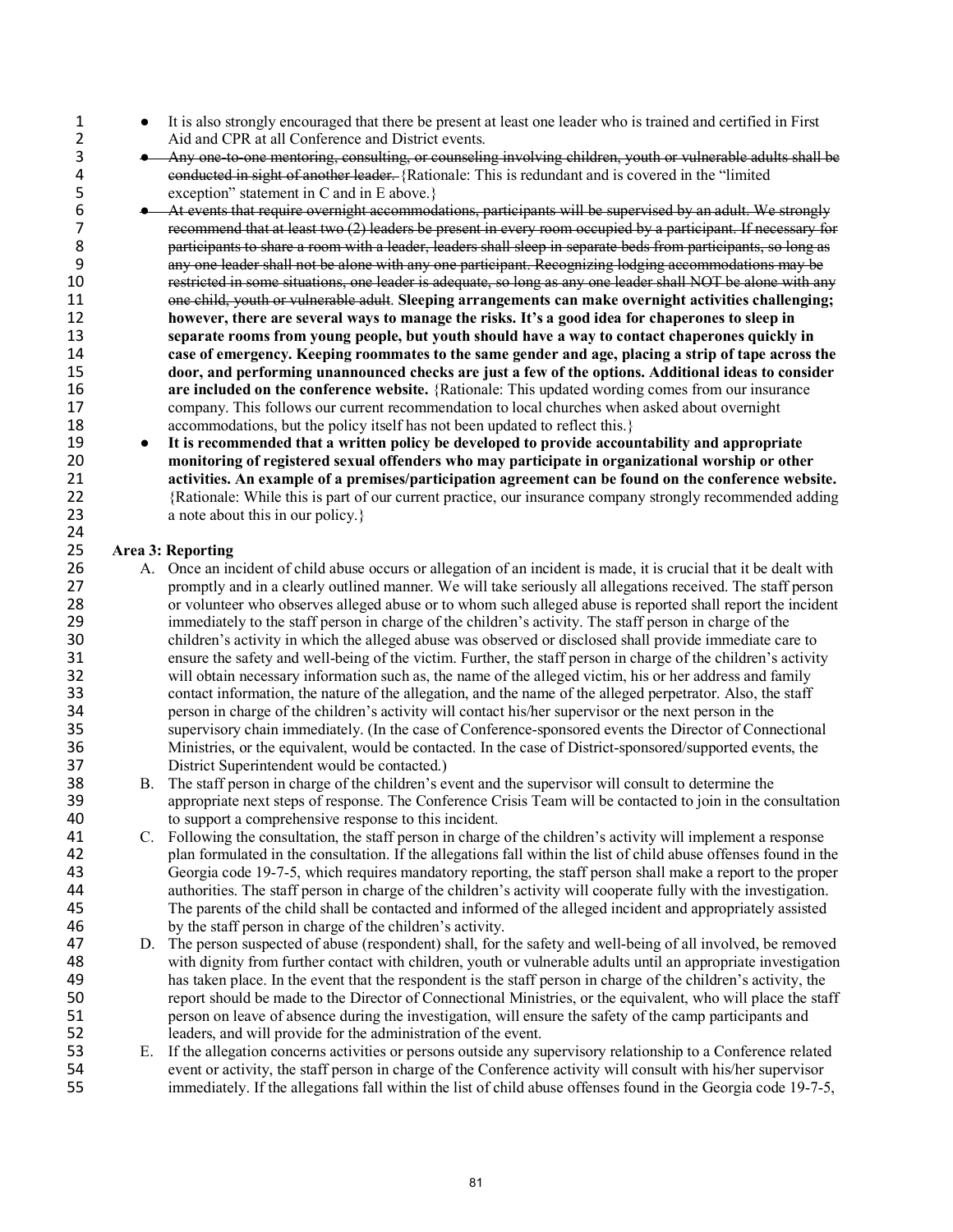- It is also strongly encouraged that there be present at least one leader who is trained and certified in First Aid and CPR at all Conference and District events.
- ~~Any one-to-one mentoring, consulting, or counseling involving children, youth or vulnerable adults shall be conducted in sight of another leader.~~ {Rationale: This is redundant and is covered in the "limited exception" statement in C and in E above.}
- ~~At events that require overnight accommodations, participants will be supervised by an adult. We strongly recommend that at least two (2) leaders be present in every room occupied by a participant. If necessary for participants to share a room with a leader, leaders shall sleep in separate beds from participants, so long as any one leader shall not be alone with any one participant. Recognizing lodging accommodations may be restricted in some situations, one leader is adequate, so long as any one leader shall NOT be alone with any one child, youth or vulnerable adult.~~ **Sleeping arrangements can make overnight activities challenging; however, there are several ways to manage the risks. It's a good idea for chaperones to sleep in separate rooms from young people, but youth should have a way to contact chaperones quickly in case of emergency. Keeping roommates to the same gender and age, placing a strip of tape across the door, and performing unannounced checks are just a few of the options. Additional ideas to consider are included on the conference website.** {Rationale: This updated wording comes from our insurance company. This follows our current recommendation to local churches when asked about overnight accommodations, but the policy itself has not been updated to reflect this.}
- **It is recommended that a written policy be developed to provide accountability and appropriate monitoring of registered sexual offenders who may participate in organizational worship or other activities. An example of a premises/participation agreement can be found on the conference website.** {Rationale: While this is part of our current practice, our insurance company strongly recommended adding a note about this in our policy.}

**Area 3: Reporting**

A. Once an incident of child abuse occurs or allegation of an incident is made, it is crucial that it be dealt with promptly and in a clearly outlined manner. We will take seriously all allegations received. The staff person or volunteer who observes alleged abuse or to whom such alleged abuse is reported shall report the incident immediately to the staff person in charge of the children's activity. The staff person in charge of the children's activity in which the alleged abuse was observed or disclosed shall provide immediate care to ensure the safety and well-being of the victim. Further, the staff person in charge of the children's activity will obtain necessary information such as, the name of the alleged victim, his or her address and family contact information, the nature of the allegation, and the name of the alleged perpetrator. Also, the staff person in charge of the children's activity will contact his/her supervisor or the next person in the supervisory chain immediately. (In the case of Conference-sponsored events the Director of Connectional Ministries, or the equivalent, would be contacted. In the case of District-sponsored/supported events, the District Superintendent would be contacted.)

B. The staff person in charge of the children's event and the supervisor will consult to determine the appropriate next steps of response. The Conference Crisis Team will be contacted to join in the consultation to support a comprehensive response to this incident.

C. Following the consultation, the staff person in charge of the children's activity will implement a response plan formulated in the consultation. If the allegations fall within the list of child abuse offenses found in the Georgia code 19-7-5, which requires mandatory reporting, the staff person shall make a report to the proper authorities. The staff person in charge of the children's activity will cooperate fully with the investigation. The parents of the child shall be contacted and informed of the alleged incident and appropriately assisted by the staff person in charge of the children's activity.

D. The person suspected of abuse (respondent) shall, for the safety and well-being of all involved, be removed with dignity from further contact with children, youth or vulnerable adults until an appropriate investigation has taken place. In the event that the respondent is the staff person in charge of the children's activity, the report should be made to the Director of Connectional Ministries, or the equivalent, who will place the staff person on leave of absence during the investigation, will ensure the safety of the camp participants and leaders, and will provide for the administration of the event.

E. If the allegation concerns activities or persons outside any supervisory relationship to a Conference related event or activity, the staff person in charge of the Conference activity will consult with his/her supervisor immediately. If the allegations fall within the list of child abuse offenses found in the Georgia code 19-7-5,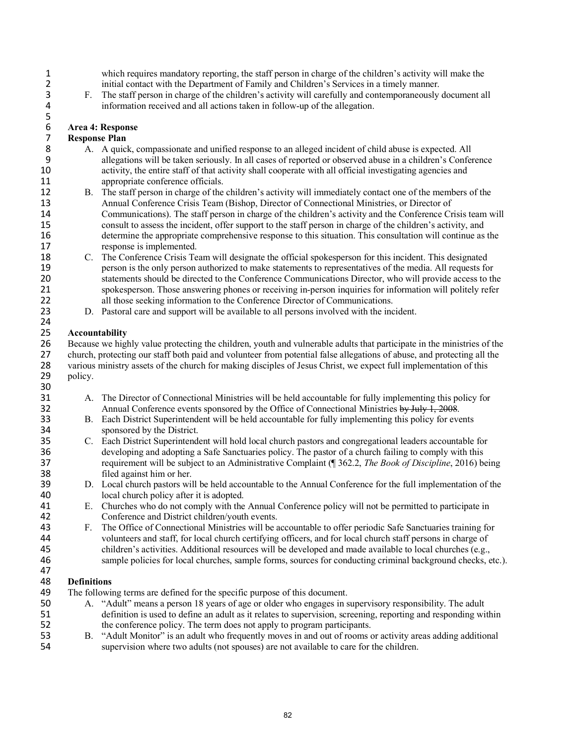which requires mandatory reporting, the staff person in charge of the children's activity will make the initial contact with the Department of Family and Children's Services in a timely manner.

F. The staff person in charge of the children's activity will carefully and contemporaneously document all information received and all actions taken in follow-up of the allegation.

**Area 4: Response**

**Response Plan**

A. A quick, compassionate and unified response to an alleged incident of child abuse is expected. All allegations will be taken seriously. In all cases of reported or observed abuse in a children's Conference activity, the entire staff of that activity shall cooperate with all official investigating agencies and appropriate conference officials.

B. The staff person in charge of the children's activity will immediately contact one of the members of the Annual Conference Crisis Team (Bishop, Director of Connectional Ministries, or Director of Communications). The staff person in charge of the children's activity and the Conference Crisis team will consult to assess the incident, offer support to the staff person in charge of the children's activity, and determine the appropriate comprehensive response to this situation. This consultation will continue as the response is implemented.

C. The Conference Crisis Team will designate the official spokesperson for this incident. This designated person is the only person authorized to make statements to representatives of the media. All requests for statements should be directed to the Conference Communications Director, who will provide access to the spokesperson. Those answering phones or receiving in-person inquiries for information will politely refer all those seeking information to the Conference Director of Communications.

D. Pastoral care and support will be available to all persons involved with the incident.

**Accountability**

Because we highly value protecting the children, youth and vulnerable adults that participate in the ministries of the church, protecting our staff both paid and volunteer from potential false allegations of abuse, and protecting all the various ministry assets of the church for making disciples of Jesus Christ, we expect full implementation of this policy.

A. The Director of Connectional Ministries will be held accountable for fully implementing this policy for Annual Conference events sponsored by the Office of Connectional Ministries ~~by July 1, 2008~~.

B. Each District Superintendent will be held accountable for fully implementing this policy for events sponsored by the District.

C. Each District Superintendent will hold local church pastors and congregational leaders accountable for developing and adopting a Safe Sanctuaries policy. The pastor of a church failing to comply with this requirement will be subject to an Administrative Complaint (¶ 362.2, *The Book of Discipline*, 2016) being filed against him or her.

D. Local church pastors will be held accountable to the Annual Conference for the full implementation of the local church policy after it is adopted.

E. Churches who do not comply with the Annual Conference policy will not be permitted to participate in Conference and District children/youth events.

F. The Office of Connectional Ministries will be accountable to offer periodic Safe Sanctuaries training for volunteers and staff, for local church certifying officers, and for local church staff persons in charge of children's activities. Additional resources will be developed and made available to local churches (e.g., sample policies for local churches, sample forms, sources for conducting criminal background checks, etc.).

**Definitions**

The following terms are defined for the specific purpose of this document.

A. "Adult" means a person 18 years of age or older who engages in supervisory responsibility. The adult definition is used to define an adult as it relates to supervision, screening, reporting and responding within the conference policy. The term does not apply to program participants.

B. "Adult Monitor" is an adult who frequently moves in and out of rooms or activity areas adding additional supervision where two adults (not spouses) are not available to care for the children.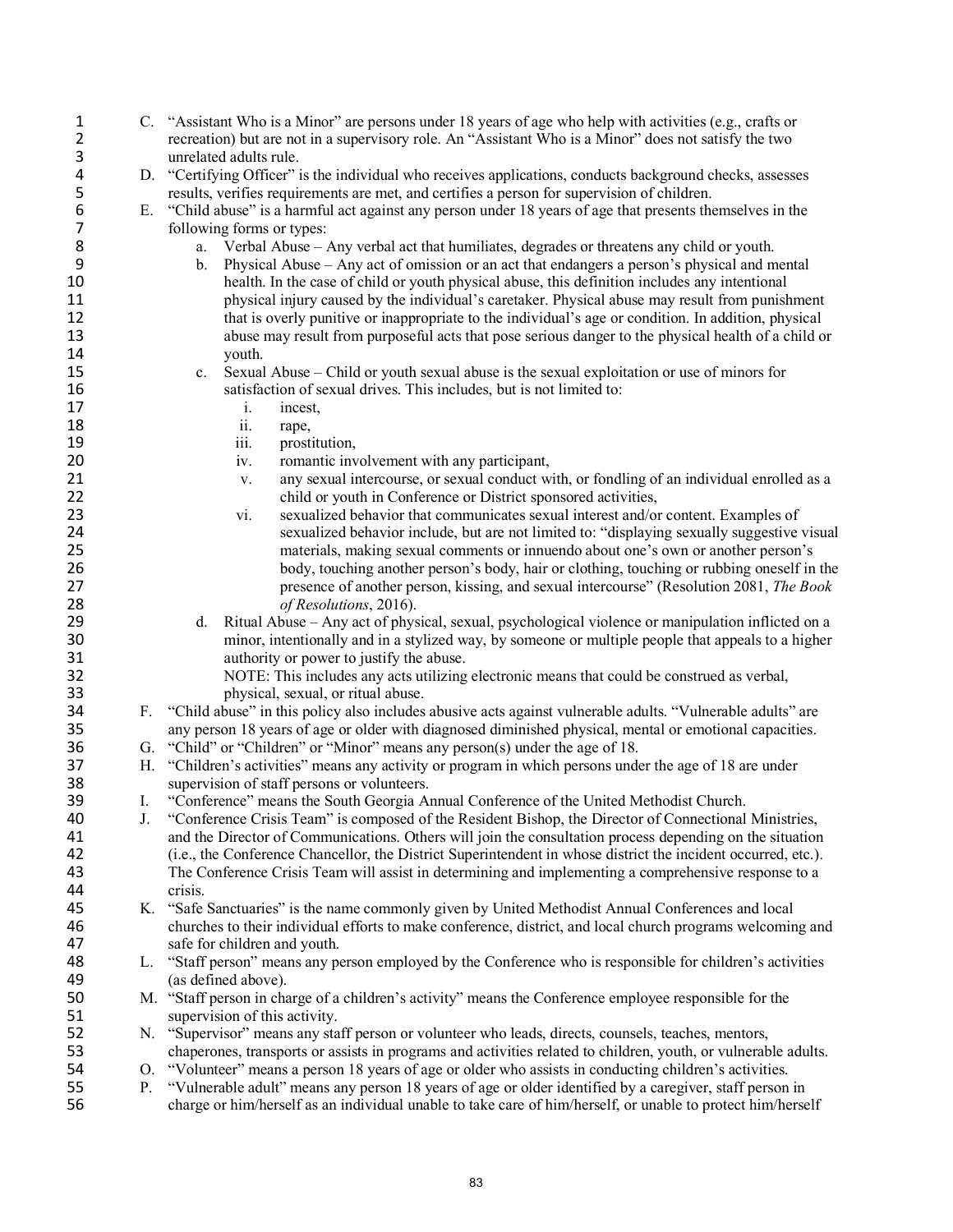C. "Assistant Who is a Minor" are persons under 18 years of age who help with activities (e.g., crafts or recreation) but are not in a supervisory role. An "Assistant Who is a Minor" does not satisfy the two unrelated adults rule.

D. "Certifying Officer" is the individual who receives applications, conducts background checks, assesses results, verifies requirements are met, and certifies a person for supervision of children.

E. "Child abuse" is a harmful act against any person under 18 years of age that presents themselves in the following forms or types:

   a. Verbal Abuse – Any verbal act that humiliates, degrades or threatens any child or youth.
   
   b. Physical Abuse – Any act of omission or an act that endangers a person's physical and mental health. In the case of child or youth physical abuse, this definition includes any intentional physical injury caused by the individual's caretaker. Physical abuse may result from punishment that is overly punitive or inappropriate to the individual's age or condition. In addition, physical abuse may result from purposeful acts that pose serious danger to the physical health of a child or youth.
   
   c. Sexual Abuse – Child or youth sexual abuse is the sexual exploitation or use of minors for satisfaction of sexual drives. This includes, but is not limited to:
   
      i. incest,
      
      ii. rape,
      
      iii. prostitution,
      
      iv. romantic involvement with any participant,
      
      v. any sexual intercourse, or sexual conduct with, or fondling of an individual enrolled as a child or youth in Conference or District sponsored activities,
      
      vi. sexualized behavior that communicates sexual interest and/or content. Examples of sexualized behavior include, but are not limited to: "displaying sexually suggestive visual materials, making sexual comments or innuendo about one's own or another person's body, touching another person's body, hair or clothing, touching or rubbing oneself in the presence of another person, kissing, and sexual intercourse" (Resolution 2081, *The Book of Resolutions*, 2016).
      
   d. Ritual Abuse – Any act of physical, sexual, psychological violence or manipulation inflicted on a minor, intentionally and in a stylized way, by someone or multiple people that appeals to a higher authority or power to justify the abuse.
   
   NOTE: This includes any acts utilizing electronic means that could be construed as verbal, physical, sexual, or ritual abuse.

F. "Child abuse" in this policy also includes abusive acts against vulnerable adults. "Vulnerable adults" are any person 18 years of age or older with diagnosed diminished physical, mental or emotional capacities.

G. "Child" or "Children" or "Minor" means any person(s) under the age of 18.

H. "Children's activities" means any activity or program in which persons under the age of 18 are under supervision of staff persons or volunteers.

I. "Conference" means the South Georgia Annual Conference of the United Methodist Church.

J. "Conference Crisis Team" is composed of the Resident Bishop, the Director of Connectional Ministries, and the Director of Communications. Others will join the consultation process depending on the situation (i.e., the Conference Chancellor, the District Superintendent in whose district the incident occurred, etc.). The Conference Crisis Team will assist in determining and implementing a comprehensive response to a crisis.

K. "Safe Sanctuaries" is the name commonly given by United Methodist Annual Conferences and local churches to their individual efforts to make conference, district, and local church programs welcoming and safe for children and youth.

L. "Staff person" means any person employed by the Conference who is responsible for children's activities (as defined above).

M. "Staff person in charge of a children's activity" means the Conference employee responsible for the supervision of this activity.

N. "Supervisor" means any staff person or volunteer who leads, directs, counsels, teaches, mentors, chaperones, transports or assists in programs and activities related to children, youth, or vulnerable adults.

O. "Volunteer" means a person 18 years of age or older who assists in conducting children's activities.

P. "Vulnerable adult" means any person 18 years of age or older identified by a caregiver, staff person in charge or him/herself as an individual unable to take care of him/herself, or unable to protect him/herself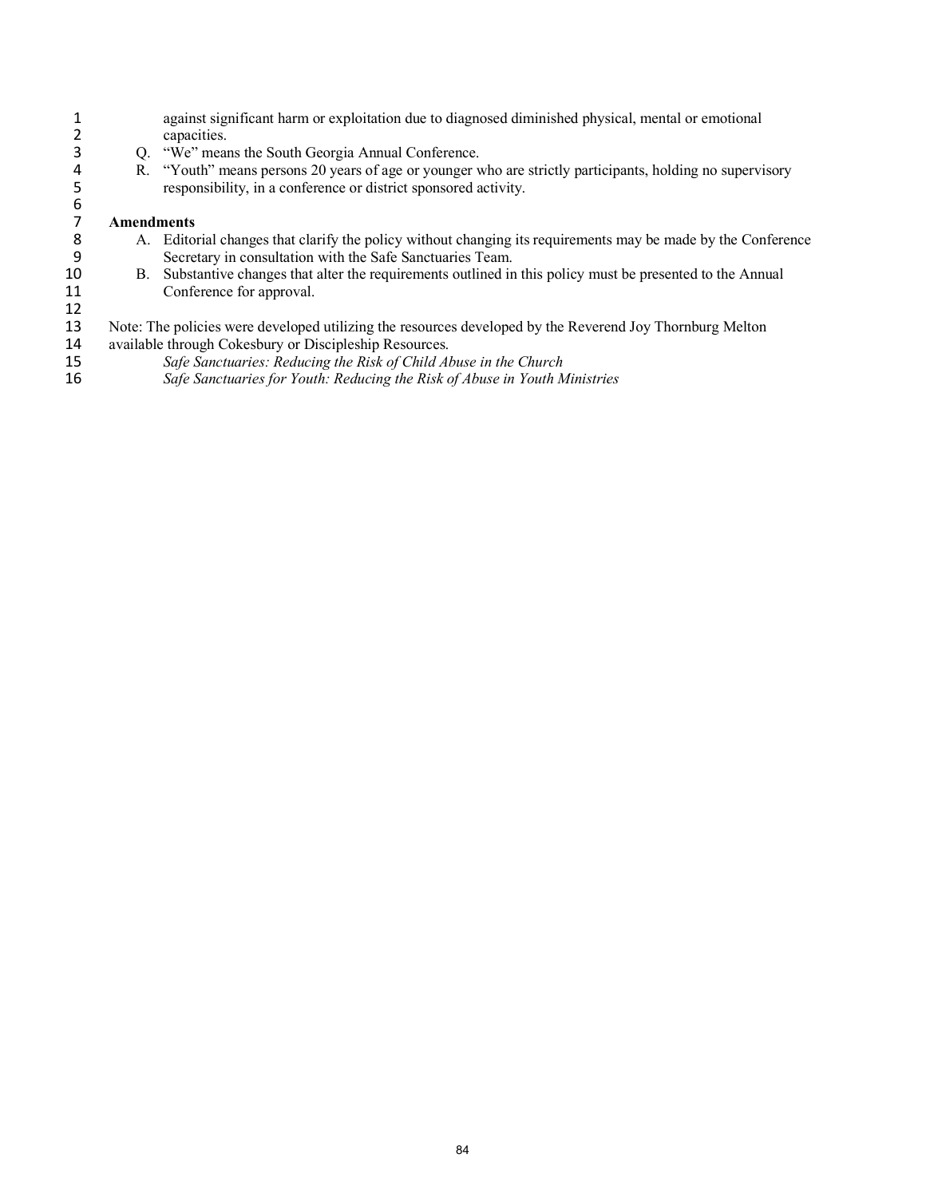against significant harm or exploitation due to diagnosed diminished physical, mental or emotional capacities.

Q. “We” means the South Georgia Annual Conference.

R. “Youth” means persons 20 years of age or younger who are strictly participants, holding no supervisory responsibility, in a conference or district sponsored activity.

**Amendments**

A. Editorial changes that clarify the policy without changing its requirements may be made by the Conference Secretary in consultation with the Safe Sanctuaries Team.

B. Substantive changes that alter the requirements outlined in this policy must be presented to the Annual Conference for approval.

Note: The policies were developed utilizing the resources developed by the Reverend Joy Thornburg Melton available through Cokesbury or Discipleship Resources.

*Safe Sanctuaries: Reducing the Risk of Child Abuse in the Church*

*Safe Sanctuaries for Youth: Reducing the Risk of Abuse in Youth Ministries*